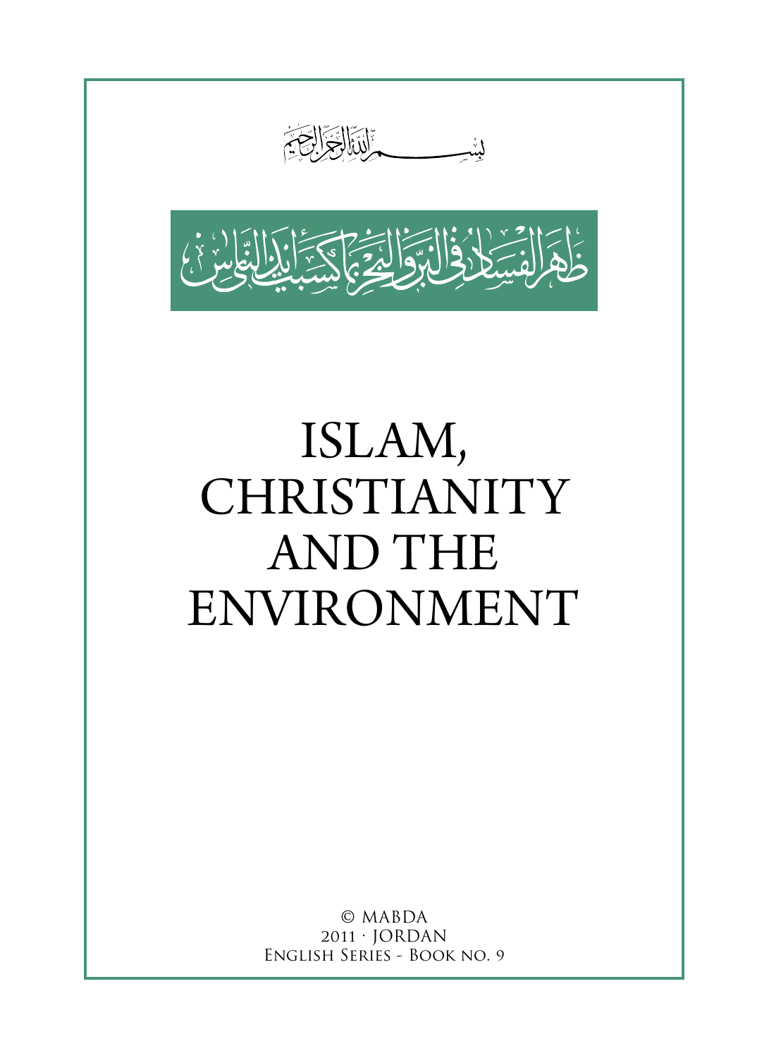بِسْمِ اللَّهِ الرَّحْمَٰنِ الرَّحِيمِ

ظَهَرَ الْفَسَادُ فِي الْبَرِّ وَالْبَحْرِ بِمَا كَسَبَتْ أَيْدِي النَّاسِ

# ISLAM, CHRISTIANITY AND THE ENVIRONMENT

© MABDA
2011 · JORDAN
English Series - Book no. 9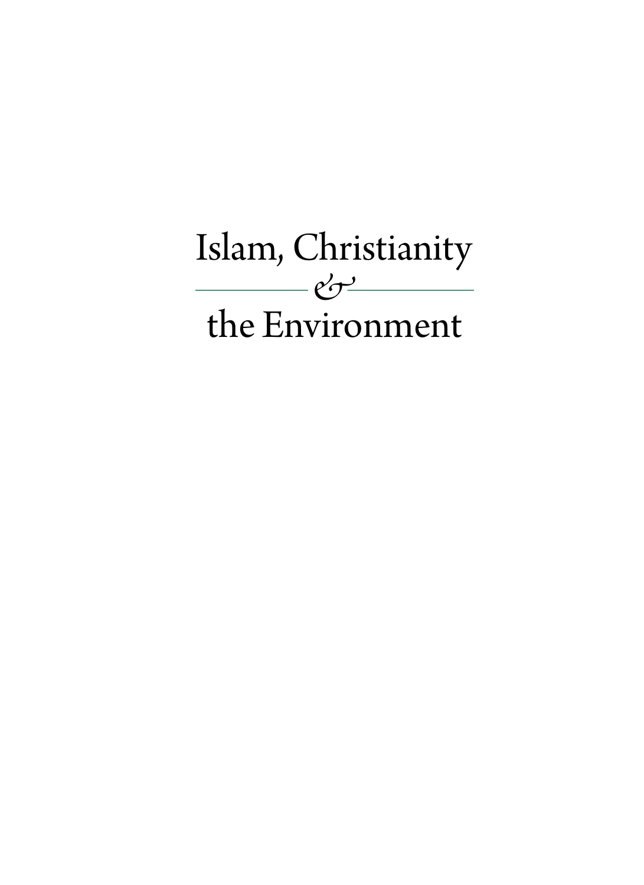# Islam, Christianity & the Environment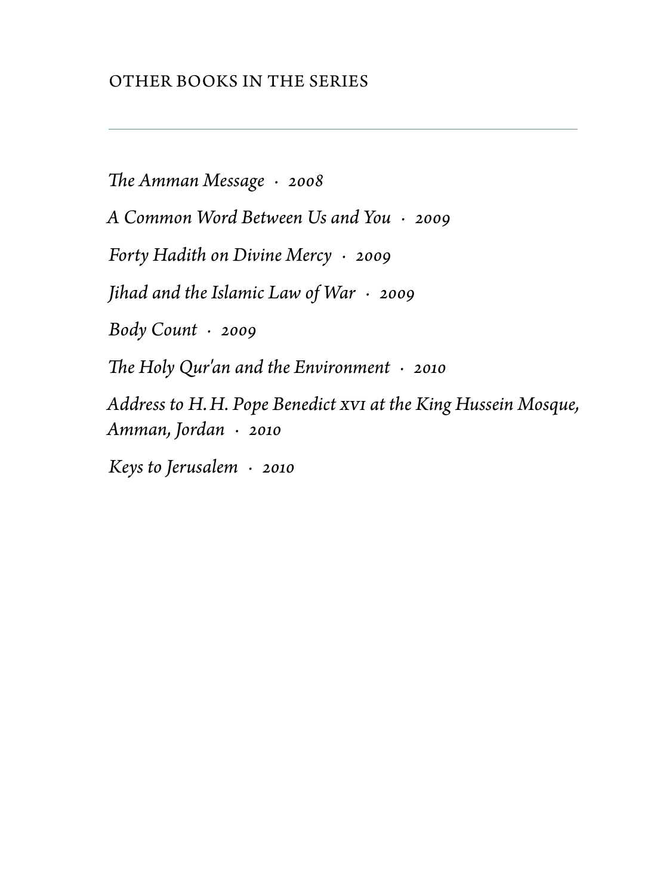## OTHER BOOKS IN THE SERIES

*The Amman Message · 2008*

*A Common Word Between Us and You · 2009*

*Forty Hadith on Divine Mercy · 2009*

*Jihad and the Islamic Law of War · 2009*

*Body Count · 2009*

*The Holy Qur'an and the Environment · 2010*

*Address to H.H. Pope Benedict XVI at the King Hussein Mosque, Amman, Jordan · 2010*

*Keys to Jerusalem · 2010*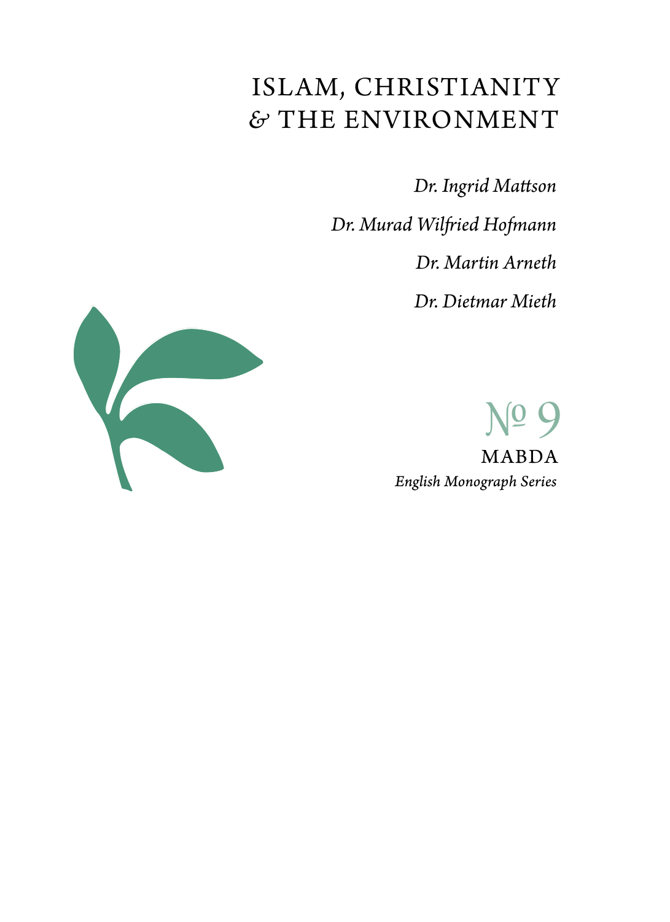# ISLAM, CHRISTIANITY & THE ENVIRONMENT

*Dr. Ingrid Mattson*

*Dr. Murad Wilfried Hofmann*

*Dr. Martin Arneth*

*Dr. Dietmar Mieth*

№ 9

MABDA

*English Monograph Series*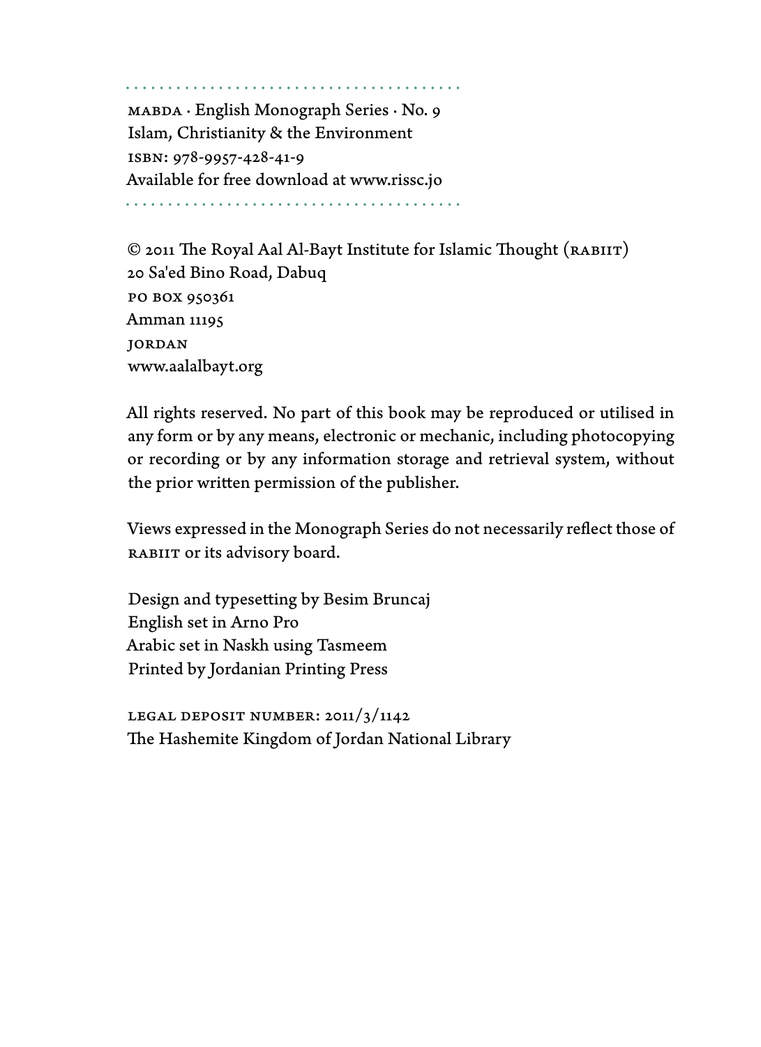MABDA · English Monograph Series · No. 9
Islam, Christianity & the Environment
ISBN: 978-9957-428-41-9
Available for free download at www.rissc.jo

© 2011 The Royal Aal Al-Bayt Institute for Islamic Thought (RABIIT)
20 Sa'ed Bino Road, Dabuq
PO BOX 950361
Amman 11195
JORDAN
www.aalalbayt.org

All rights reserved. No part of this book may be reproduced or utilised in any form or by any means, electronic or mechanic, including photocopying or recording or by any information storage and retrieval system, without the prior written permission of the publisher.

Views expressed in the Monograph Series do not necessarily reflect those of RABIIT or its advisory board.

Design and typesetting by Besim Bruncaj
English set in Arno Pro
Arabic set in Naskh using Tasmeem
Printed by Jordanian Printing Press

LEGAL DEPOSIT NUMBER: 2011/3/1142
The Hashemite Kingdom of Jordan National Library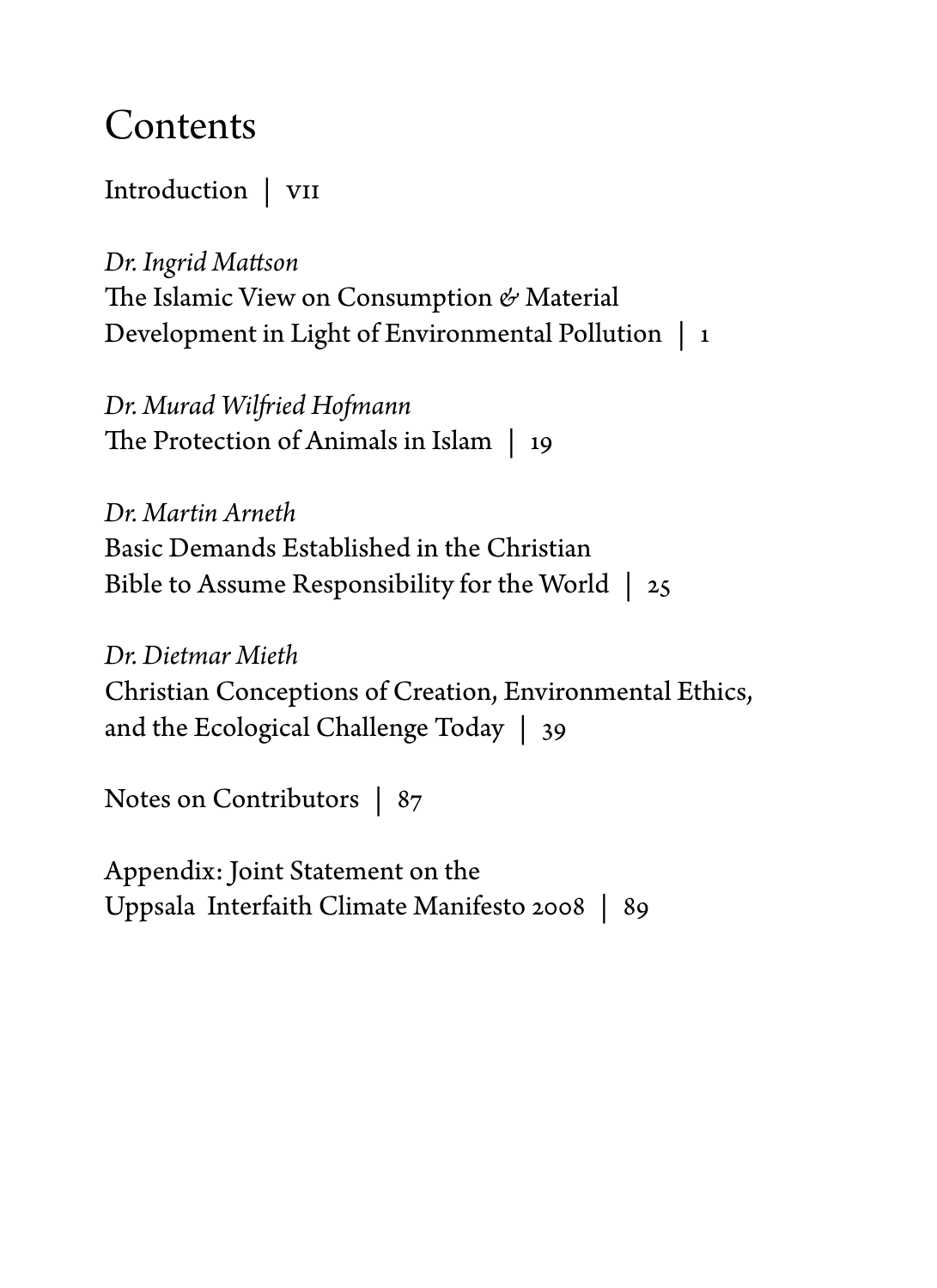# Contents

Introduction | VII

*Dr. Ingrid Mattson*
The Islamic View on Consumption & Material Development in Light of Environmental Pollution | 1

*Dr. Murad Wilfried Hofmann*
The Protection of Animals in Islam | 19

*Dr. Martin Arneth*
Basic Demands Established in the Christian Bible to Assume Responsibility for the World | 25

*Dr. Dietmar Mieth*
Christian Conceptions of Creation, Environmental Ethics, and the Ecological Challenge Today | 39

Notes on Contributors | 87

Appendix: Joint Statement on the Uppsala Interfaith Climate Manifesto 2008 | 89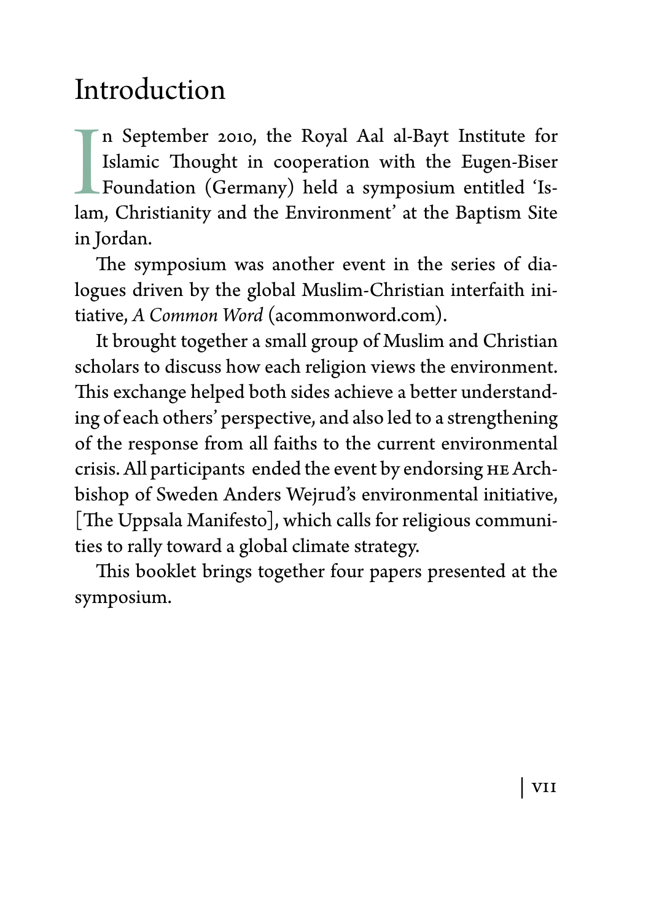# Introduction

In September 2010, the Royal Aal al-Bayt Institute for Islamic Thought in cooperation with the Eugen-Biser Foundation (Germany) held a symposium entitled 'Islam, Christianity and the Environment' at the Baptism Site in Jordan.

The symposium was another event in the series of dialogues driven by the global Muslim-Christian interfaith initiative, *A Common Word* (acommonword.com).

It brought together a small group of Muslim and Christian scholars to discuss how each religion views the environment. This exchange helped both sides achieve a better understanding of each others' perspective, and also led to a strengthening of the response from all faiths to the current environmental crisis. All participants ended the event by endorsing HE Archbishop of Sweden Anders Wejrud's environmental initiative, [The Uppsala Manifesto], which calls for religious communities to rally toward a global climate strategy.

This booklet brings together four papers presented at the symposium.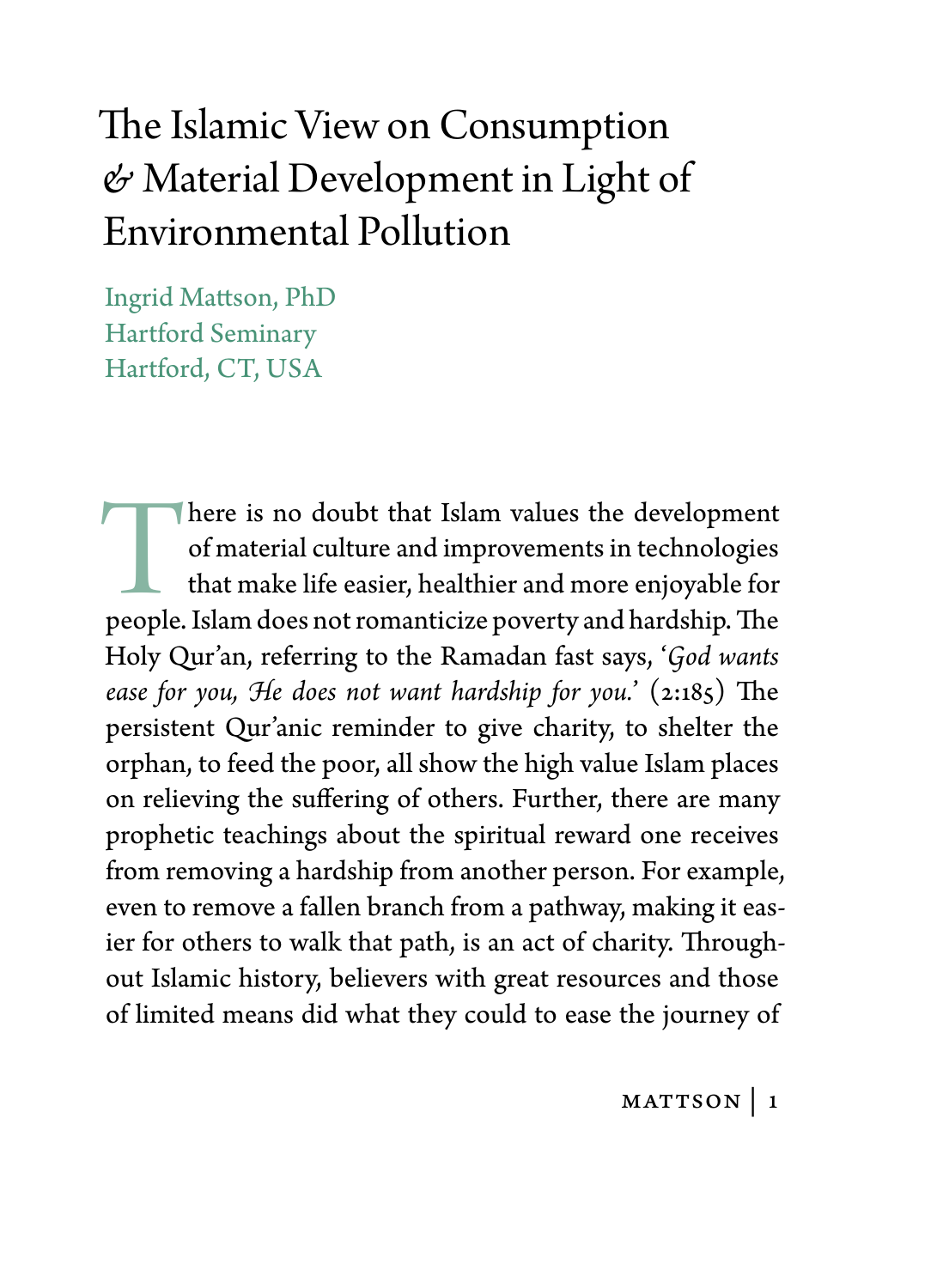# The Islamic View on Consumption & Material Development in Light of Environmental Pollution

Ingrid Mattson, PhD
Hartford Seminary
Hartford, CT, USA

There is no doubt that Islam values the development of material culture and improvements in technologies that make life easier, healthier and more enjoyable for people. Islam does not romanticize poverty and hardship. The Holy Qur'an, referring to the Ramadan fast says, '*God wants ease for you, He does not want hardship for you.*' (2:185) The persistent Qur'anic reminder to give charity, to shelter the orphan, to feed the poor, all show the high value Islam places on relieving the suffering of others. Further, there are many prophetic teachings about the spiritual reward one receives from removing a hardship from another person. For example, even to remove a fallen branch from a pathway, making it easier for others to walk that path, is an act of charity. Throughout Islamic history, believers with great resources and those of limited means did what they could to ease the journey of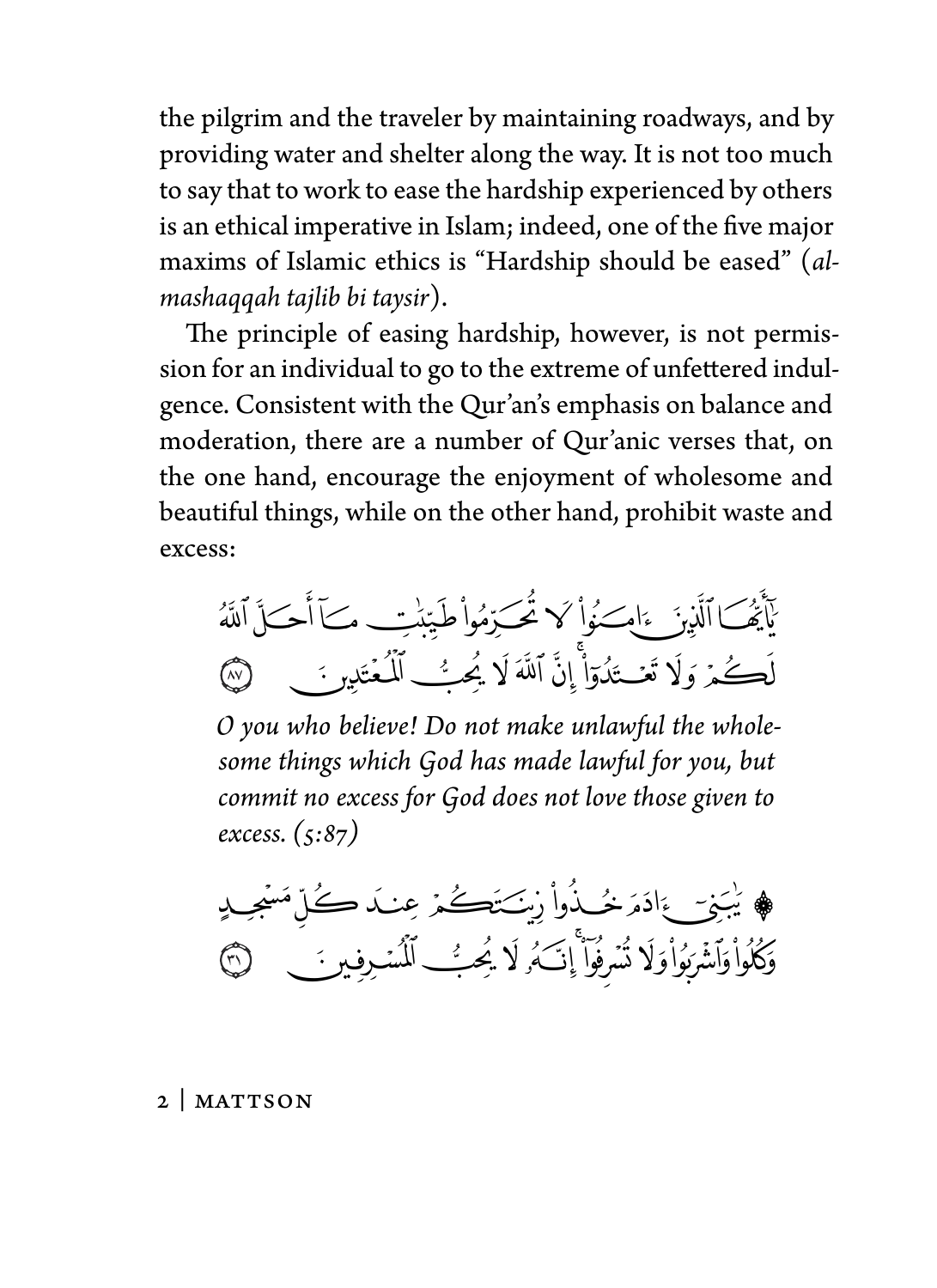the pilgrim and the traveler by maintaining roadways, and by providing water and shelter along the way. It is not too much to say that to work to ease the hardship experienced by others is an ethical imperative in Islam; indeed, one of the five major maxims of Islamic ethics is "Hardship should be eased" (*al-mashaqqah tajlib bi taysir*).

The principle of easing hardship, however, is not permission for an individual to go to the extreme of unfettered indulgence. Consistent with the Qur'an's emphasis on balance and moderation, there are a number of Qur'anic verses that, on the one hand, encourage the enjoyment of wholesome and beautiful things, while on the other hand, prohibit waste and excess:

يَٰٓأَيُّهَا ٱلَّذِينَ ءَامَنُوا۟ لَا تُحَرِّمُوا۟ طَيِّبَٰتِ مَآ أَحَلَّ ٱللَّهُ لَكُمْ وَلَا تَعْتَدُوٓا۟ ۚ إِنَّ ٱللَّهَ لَا يُحِبُّ ٱلْمُعْتَدِينَ ﴿٨٧﴾

*O you who believe! Do not make unlawful the wholesome things which God has made lawful for you, but commit no excess for God does not love those given to excess. (5:87)*

۞ يَٰبَنِىٓ ءَادَمَ خُذُوا۟ زِينَتَكُمْ عِندَ كُلِّ مَسْجِدٍ وَكُلُوا۟ وَٱشْرَبُوا۟ وَلَا تُسْرِفُوٓا۟ ۚ إِنَّهُۥ لَا يُحِبُّ ٱلْمُسْرِفِينَ ﴿٣١﴾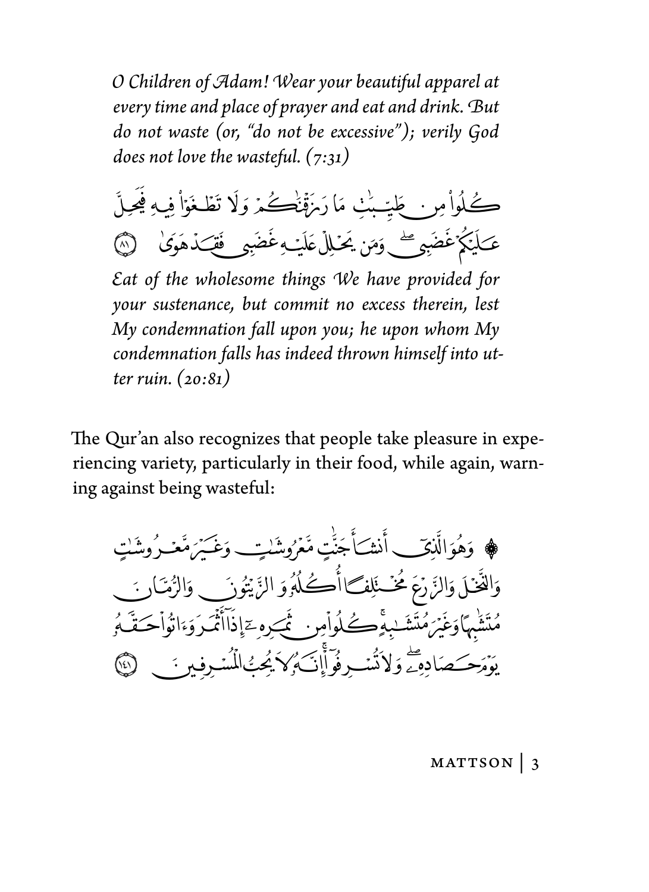*O Children of Adam! Wear your beautiful apparel at every time and place of prayer and eat and drink. But do not waste (or, "do not be excessive"); verily God does not love the wasteful. (7:31)*

كُلُوا۟ مِن طَيِّبَٰتِ مَا رَزَقْنَٰكُمْ وَلَا تَطْغَوْا۟ فِيهِ فَيَحِلَّ عَلَيْكُمْ غَضَبِى ۖ وَمَن يَحْلِلْ عَلَيْهِ غَضَبِى فَقَدْ هَوَىٰ ﴿٨١﴾

*Eat of the wholesome things We have provided for your sustenance, but commit no excess therein, lest My condemnation fall upon you; he upon whom My condemnation falls has indeed thrown himself into utter ruin. (20:81)*

The Qur'an also recognizes that people take pleasure in experiencing variety, particularly in their food, while again, warning against being wasteful:

۞ وَهُوَ ٱلَّذِىٓ أَنشَأَ جَنَّٰتٍ مَّعْرُوشَٰتٍ وَغَيْرَ مَعْرُوشَٰتٍ وَٱلنَّخْلَ وَٱلزَّرْعَ مُخْتَلِفًا أُكُلُهُۥ وَٱلزَّيْتُونَ وَٱلرُّمَّانَ مُتَشَٰبِهًا وَغَيْرَ مُتَشَٰبِهٍ ۚ كُلُوا۟ مِن ثَمَرِهِۦٓ إِذَآ أَثْمَرَ وَءَاتُوا۟ حَقَّهُۥ يَوْمَ حَصَادِهِۦ ۖ وَلَا تُسْرِفُوٓا۟ ۚ إِنَّهُۥ لَا يُحِبُّ ٱلْمُسْرِفِينَ ﴿١٤١﴾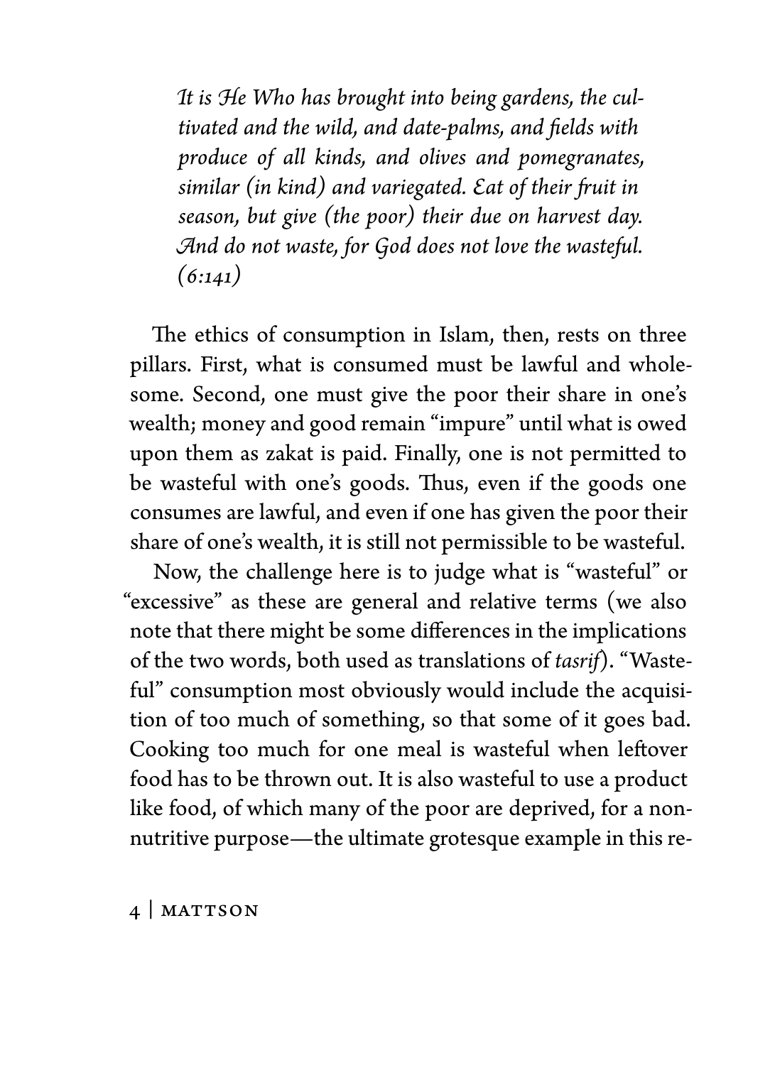*It is He Who has brought into being gardens, the cultivated and the wild, and date-palms, and fields with produce of all kinds, and olives and pomegranates, similar (in kind) and variegated. Eat of their fruit in season, but give (the poor) their due on harvest day. And do not waste, for God does not love the wasteful. (6:141)*

The ethics of consumption in Islam, then, rests on three pillars. First, what is consumed must be lawful and wholesome. Second, one must give the poor their share in one's wealth; money and good remain "impure" until what is owed upon them as zakat is paid. Finally, one is not permitted to be wasteful with one's goods. Thus, even if the goods one consumes are lawful, and even if one has given the poor their share of one's wealth, it is still not permissible to be wasteful.

Now, the challenge here is to judge what is "wasteful" or "excessive" as these are general and relative terms (we also note that there might be some differences in the implications of the two words, both used as translations of *tasrif*). "Wasteful" consumption most obviously would include the acquisition of too much of something, so that some of it goes bad. Cooking too much for one meal is wasteful when leftover food has to be thrown out. It is also wasteful to use a product like food, of which many of the poor are deprived, for a non-nutritive purpose—the ultimate grotesque example in this re-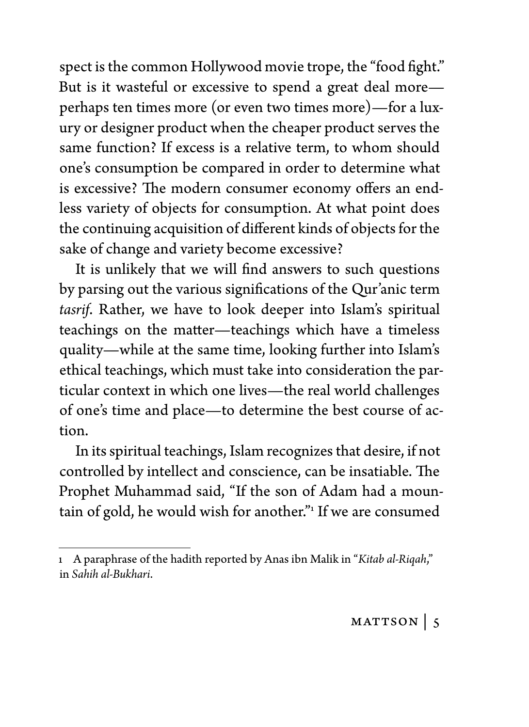spect is the common Hollywood movie trope, the "food fight." But is it wasteful or excessive to spend a great deal more—perhaps ten times more (or even two times more)—for a luxury or designer product when the cheaper product serves the same function? If excess is a relative term, to whom should one's consumption be compared in order to determine what is excessive? The modern consumer economy offers an endless variety of objects for consumption. At what point does the continuing acquisition of different kinds of objects for the sake of change and variety become excessive?

It is unlikely that we will find answers to such questions by parsing out the various significations of the Qur'anic term *tasrif*. Rather, we have to look deeper into Islam's spiritual teachings on the matter—teachings which have a timeless quality—while at the same time, looking further into Islam's ethical teachings, which must take into consideration the particular context in which one lives—the real world challenges of one's time and place—to determine the best course of action.

In its spiritual teachings, Islam recognizes that desire, if not controlled by intellect and conscience, can be insatiable. The Prophet Muhammad said, "If the son of Adam had a mountain of gold, he would wish for another."[1] If we are consumed

---

1 A paraphrase of the hadith reported by Anas ibn Malik in "*Kitab al-Riqah*," in *Sahih al-Bukhari*.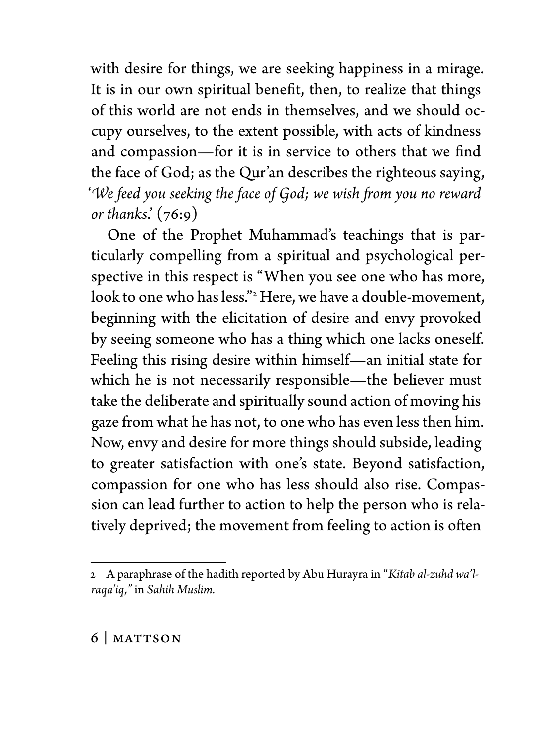with desire for things, we are seeking happiness in a mirage. It is in our own spiritual benefit, then, to realize that things of this world are not ends in themselves, and we should occupy ourselves, to the extent possible, with acts of kindness and compassion—for it is in service to others that we find the face of God; as the Qur'an describes the righteous saying, '*We feed you seeking the face of God; we wish from you no reward or thanks*.' (76:9)

One of the Prophet Muhammad's teachings that is particularly compelling from a spiritual and psychological perspective in this respect is "When you see one who has more, look to one who has less."[2] Here, we have a double-movement, beginning with the elicitation of desire and envy provoked by seeing someone who has a thing which one lacks oneself. Feeling this rising desire within himself—an initial state for which he is not necessarily responsible—the believer must take the deliberate and spiritually sound action of moving his gaze from what he has not, to one who has even less then him. Now, envy and desire for more things should subside, leading to greater satisfaction with one's state. Beyond satisfaction, compassion for one who has less should also rise. Compassion can lead further to action to help the person who is relatively deprived; the movement from feeling to action is often

---

2 A paraphrase of the hadith reported by Abu Hurayra in "*Kitab al-zuhd wa'l-raqa'iq*," in *Sahih Muslim.*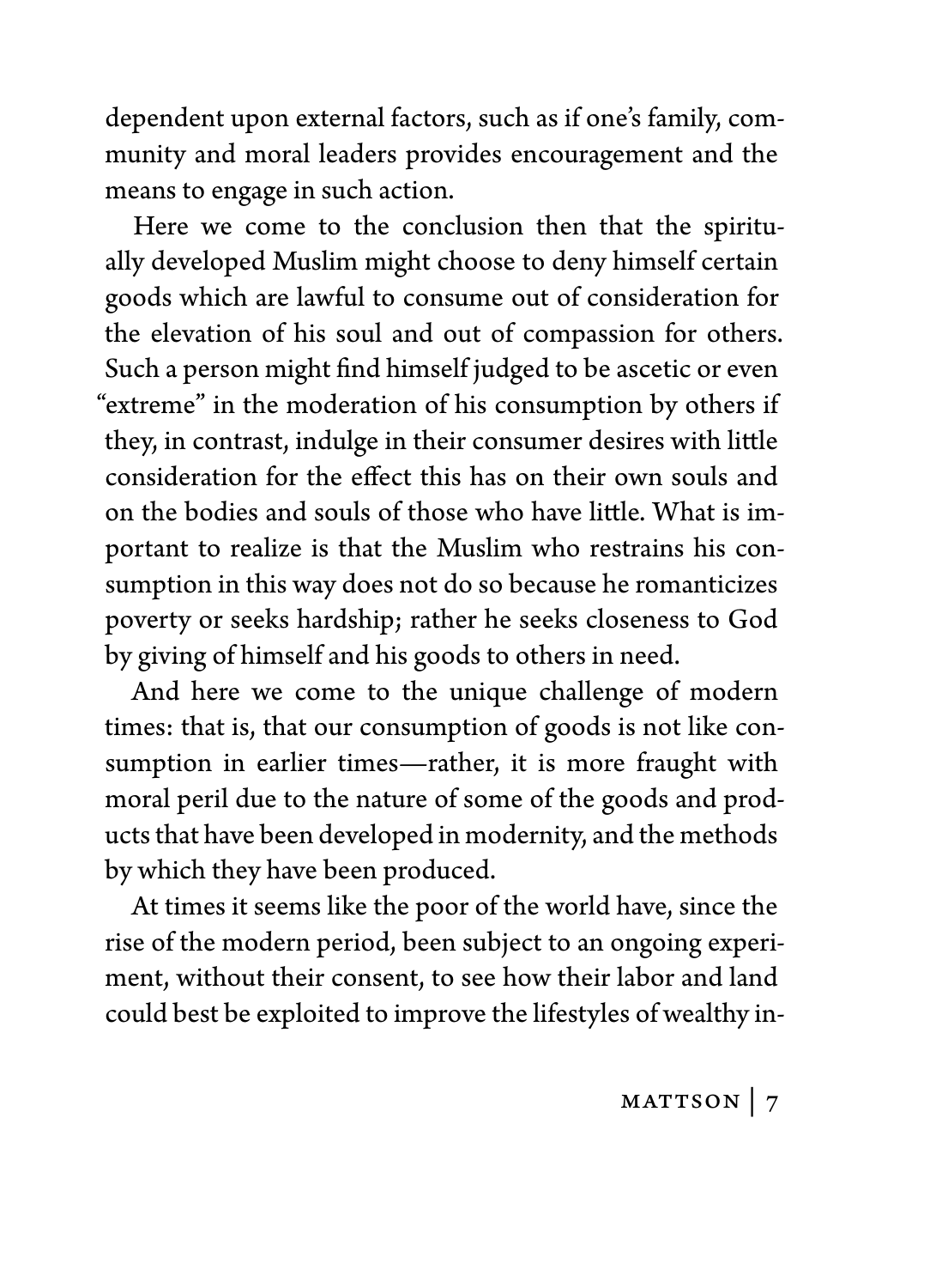dependent upon external factors, such as if one's family, community and moral leaders provides encouragement and the means to engage in such action.

Here we come to the conclusion then that the spiritually developed Muslim might choose to deny himself certain goods which are lawful to consume out of consideration for the elevation of his soul and out of compassion for others. Such a person might find himself judged to be ascetic or even "extreme" in the moderation of his consumption by others if they, in contrast, indulge in their consumer desires with little consideration for the effect this has on their own souls and on the bodies and souls of those who have little. What is important to realize is that the Muslim who restrains his consumption in this way does not do so because he romanticizes poverty or seeks hardship; rather he seeks closeness to God by giving of himself and his goods to others in need.

And here we come to the unique challenge of modern times: that is, that our consumption of goods is not like consumption in earlier times—rather, it is more fraught with moral peril due to the nature of some of the goods and products that have been developed in modernity, and the methods by which they have been produced.

At times it seems like the poor of the world have, since the rise of the modern period, been subject to an ongoing experiment, without their consent, to see how their labor and land could best be exploited to improve the lifestyles of wealthy in-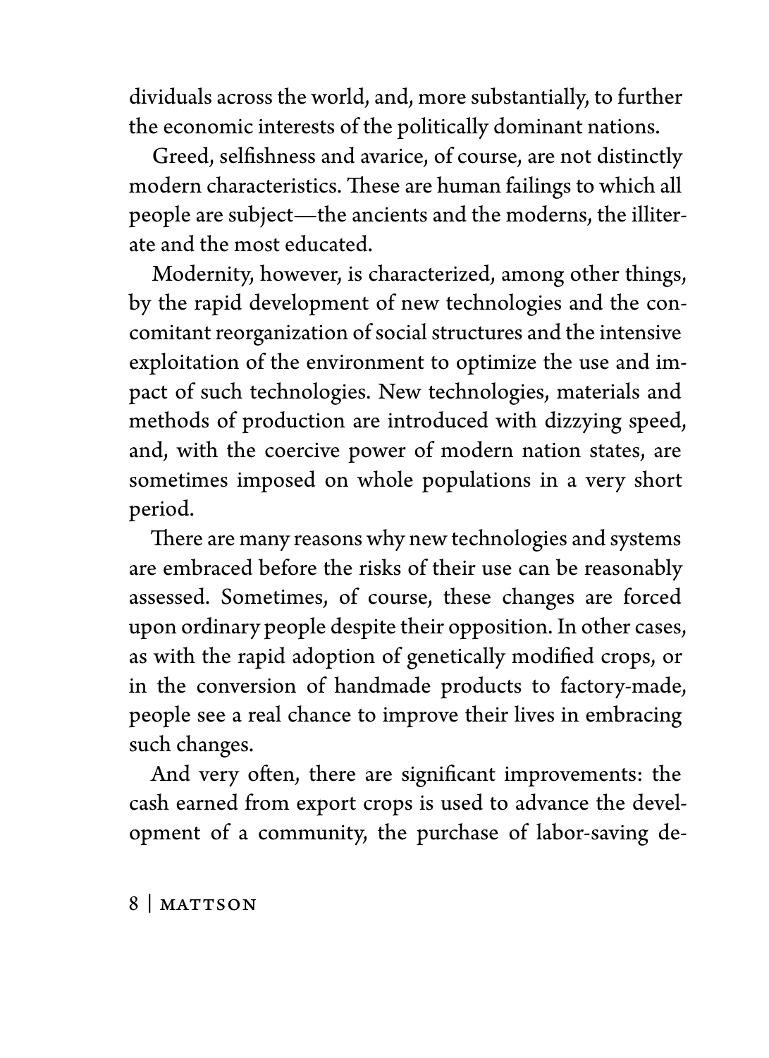dividuals across the world, and, more substantially, to further the economic interests of the politically dominant nations.

Greed, selfishness and avarice, of course, are not distinctly modern characteristics. These are human failings to which all people are subject—the ancients and the moderns, the illiterate and the most educated.

Modernity, however, is characterized, among other things, by the rapid development of new technologies and the concomitant reorganization of social structures and the intensive exploitation of the environment to optimize the use and impact of such technologies. New technologies, materials and methods of production are introduced with dizzying speed, and, with the coercive power of modern nation states, are sometimes imposed on whole populations in a very short period.

There are many reasons why new technologies and systems are embraced before the risks of their use can be reasonably assessed. Sometimes, of course, these changes are forced upon ordinary people despite their opposition. In other cases, as with the rapid adoption of genetically modified crops, or in the conversion of handmade products to factory-made, people see a real chance to improve their lives in embracing such changes.

And very often, there are significant improvements: the cash earned from export crops is used to advance the development of a community, the purchase of labor-saving de-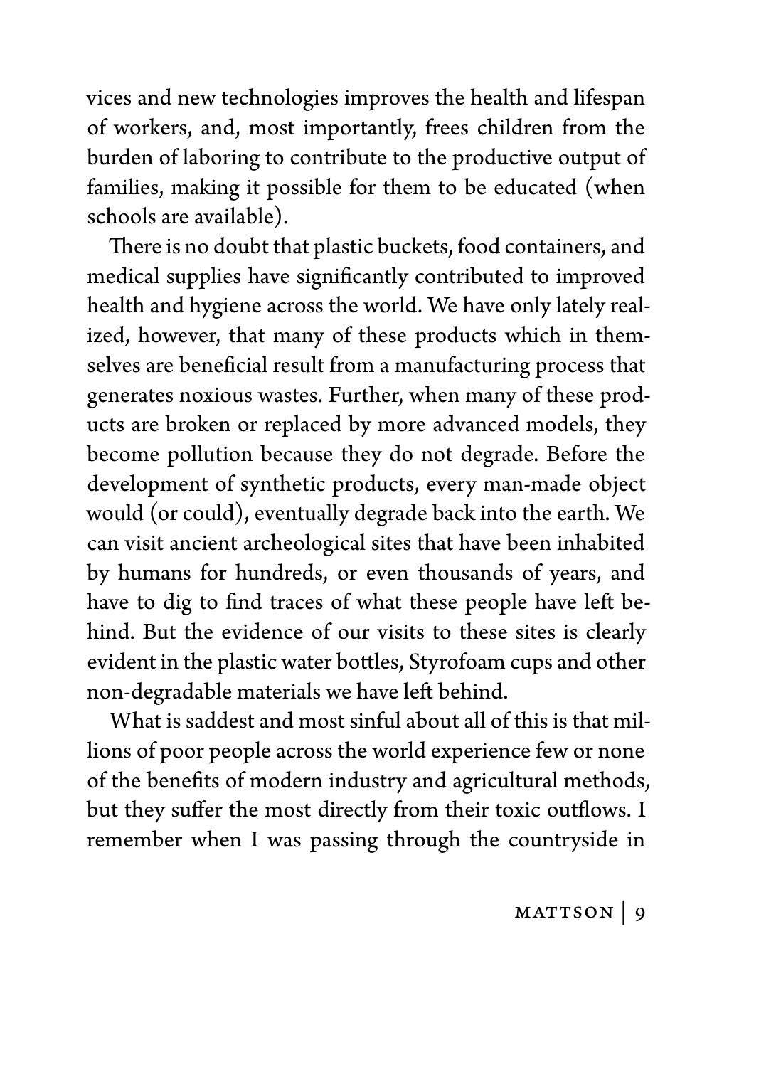vices and new technologies improves the health and lifespan of workers, and, most importantly, frees children from the burden of laboring to contribute to the productive output of families, making it possible for them to be educated (when schools are available).

There is no doubt that plastic buckets, food containers, and medical supplies have significantly contributed to improved health and hygiene across the world. We have only lately realized, however, that many of these products which in themselves are beneficial result from a manufacturing process that generates noxious wastes. Further, when many of these products are broken or replaced by more advanced models, they become pollution because they do not degrade. Before the development of synthetic products, every man-made object would (or could), eventually degrade back into the earth. We can visit ancient archeological sites that have been inhabited by humans for hundreds, or even thousands of years, and have to dig to find traces of what these people have left behind. But the evidence of our visits to these sites is clearly evident in the plastic water bottles, Styrofoam cups and other non-degradable materials we have left behind.

What is saddest and most sinful about all of this is that millions of poor people across the world experience few or none of the benefits of modern industry and agricultural methods, but they suffer the most directly from their toxic outflows. I remember when I was passing through the countryside in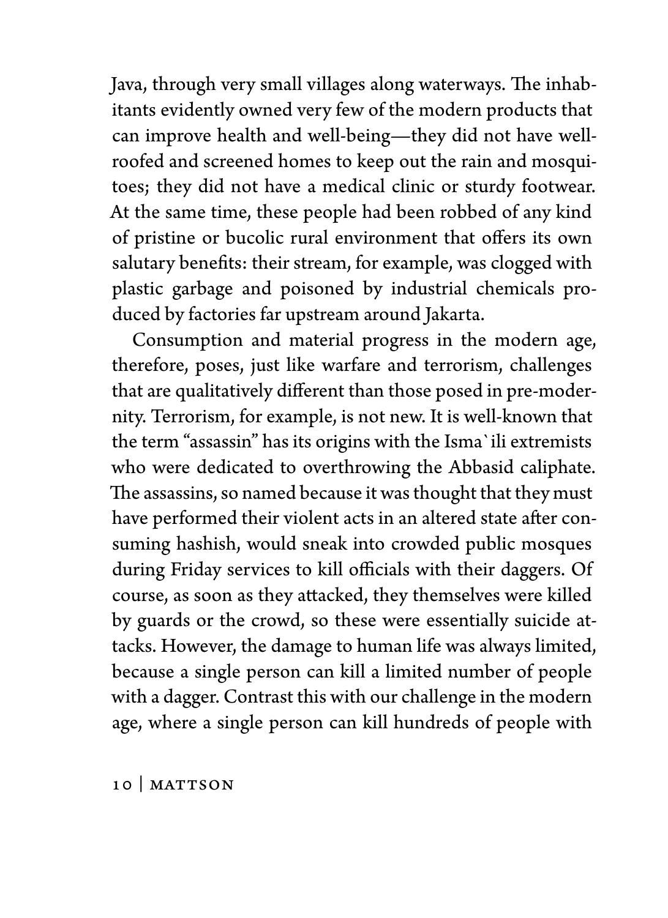Java, through very small villages along waterways. The inhabitants evidently owned very few of the modern products that can improve health and well-being—they did not have well-roofed and screened homes to keep out the rain and mosquitoes; they did not have a medical clinic or sturdy footwear. At the same time, these people had been robbed of any kind of pristine or bucolic rural environment that offers its own salutary benefits: their stream, for example, was clogged with plastic garbage and poisoned by industrial chemicals produced by factories far upstream around Jakarta.

Consumption and material progress in the modern age, therefore, poses, just like warfare and terrorism, challenges that are qualitatively different than those posed in pre-modernity. Terrorism, for example, is not new. It is well-known that the term "assassin" has its origins with the Isma`ili extremists who were dedicated to overthrowing the Abbasid caliphate. The assassins, so named because it was thought that they must have performed their violent acts in an altered state after consuming hashish, would sneak into crowded public mosques during Friday services to kill officials with their daggers. Of course, as soon as they attacked, they themselves were killed by guards or the crowd, so these were essentially suicide attacks. However, the damage to human life was always limited, because a single person can kill a limited number of people with a dagger. Contrast this with our challenge in the modern age, where a single person can kill hundreds of people with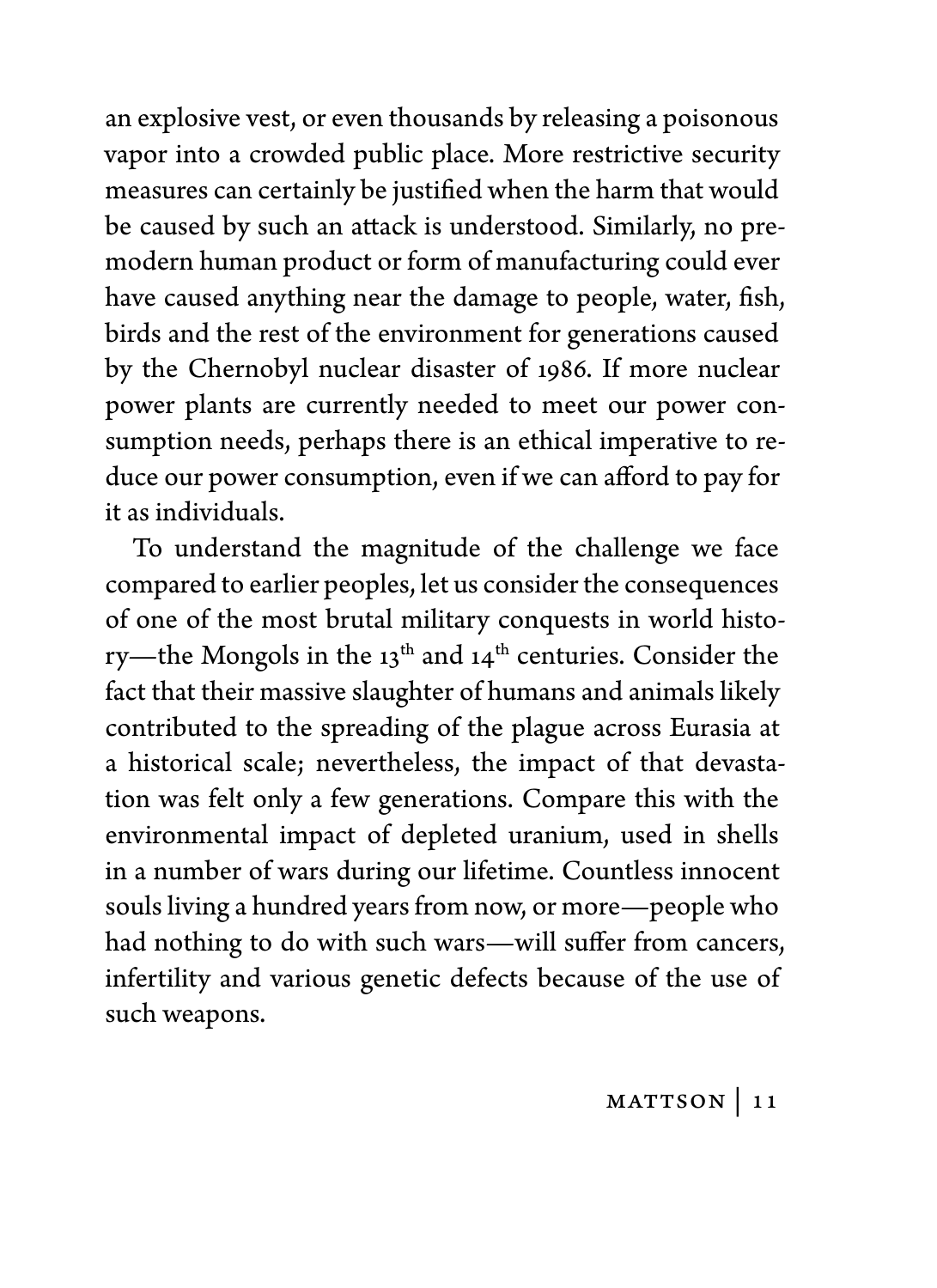an explosive vest, or even thousands by releasing a poisonous vapor into a crowded public place. More restrictive security measures can certainly be justified when the harm that would be caused by such an attack is understood. Similarly, no premodern human product or form of manufacturing could ever have caused anything near the damage to people, water, fish, birds and the rest of the environment for generations caused by the Chernobyl nuclear disaster of 1986. If more nuclear power plants are currently needed to meet our power consumption needs, perhaps there is an ethical imperative to reduce our power consumption, even if we can afford to pay for it as individuals.

To understand the magnitude of the challenge we face compared to earlier peoples, let us consider the consequences of one of the most brutal military conquests in world history—the Mongols in the 13th and 14th centuries. Consider the fact that their massive slaughter of humans and animals likely contributed to the spreading of the plague across Eurasia at a historical scale; nevertheless, the impact of that devastation was felt only a few generations. Compare this with the environmental impact of depleted uranium, used in shells in a number of wars during our lifetime. Countless innocent souls living a hundred years from now, or more—people who had nothing to do with such wars—will suffer from cancers, infertility and various genetic defects because of the use of such weapons.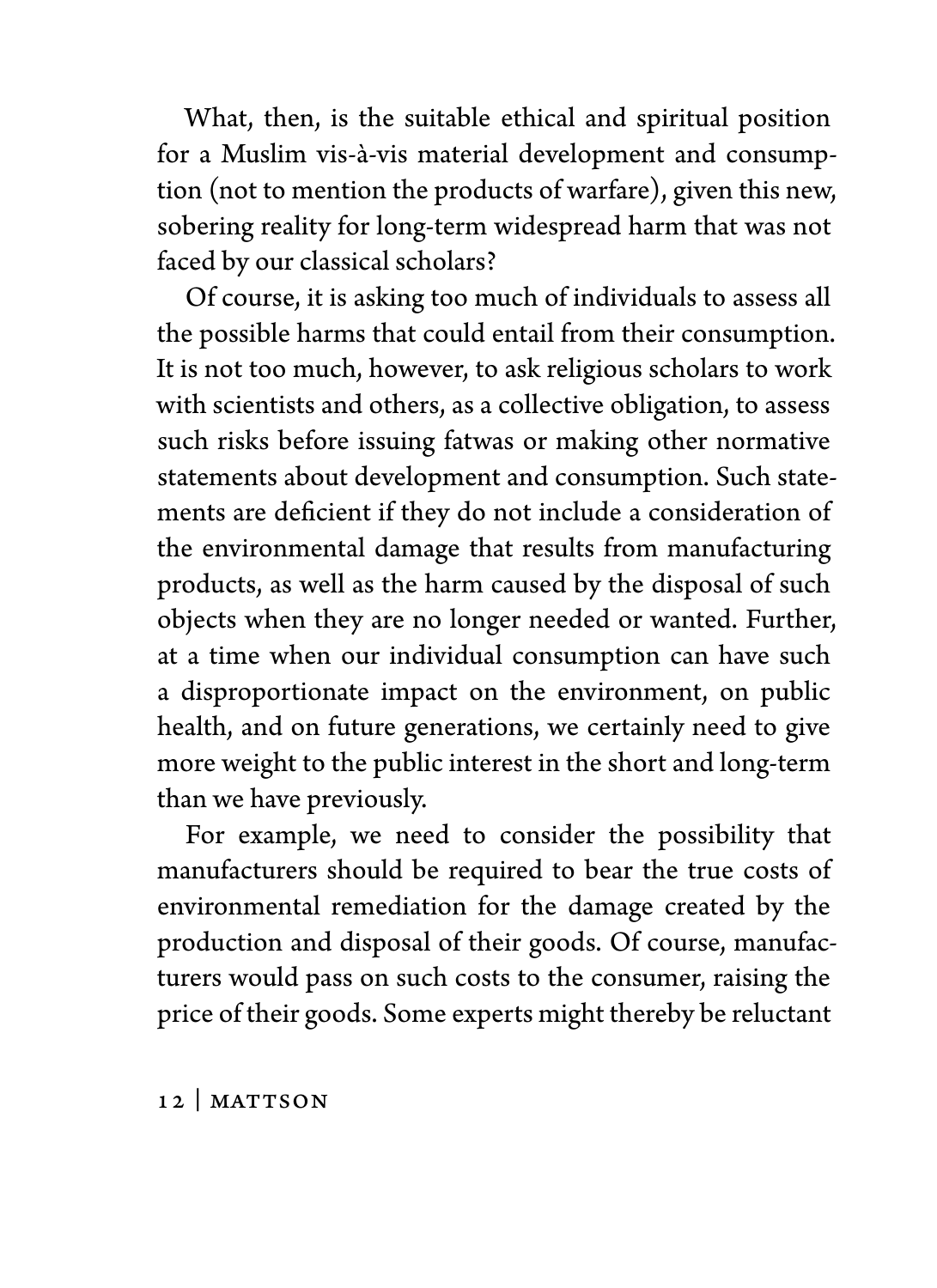What, then, is the suitable ethical and spiritual position for a Muslim vis-à-vis material development and consumption (not to mention the products of warfare), given this new, sobering reality for long-term widespread harm that was not faced by our classical scholars?

Of course, it is asking too much of individuals to assess all the possible harms that could entail from their consumption. It is not too much, however, to ask religious scholars to work with scientists and others, as a collective obligation, to assess such risks before issuing fatwas or making other normative statements about development and consumption. Such statements are deficient if they do not include a consideration of the environmental damage that results from manufacturing products, as well as the harm caused by the disposal of such objects when they are no longer needed or wanted. Further, at a time when our individual consumption can have such a disproportionate impact on the environment, on public health, and on future generations, we certainly need to give more weight to the public interest in the short and long-term than we have previously.

For example, we need to consider the possibility that manufacturers should be required to bear the true costs of environmental remediation for the damage created by the production and disposal of their goods. Of course, manufacturers would pass on such costs to the consumer, raising the price of their goods. Some experts might thereby be reluctant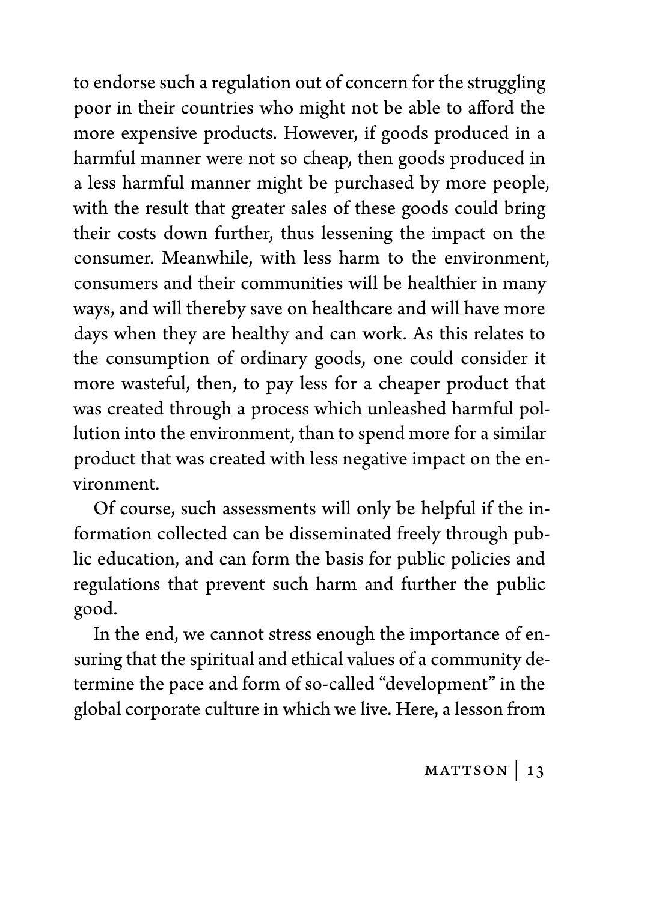to endorse such a regulation out of concern for the struggling poor in their countries who might not be able to afford the more expensive products. However, if goods produced in a harmful manner were not so cheap, then goods produced in a less harmful manner might be purchased by more people, with the result that greater sales of these goods could bring their costs down further, thus lessening the impact on the consumer. Meanwhile, with less harm to the environment, consumers and their communities will be healthier in many ways, and will thereby save on healthcare and will have more days when they are healthy and can work. As this relates to the consumption of ordinary goods, one could consider it more wasteful, then, to pay less for a cheaper product that was created through a process which unleashed harmful pollution into the environment, than to spend more for a similar product that was created with less negative impact on the environment.

Of course, such assessments will only be helpful if the information collected can be disseminated freely through public education, and can form the basis for public policies and regulations that prevent such harm and further the public good.

In the end, we cannot stress enough the importance of ensuring that the spiritual and ethical values of a community determine the pace and form of so-called "development" in the global corporate culture in which we live. Here, a lesson from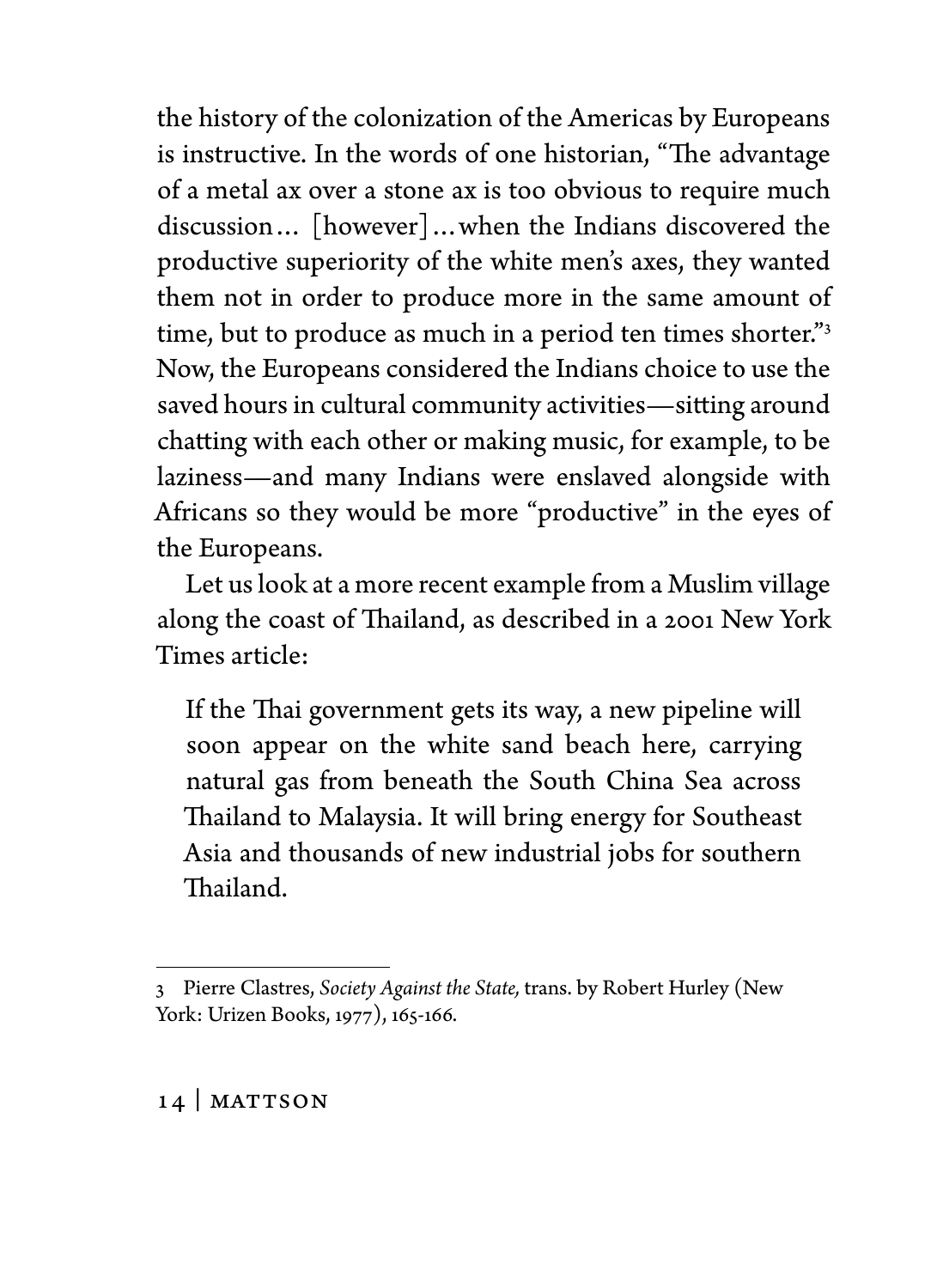the history of the colonization of the Americas by Europeans is instructive. In the words of one historian, "The advantage of a metal ax over a stone ax is too obvious to require much discussion… [however]…when the Indians discovered the productive superiority of the white men's axes, they wanted them not in order to produce more in the same amount of time, but to produce as much in a period ten times shorter."[3] Now, the Europeans considered the Indians choice to use the saved hours in cultural community activities—sitting around chatting with each other or making music, for example, to be laziness—and many Indians were enslaved alongside with Africans so they would be more "productive" in the eyes of the Europeans.

Let us look at a more recent example from a Muslim village along the coast of Thailand, as described in a 2001 New York Times article:

> If the Thai government gets its way, a new pipeline will soon appear on the white sand beach here, carrying natural gas from beneath the South China Sea across Thailand to Malaysia. It will bring energy for Southeast Asia and thousands of new industrial jobs for southern Thailand.

---

3 Pierre Clastres, *Society Against the State,* trans. by Robert Hurley (New York: Urizen Books, 1977), 165-166.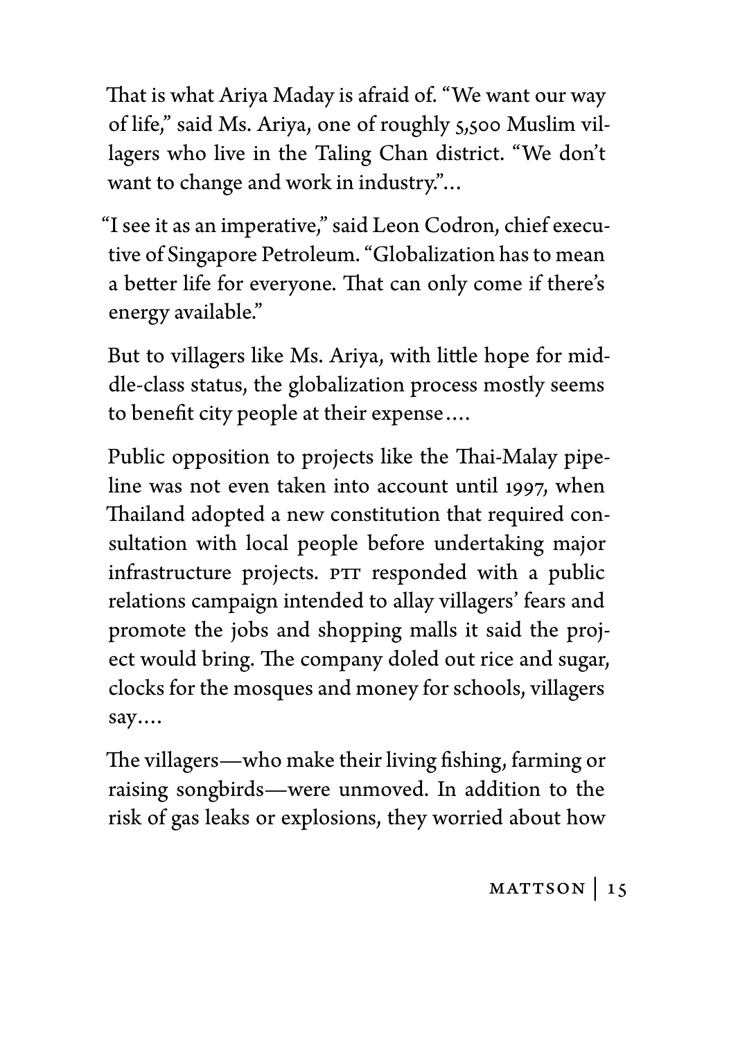That is what Ariya Maday is afraid of. "We want our way of life," said Ms. Ariya, one of roughly 5,500 Muslim villagers who live in the Taling Chan district. "We don't want to change and work in industry."...

"I see it as an imperative," said Leon Codron, chief executive of Singapore Petroleum. "Globalization has to mean a better life for everyone. That can only come if there's energy available."

But to villagers like Ms. Ariya, with little hope for middle-class status, the globalization process mostly seems to benefit city people at their expense....

Public opposition to projects like the Thai-Malay pipeline was not even taken into account until 1997, when Thailand adopted a new constitution that required consultation with local people before undertaking major infrastructure projects. PTT responded with a public relations campaign intended to allay villagers' fears and promote the jobs and shopping malls it said the project would bring. The company doled out rice and sugar, clocks for the mosques and money for schools, villagers say....

The villagers—who make their living fishing, farming or raising songbirds—were unmoved. In addition to the risk of gas leaks or explosions, they worried about how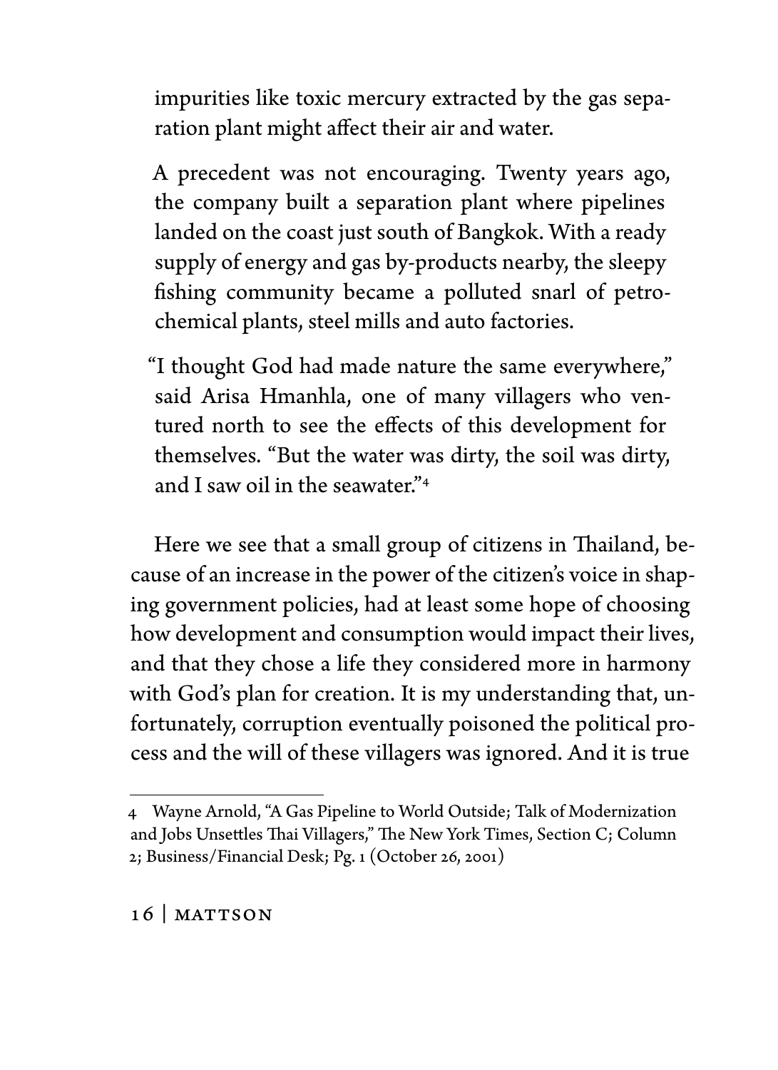impurities like toxic mercury extracted by the gas separation plant might affect their air and water.

> A precedent was not encouraging. Twenty years ago, the company built a separation plant where pipelines landed on the coast just south of Bangkok. With a ready supply of energy and gas by-products nearby, the sleepy fishing community became a polluted snarl of petrochemical plants, steel mills and auto factories.
>
> "I thought God had made nature the same everywhere," said Arisa Hmanhla, one of many villagers who ventured north to see the effects of this development for themselves. "But the water was dirty, the soil was dirty, and I saw oil in the seawater."[4]

Here we see that a small group of citizens in Thailand, because of an increase in the power of the citizen's voice in shaping government policies, had at least some hope of choosing how development and consumption would impact their lives, and that they chose a life they considered more in harmony with God's plan for creation. It is my understanding that, unfortunately, corruption eventually poisoned the political process and the will of these villagers was ignored. And it is true

---

4 Wayne Arnold, "A Gas Pipeline to World Outside; Talk of Modernization and Jobs Unsettles Thai Villagers," The New York Times, Section C; Column 2; Business/Financial Desk; Pg. 1 (October 26, 2001)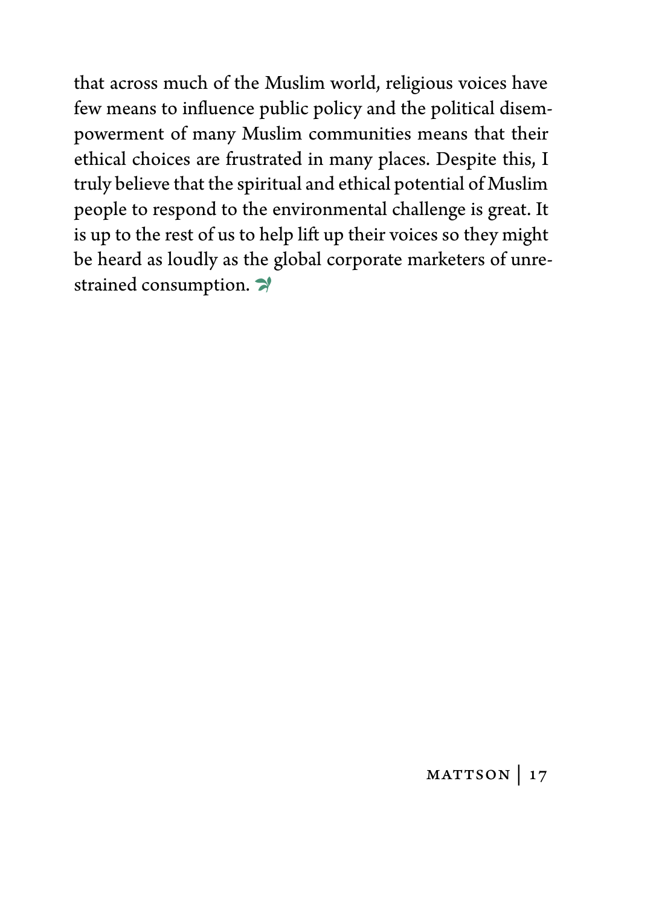that across much of the Muslim world, religious voices have few means to influence public policy and the political disempowerment of many Muslim communities means that their ethical choices are frustrated in many places. Despite this, I truly believe that the spiritual and ethical potential of Muslim people to respond to the environmental challenge is great. It is up to the rest of us to help lift up their voices so they might be heard as loudly as the global corporate marketers of unrestrained consumption.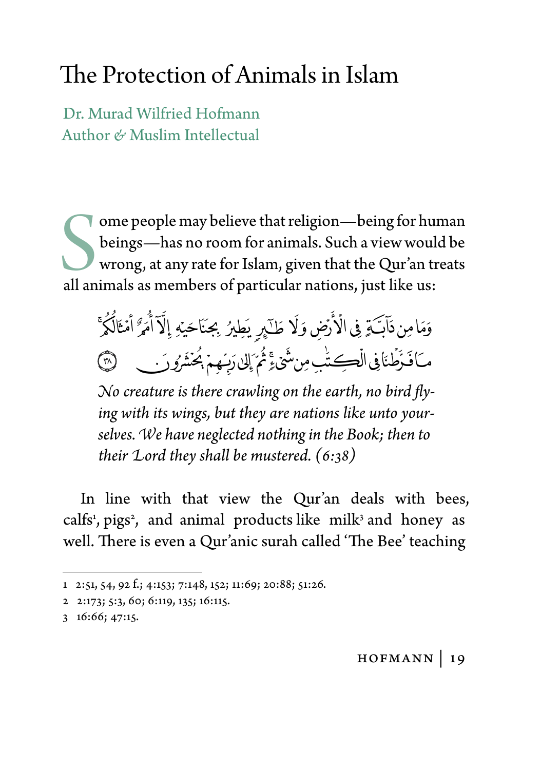# The Protection of Animals in Islam

Dr. Murad Wilfried Hofmann
Author & Muslim Intellectual

Some people may believe that religion—being for human beings—has no room for animals. Such a view would be wrong, at any rate for Islam, given that the Qur'an treats all animals as members of particular nations, just like us:

وَمَا مِن دَآبَّةٍ فِى ٱلْأَرْضِ وَلَا طَـٰٓئِرٍ يَطِيرُ بِجَنَاحَيْهِ إِلَّآ أُمَمٌ أَمْثَالُكُم ۚ مَّا فَرَّطْنَا فِى ٱلْكِتَـٰبِ مِن شَىْءٍ ۚ ثُمَّ إِلَىٰ رَبِّهِمْ يُحْشَرُونَ ﴿٣٨﴾

*No creature is there crawling on the earth, no bird flying with its wings, but they are nations like unto yourselves. We have neglected nothing in the Book; then to their Lord they shall be mustered. (6:38)*

In line with that view the Qur'an deals with bees, calfs[1], pigs[2], and animal products like milk[3] and honey as well. There is even a Qur'anic surah called 'The Bee' teaching

---

1 2:51, 54, 92 f.; 4:153; 7:148, 152; 11:69; 20:88; 51:26.

2 2:173; 5:3, 60; 6:119, 135; 16:115.

3 16:66; 47:15.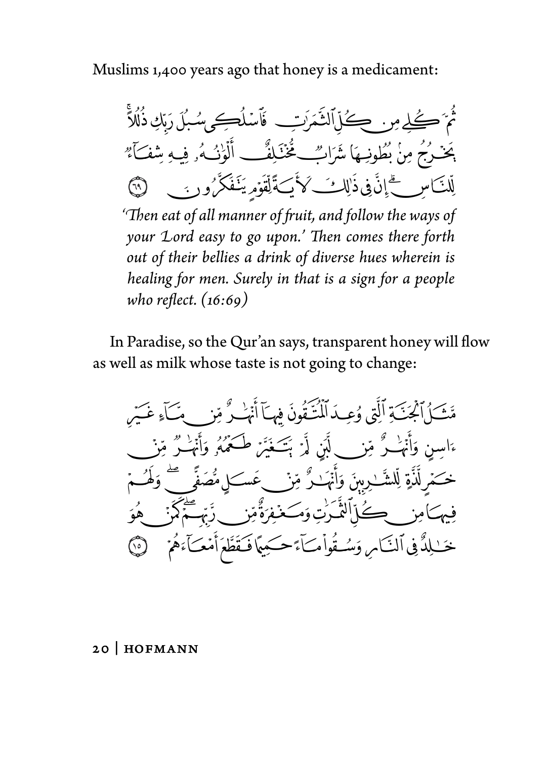Muslims 1,400 years ago that honey is a medicament:

ثُمَّ كُلِي مِن كُلِّ ٱلثَّمَرَٰتِ فَٱسْلُكِي سُبُلَ رَبِّكِ ذُلُلًا ۚ يَخْرُجُ مِنۢ بُطُونِهَا شَرَابٌ مُّخْتَلِفٌ أَلْوَٰنُهُۥ فِيهِ شِفَآءٌ لِّلنَّاسِ ۗ إِنَّ فِى ذَٰلِكَ لَءَايَةً لِّقَوْمٍ يَتَفَكَّرُونَ ٦٩

*'Then eat of all manner of fruit, and follow the ways of your Lord easy to go upon.' Then comes there forth out of their bellies a drink of diverse hues wherein is healing for men. Surely in that is a sign for a people who reflect. (16:69)*

In Paradise, so the Qur'an says, transparent honey will flow as well as milk whose taste is not going to change:

مَّثَلُ ٱلْجَنَّةِ ٱلَّتِى وُعِدَ ٱلْمُتَّقُونَ ۖ فِيهَآ أَنْهَٰرٌ مِّن مَّآءٍ غَيْرِ ءَاسِنٍ وَأَنْهَٰرٌ مِّن لَّبَنٍ لَّمْ يَتَغَيَّرْ طَعْمُهُۥ وَأَنْهَٰرٌ مِّنْ خَمْرٍ لَّذَّةٍ لِّلشَّٰرِبِينَ وَأَنْهَٰرٌ مِّنْ عَسَلٍ مُّصَفًّى ۖ وَلَهُمْ فِيهَا مِن كُلِّ ٱلثَّمَرَٰتِ وَمَغْفِرَةٌ مِّن رَّبِّهِمْ ۖ كَمَنْ هُوَ خَٰلِدٌ فِى ٱلنَّارِ وَسُقُوا۟ مَآءً حَمِيمًا فَقَطَّعَ أَمْعَآءَهُمْ ١٥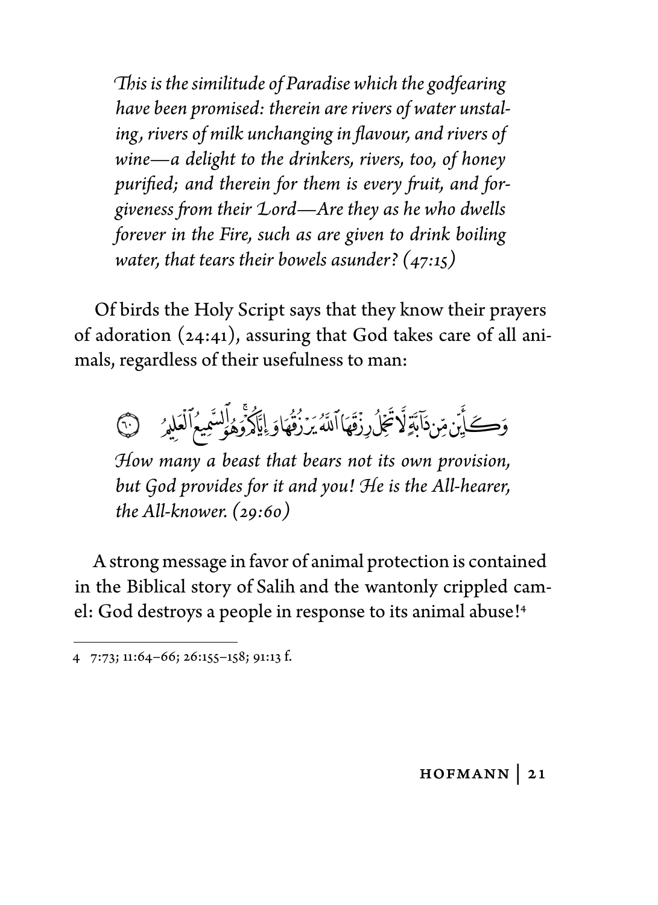*This is the similitude of Paradise which the godfearing have been promised: therein are rivers of water unstaling, rivers of milk unchanging in flavour, and rivers of wine—a delight to the drinkers, rivers, too, of honey purified; and therein for them is every fruit, and forgiveness from their Lord—Are they as he who dwells forever in the Fire, such as are given to drink boiling water, that tears their bowels asunder? (47:15)*

Of birds the Holy Script says that they know their prayers of adoration (24:41), assuring that God takes care of all animals, regardless of their usefulness to man:

وَكَأَيِّن مِّن دَآبَّةٍ لَّا تَحْمِلُ رِزْقَهَا ٱللَّهُ يَرْزُقُهَا وَإِيَّاكُمْ وَهُوَ ٱلسَّمِيعُ ٱلْعَلِيمُ ﴿٦٠﴾

*How many a beast that bears not its own provision, but God provides for it and you! He is the All-hearer, the All-knower. (29:60)*

A strong message in favor of animal protection is contained in the Biblical story of Salih and the wantonly crippled camel: God destroys a people in response to its animal abuse![4]

---

4 7:73; 11:64–66; 26:155–158; 91:13 f.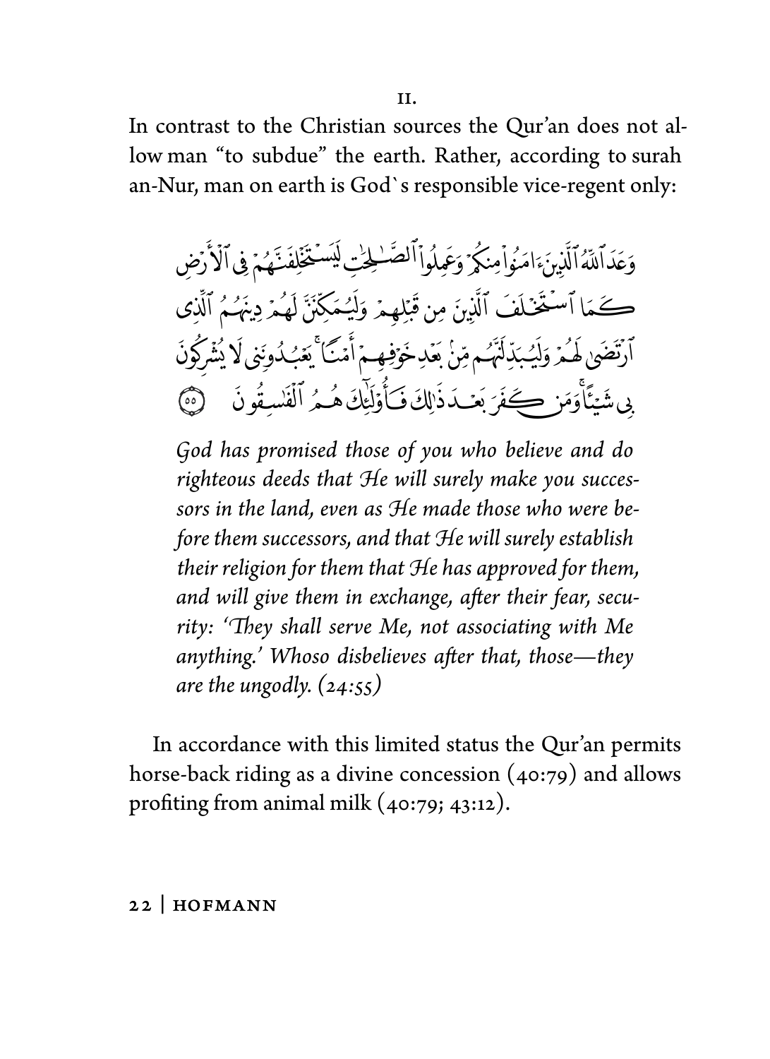II.

In contrast to the Christian sources the Qur'an does not allow man "to subdue" the earth. Rather, according to surah an-Nur, man on earth is God`s responsible vice-regent only:

وَعَدَ ٱللَّهُ ٱلَّذِينَ ءَامَنُوا۟ مِنكُمْ وَعَمِلُوا۟ ٱلصَّٰلِحَٰتِ لَيَسْتَخْلِفَنَّهُمْ فِى ٱلْأَرْضِ كَمَا ٱسْتَخْلَفَ ٱلَّذِينَ مِن قَبْلِهِمْ وَلَيُمَكِّنَنَّ لَهُمْ دِينَهُمُ ٱلَّذِى ٱرْتَضَىٰ لَهُمْ وَلَيُبَدِّلَنَّهُم مِّنۢ بَعْدِ خَوْفِهِمْ أَمْنًا ۚ يَعْبُدُونَنِى لَا يُشْرِكُونَ بِى شَيْـًٔا ۚ وَمَن كَفَرَ بَعْدَ ذَٰلِكَ فَأُو۟لَٰٓئِكَ هُمُ ٱلْفَٰسِقُونَ ﴿٥٥﴾

> *God has promised those of you who believe and do righteous deeds that He will surely make you successors in the land, even as He made those who were before them successors, and that He will surely establish their religion for them that He has approved for them, and will give them in exchange, after their fear, security: 'They shall serve Me, not associating with Me anything.' Whoso disbelieves after that, those—they are the ungodly. (24:55)*

In accordance with this limited status the Qur'an permits horse-back riding as a divine concession (40:79) and allows profiting from animal milk (40:79; 43:12).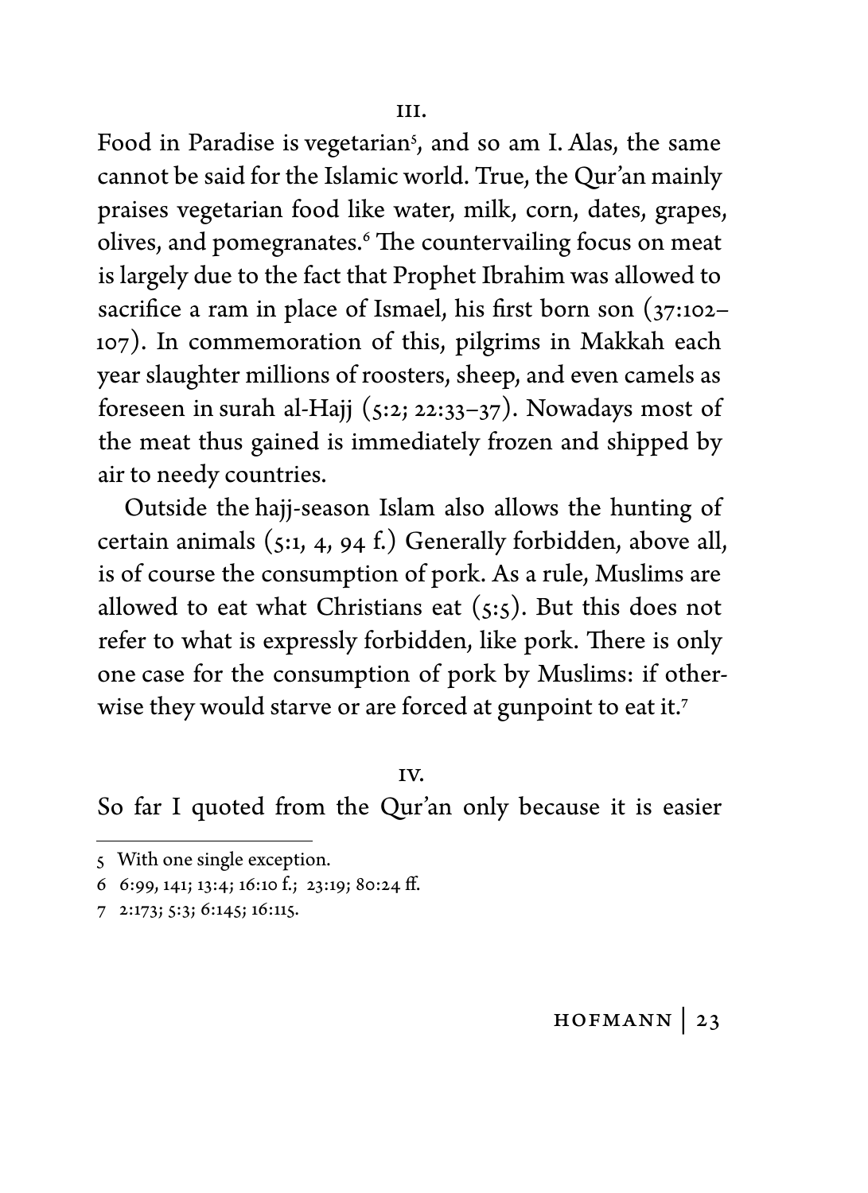### III.

Food in Paradise is vegetarian[5], and so am I. Alas, the same cannot be said for the Islamic world. True, the Qur'an mainly praises vegetarian food like water, milk, corn, dates, grapes, olives, and pomegranates.[6] The countervailing focus on meat is largely due to the fact that Prophet Ibrahim was allowed to sacrifice a ram in place of Ismael, his first born son (37:102–107). In commemoration of this, pilgrims in Makkah each year slaughter millions of roosters, sheep, and even camels as foreseen in surah al-Hajj (5:2; 22:33–37). Nowadays most of the meat thus gained is immediately frozen and shipped by air to needy countries.

Outside the hajj-season Islam also allows the hunting of certain animals (5:1, 4, 94 f.) Generally forbidden, above all, is of course the consumption of pork. As a rule, Muslims are allowed to eat what Christians eat (5:5). But this does not refer to what is expressly forbidden, like pork. There is only one case for the consumption of pork by Muslims: if otherwise they would starve or are forced at gunpoint to eat it.[7]

### IV.

So far I quoted from the Qur'an only because it is easier

---

5 With one single exception.

6 6:99, 141; 13:4; 16:10 f.; 23:19; 80:24 ff.

7 2:173; 5:3; 6:145; 16:115.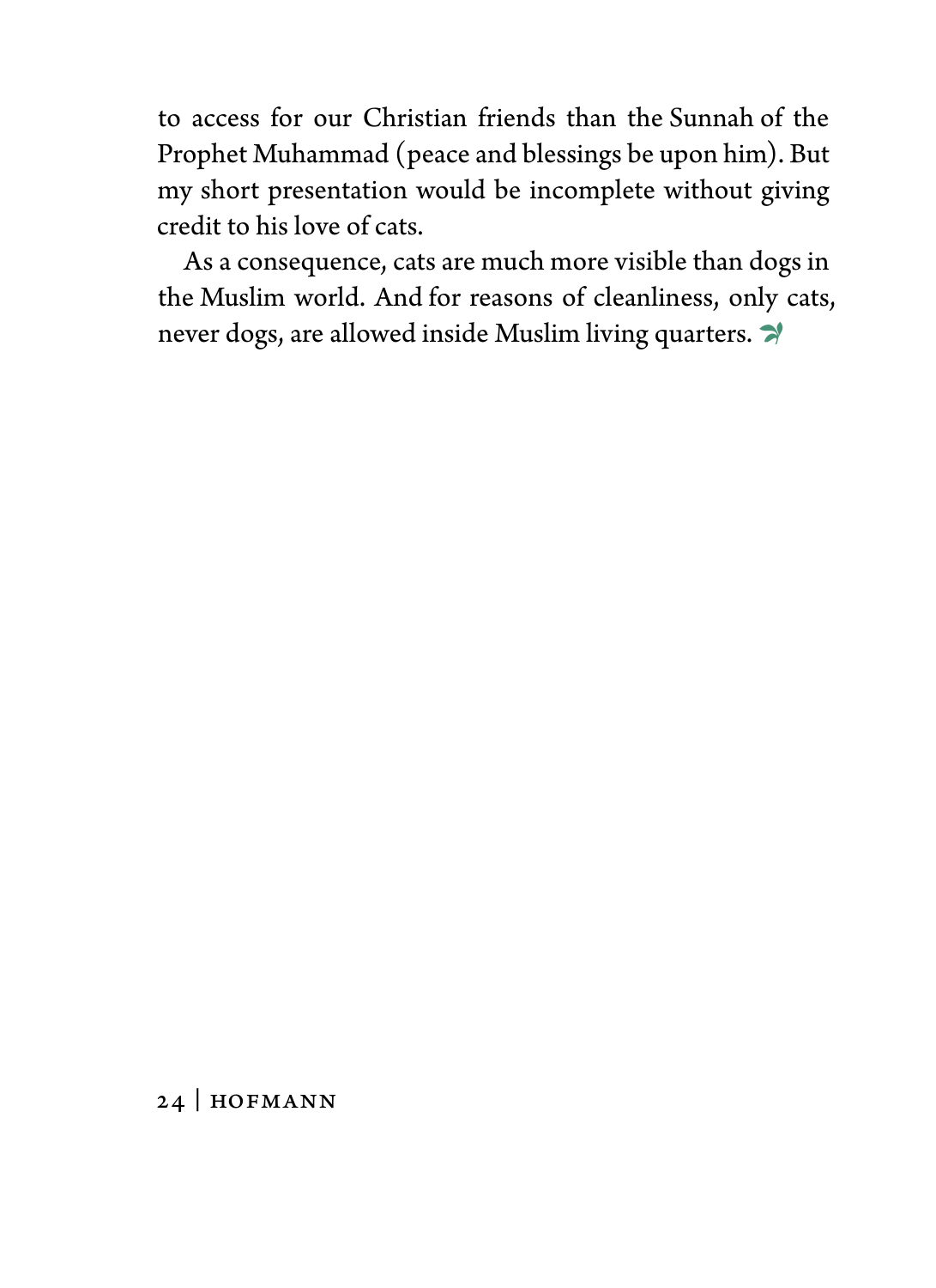to access for our Christian friends than the Sunnah of the Prophet Muhammad (peace and blessings be upon him). But my short presentation would be incomplete without giving credit to his love of cats.

As a consequence, cats are much more visible than dogs in the Muslim world. And for reasons of cleanliness, only cats, never dogs, are allowed inside Muslim living quarters.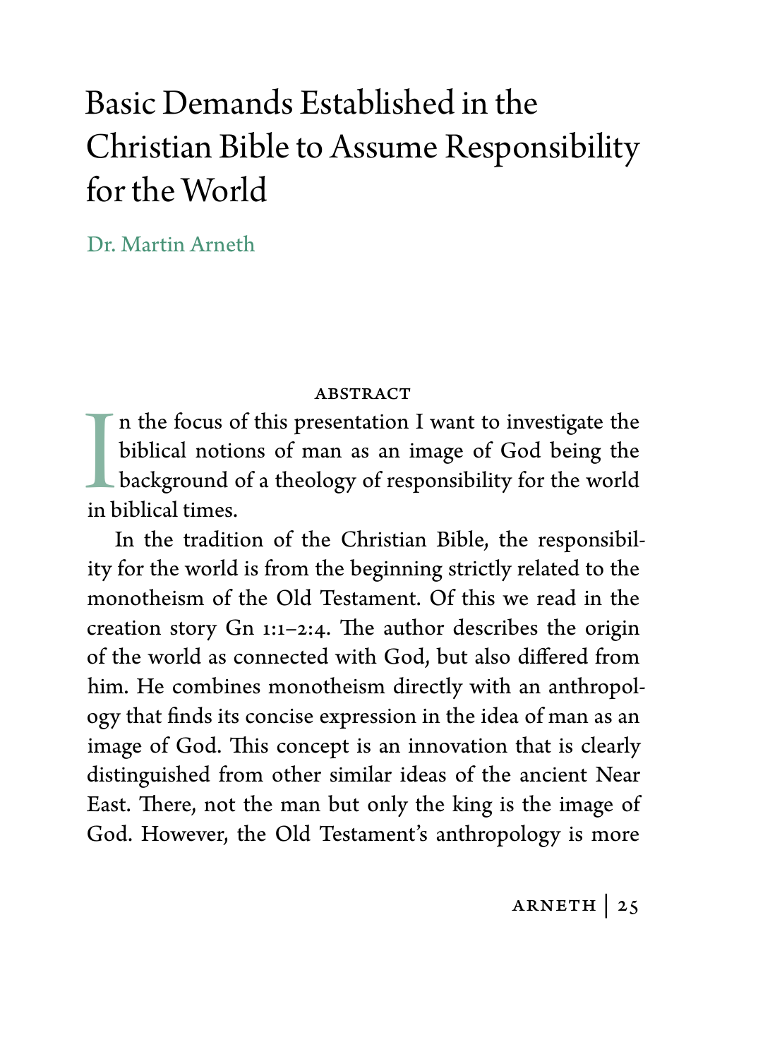# Basic Demands Established in the Christian Bible to Assume Responsibility for the World

Dr. Martin Arneth

## Abstract

In the focus of this presentation I want to investigate the biblical notions of man as an image of God being the background of a theology of responsibility for the world in biblical times.

In the tradition of the Christian Bible, the responsibility for the world is from the beginning strictly related to the monotheism of the Old Testament. Of this we read in the creation story Gn 1:1–2:4. The author describes the origin of the world as connected with God, but also differed from him. He combines monotheism directly with an anthropology that finds its concise expression in the idea of man as an image of God. This concept is an innovation that is clearly distinguished from other similar ideas of the ancient Near East. There, not the man but only the king is the image of God. However, the Old Testament's anthropology is more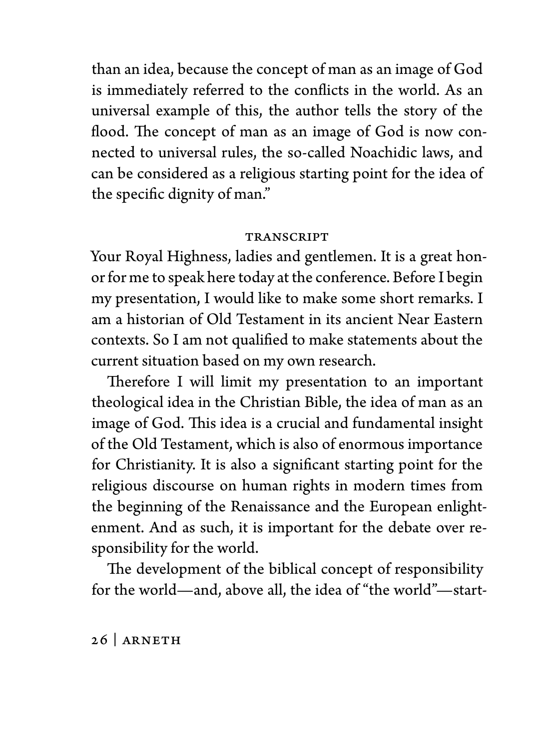than an idea, because the concept of man as an image of God is immediately referred to the conflicts in the world. As an universal example of this, the author tells the story of the flood. The concept of man as an image of God is now connected to universal rules, the so-called Noachidic laws, and can be considered as a religious starting point for the idea of the specific dignity of man."

### TRANSCRIPT

Your Royal Highness, ladies and gentlemen. It is a great honor for me to speak here today at the conference. Before I begin my presentation, I would like to make some short remarks. I am a historian of Old Testament in its ancient Near Eastern contexts. So I am not qualified to make statements about the current situation based on my own research.

Therefore I will limit my presentation to an important theological idea in the Christian Bible, the idea of man as an image of God. This idea is a crucial and fundamental insight of the Old Testament, which is also of enormous importance for Christianity. It is also a significant starting point for the religious discourse on human rights in modern times from the beginning of the Renaissance and the European enlightenment. And as such, it is important for the debate over responsibility for the world.

The development of the biblical concept of responsibility for the world—and, above all, the idea of "the world"—start-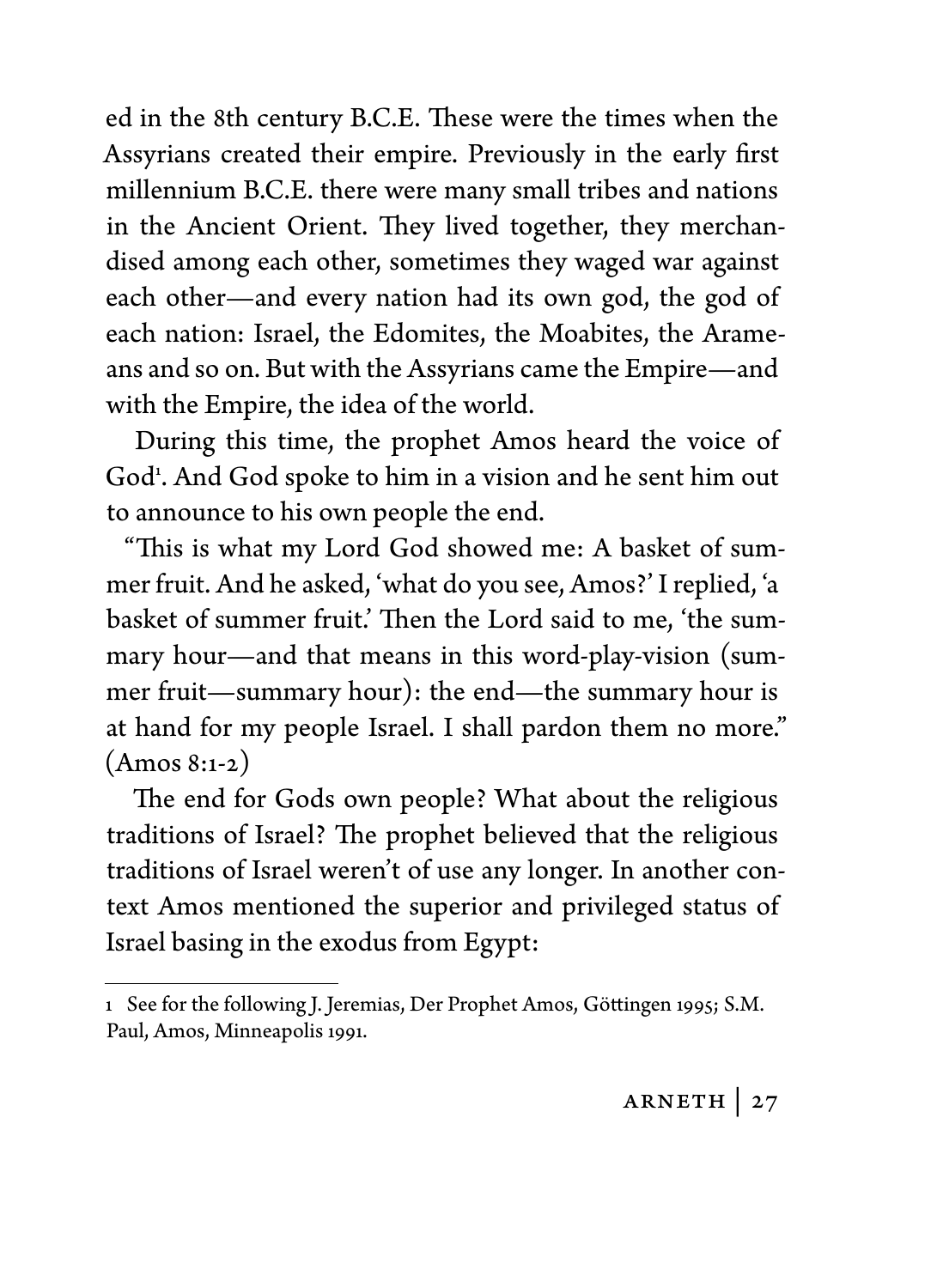ed in the 8th century B.C.E. These were the times when the Assyrians created their empire. Previously in the early first millennium B.C.E. there were many small tribes and nations in the Ancient Orient. They lived together, they merchandised among each other, sometimes they waged war against each other—and every nation had its own god, the god of each nation: Israel, the Edomites, the Moabites, the Arameans and so on. But with the Assyrians came the Empire—and with the Empire, the idea of the world.

During this time, the prophet Amos heard the voice of God[1]. And God spoke to him in a vision and he sent him out to announce to his own people the end.

"This is what my Lord God showed me: A basket of summer fruit. And he asked, 'what do you see, Amos?' I replied, 'a basket of summer fruit.' Then the Lord said to me, 'the summary hour—and that means in this word-play-vision (summer fruit—summary hour): the end—the summary hour is at hand for my people Israel. I shall pardon them no more." (Amos 8:1-2)

The end for Gods own people? What about the religious traditions of Israel? The prophet believed that the religious traditions of Israel weren't of use any longer. In another context Amos mentioned the superior and privileged status of Israel basing in the exodus from Egypt:

---

1 See for the following J. Jeremias, Der Prophet Amos, Göttingen 1995; S.M. Paul, Amos, Minneapolis 1991.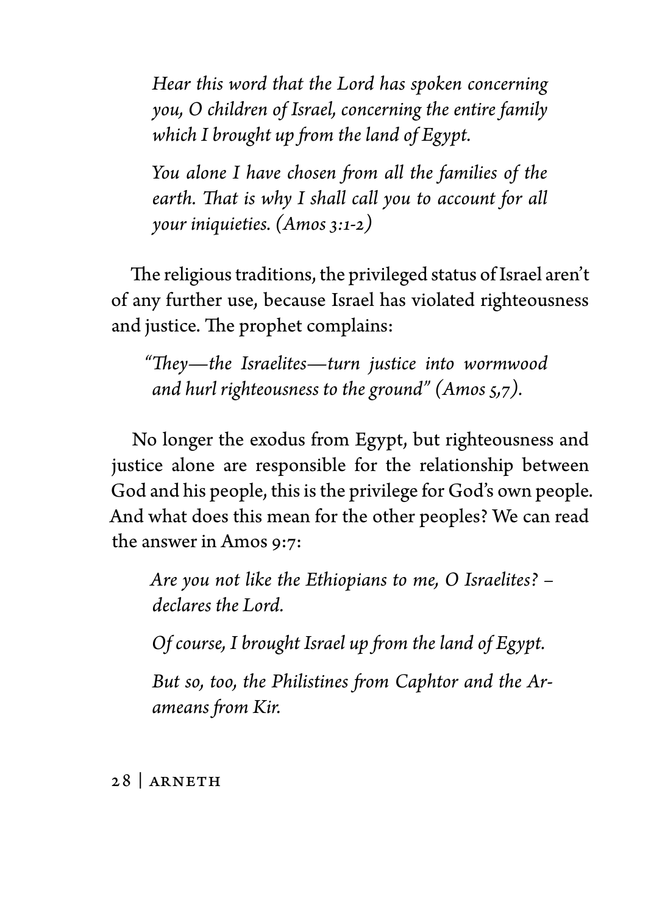*Hear this word that the Lord has spoken concerning you, O children of Israel, concerning the entire family which I brought up from the land of Egypt.*

*You alone I have chosen from all the families of the earth. That is why I shall call you to account for all your iniquieties. (Amos 3:1-2)*

The religious traditions, the privileged status of Israel aren't of any further use, because Israel has violated righteousness and justice. The prophet complains:

*"They—the Israelites—turn justice into wormwood and hurl righteousness to the ground" (Amos 5,7).*

No longer the exodus from Egypt, but righteousness and justice alone are responsible for the relationship between God and his people, this is the privilege for God's own people. And what does this mean for the other peoples? We can read the answer in Amos 9:7:

*Are you not like the Ethiopians to me, O Israelites? – declares the Lord.*

*Of course, I brought Israel up from the land of Egypt.*

*But so, too, the Philistines from Caphtor and the Arameans from Kir.*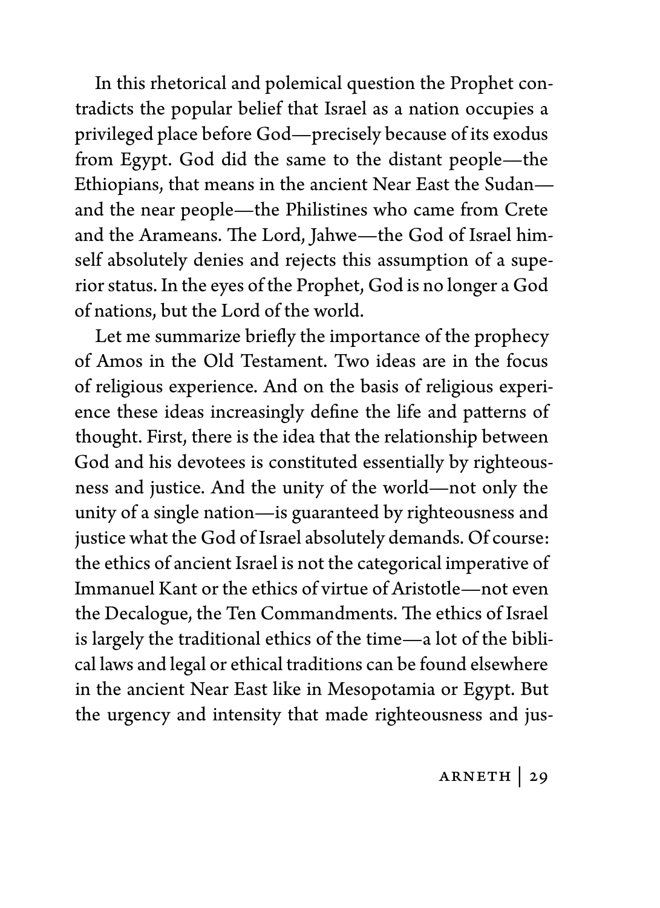In this rhetorical and polemical question the Prophet contradicts the popular belief that Israel as a nation occupies a privileged place before God—precisely because of its exodus from Egypt. God did the same to the distant people—the Ethiopians, that means in the ancient Near East the Sudan—and the near people—the Philistines who came from Crete and the Arameans. The Lord, Jahwe—the God of Israel himself absolutely denies and rejects this assumption of a superior status. In the eyes of the Prophet, God is no longer a God of nations, but the Lord of the world.

Let me summarize briefly the importance of the prophecy of Amos in the Old Testament. Two ideas are in the focus of religious experience. And on the basis of religious experience these ideas increasingly define the life and patterns of thought. First, there is the idea that the relationship between God and his devotees is constituted essentially by righteousness and justice. And the unity of the world—not only the unity of a single nation—is guaranteed by righteousness and justice what the God of Israel absolutely demands. Of course: the ethics of ancient Israel is not the categorical imperative of Immanuel Kant or the ethics of virtue of Aristotle—not even the Decalogue, the Ten Commandments. The ethics of Israel is largely the traditional ethics of the time—a lot of the biblical laws and legal or ethical traditions can be found elsewhere in the ancient Near East like in Mesopotamia or Egypt. But the urgency and intensity that made righteousness and jus-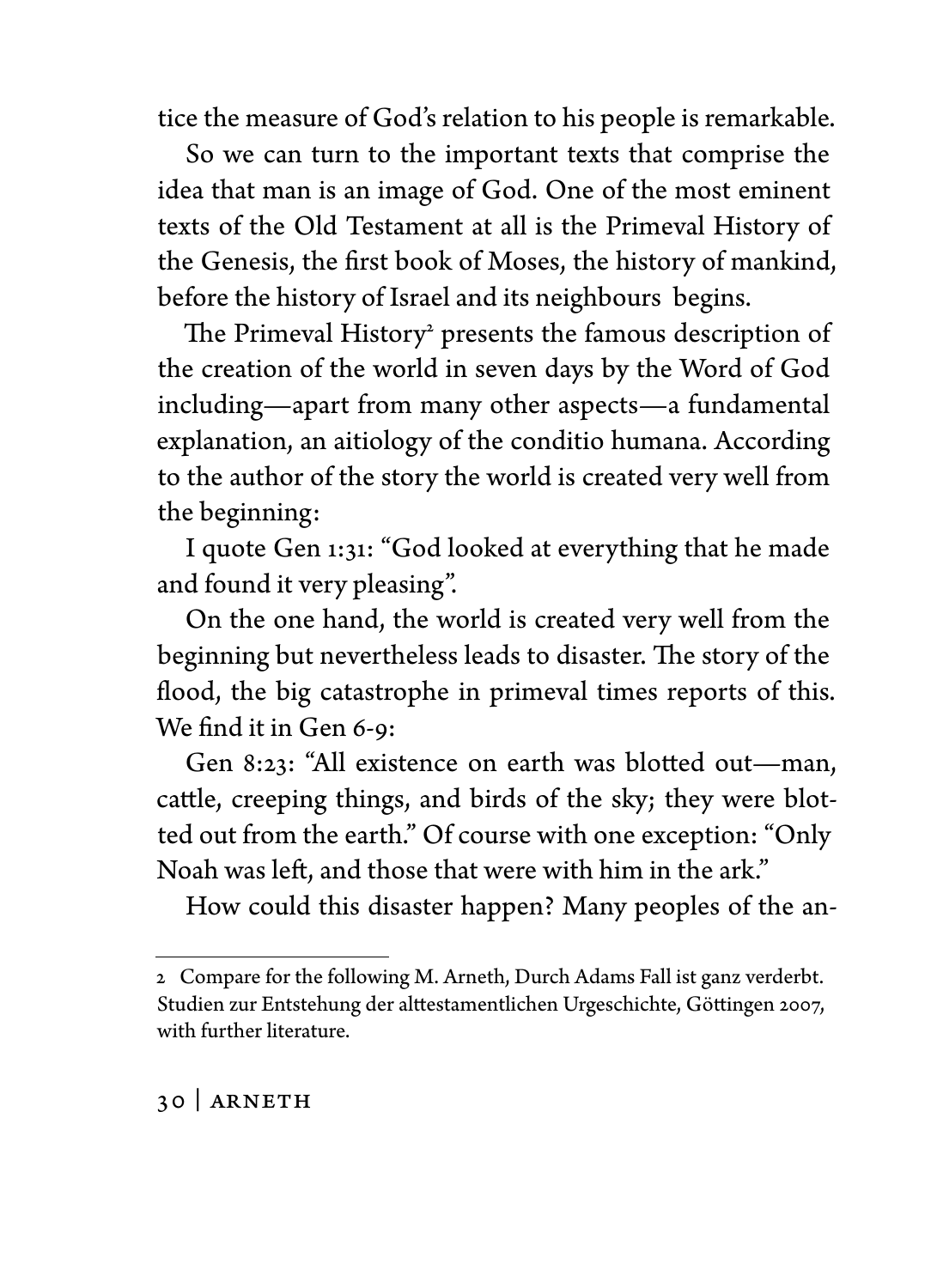tice the measure of God's relation to his people is remarkable.

So we can turn to the important texts that comprise the idea that man is an image of God. One of the most eminent texts of the Old Testament at all is the Primeval History of the Genesis, the first book of Moses, the history of mankind, before the history of Israel and its neighbours begins.

The Primeval History[2] presents the famous description of the creation of the world in seven days by the Word of God including—apart from many other aspects—a fundamental explanation, an aitiology of the conditio humana. According to the author of the story the world is created very well from the beginning:

I quote Gen 1:31: "God looked at everything that he made and found it very pleasing".

On the one hand, the world is created very well from the beginning but nevertheless leads to disaster. The story of the flood, the big catastrophe in primeval times reports of this. We find it in Gen 6-9:

Gen 8:23: "All existence on earth was blotted out—man, cattle, creeping things, and birds of the sky; they were blotted out from the earth." Of course with one exception: "Only Noah was left, and those that were with him in the ark."

How could this disaster happen? Many peoples of the an-

---

2 Compare for the following M. Arneth, Durch Adams Fall ist ganz verderbt. Studien zur Entstehung der alttestamentlichen Urgeschichte, Göttingen 2007, with further literature.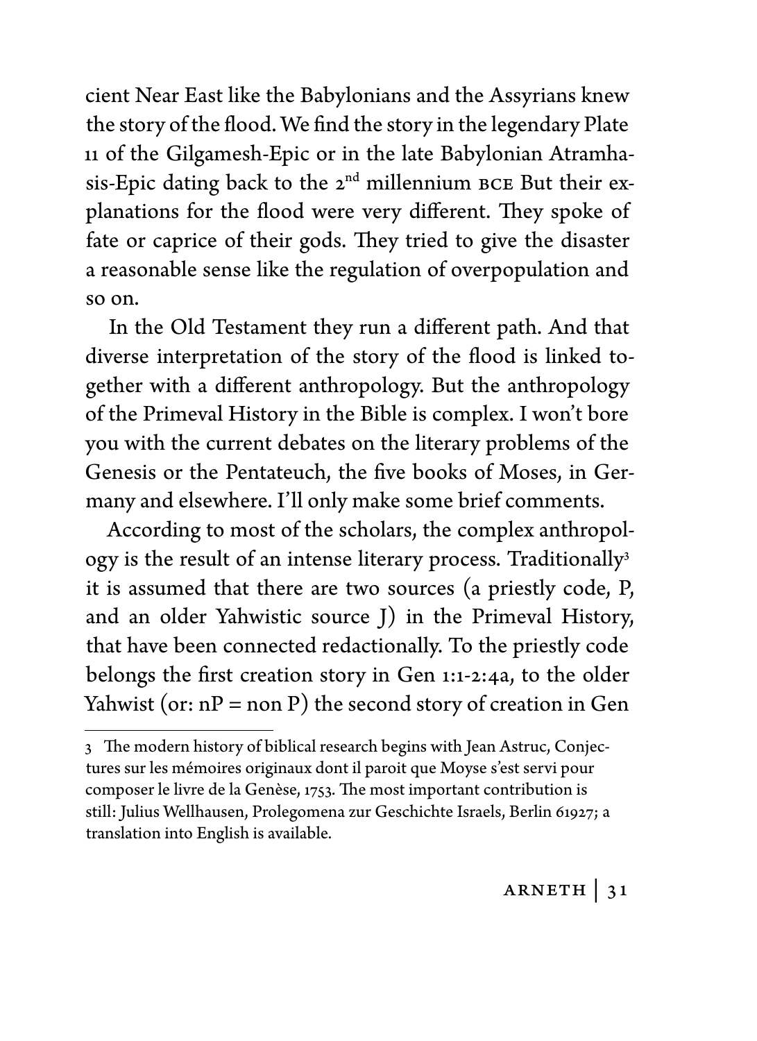cient Near East like the Babylonians and the Assyrians knew the story of the flood. We find the story in the legendary Plate 11 of the Gilgamesh-Epic or in the late Babylonian Atramhasis-Epic dating back to the 2nd millennium BCE But their explanations for the flood were very different. They spoke of fate or caprice of their gods. They tried to give the disaster a reasonable sense like the regulation of overpopulation and so on.

In the Old Testament they run a different path. And that diverse interpretation of the story of the flood is linked together with a different anthropology. But the anthropology of the Primeval History in the Bible is complex. I won't bore you with the current debates on the literary problems of the Genesis or the Pentateuch, the five books of Moses, in Germany and elsewhere. I'll only make some brief comments.

According to most of the scholars, the complex anthropology is the result of an intense literary process. Traditionally[3] it is assumed that there are two sources (a priestly code, P, and an older Yahwistic source J) in the Primeval History, that have been connected redactionally. To the priestly code belongs the first creation story in Gen 1:1-2:4a, to the older Yahwist (or: nP = non P) the second story of creation in Gen

---

3 The modern history of biblical research begins with Jean Astruc, Conjectures sur les mémoires originaux dont il paroit que Moyse s'est servi pour composer le livre de la Genèse, 1753. The most important contribution is still: Julius Wellhausen, Prolegomena zur Geschichte Israels, Berlin 61927; a translation into English is available.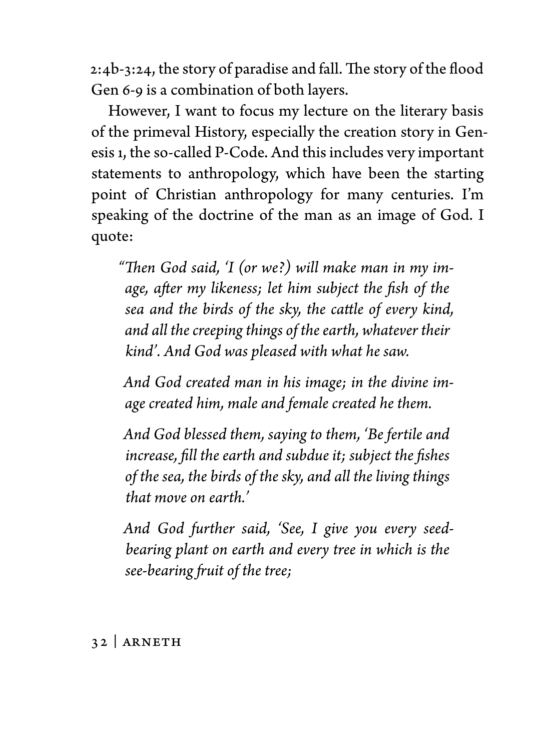2:4b-3:24, the story of paradise and fall. The story of the flood Gen 6-9 is a combination of both layers.

However, I want to focus my lecture on the literary basis of the primeval History, especially the creation story in Genesis 1, the so-called P-Code. And this includes very important statements to anthropology, which have been the starting point of Christian anthropology for many centuries. I'm speaking of the doctrine of the man as an image of God. I quote:

> *"Then God said, 'I (or we?) will make man in my image, after my likeness; let him subject the fish of the sea and the birds of the sky, the cattle of every kind, and all the creeping things of the earth, whatever their kind'. And God was pleased with what he saw.*
>
> *And God created man in his image; in the divine image created him, male and female created he them.*
>
> *And God blessed them, saying to them, 'Be fertile and increase, fill the earth and subdue it; subject the fishes of the sea, the birds of the sky, and all the living things that move on earth.'*
>
> *And God further said, 'See, I give you every seed-bearing plant on earth and every tree in which is the see-bearing fruit of the tree;*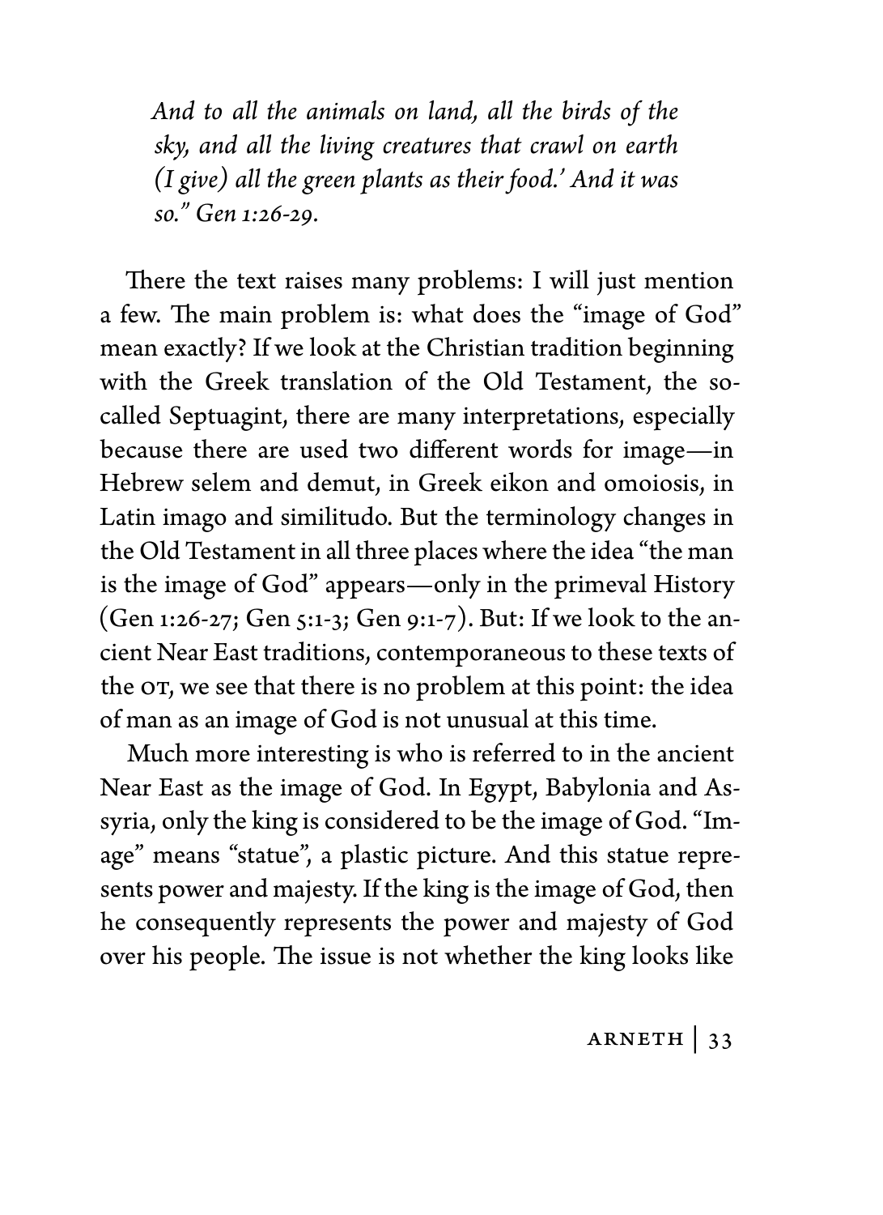*And to all the animals on land, all the birds of the sky, and all the living creatures that crawl on earth (I give) all the green plants as their food.' And it was so." Gen 1:26-29.*

There the text raises many problems: I will just mention a few. The main problem is: what does the "image of God" mean exactly? If we look at the Christian tradition beginning with the Greek translation of the Old Testament, the so-called Septuagint, there are many interpretations, especially because there are used two different words for image—in Hebrew selem and demut, in Greek eikon and omoiosis, in Latin imago and similitudo. But the terminology changes in the Old Testament in all three places where the idea "the man is the image of God" appears—only in the primeval History (Gen 1:26-27; Gen 5:1-3; Gen 9:1-7). But: If we look to the ancient Near East traditions, contemporaneous to these texts of the OT, we see that there is no problem at this point: the idea of man as an image of God is not unusual at this time.

Much more interesting is who is referred to in the ancient Near East as the image of God. In Egypt, Babylonia and Assyria, only the king is considered to be the image of God. "Image" means "statue", a plastic picture. And this statue represents power and majesty. If the king is the image of God, then he consequently represents the power and majesty of God over his people. The issue is not whether the king looks like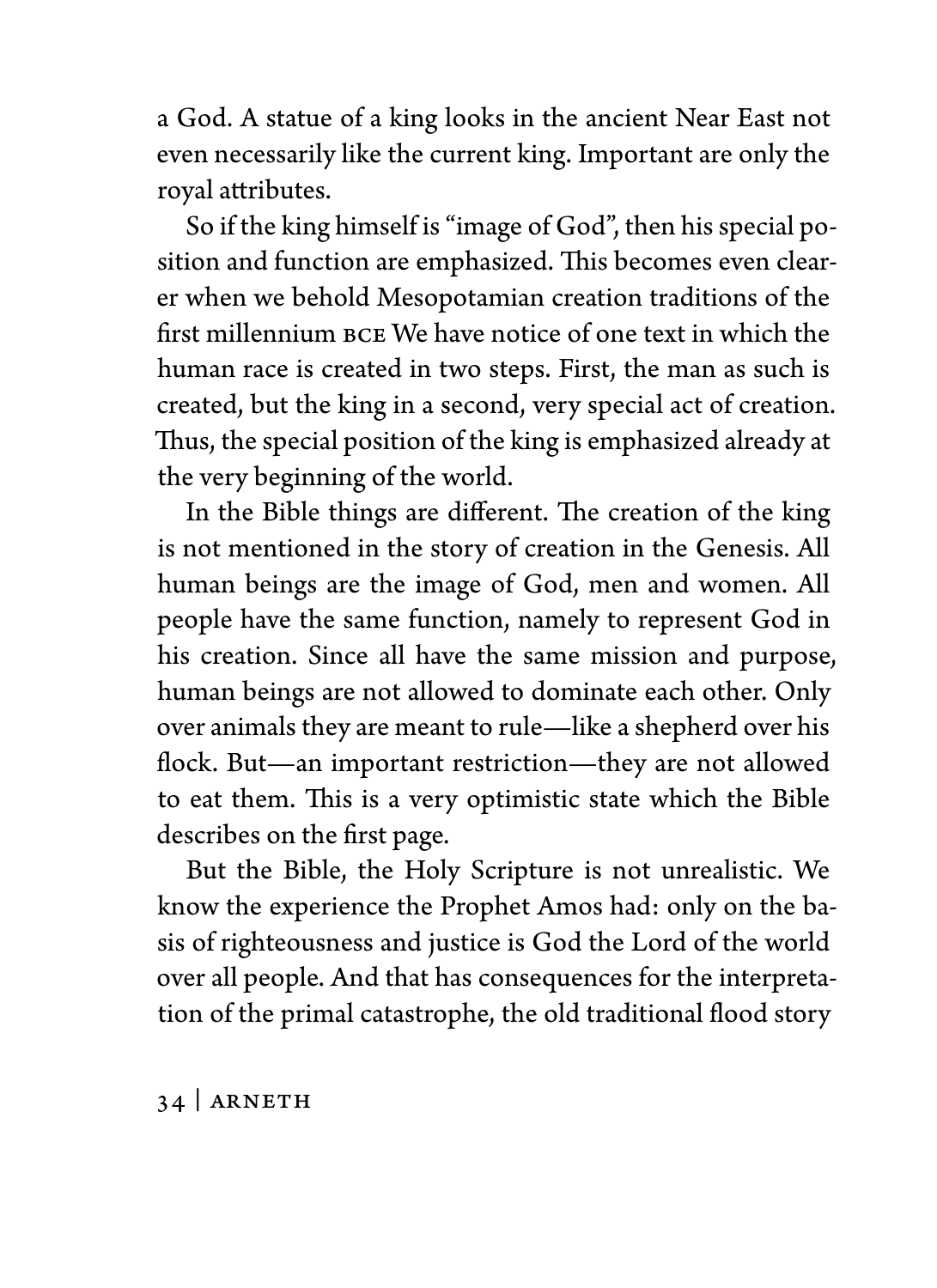a God. A statue of a king looks in the ancient Near East not even necessarily like the current king. Important are only the royal attributes.

So if the king himself is "image of God", then his special position and function are emphasized. This becomes even clearer when we behold Mesopotamian creation traditions of the first millennium BCE We have notice of one text in which the human race is created in two steps. First, the man as such is created, but the king in a second, very special act of creation. Thus, the special position of the king is emphasized already at the very beginning of the world.

In the Bible things are different. The creation of the king is not mentioned in the story of creation in the Genesis. All human beings are the image of God, men and women. All people have the same function, namely to represent God in his creation. Since all have the same mission and purpose, human beings are not allowed to dominate each other. Only over animals they are meant to rule—like a shepherd over his flock. But—an important restriction—they are not allowed to eat them. This is a very optimistic state which the Bible describes on the first page.

But the Bible, the Holy Scripture is not unrealistic. We know the experience the Prophet Amos had: only on the basis of righteousness and justice is God the Lord of the world over all people. And that has consequences for the interpretation of the primal catastrophe, the old traditional flood story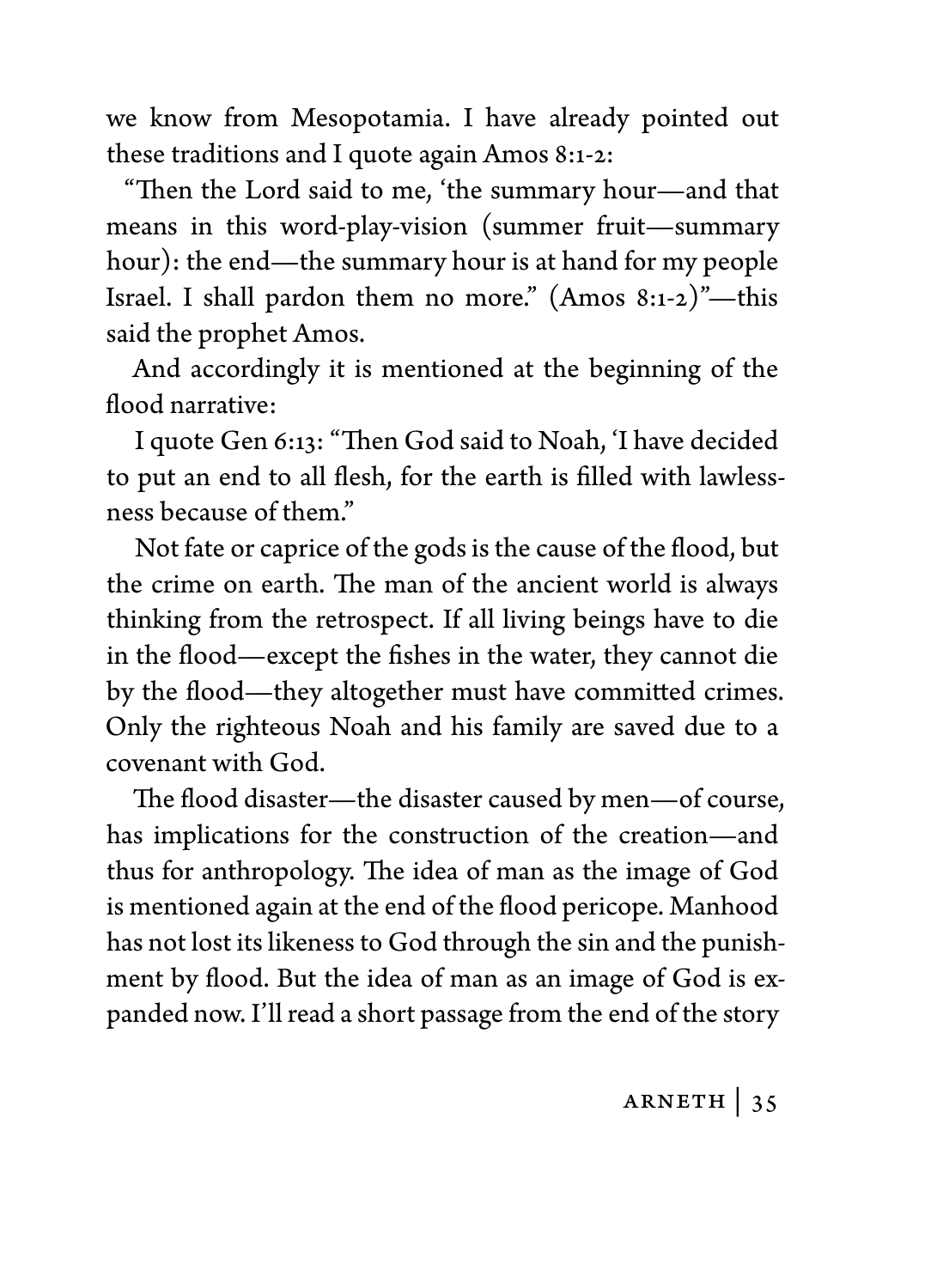we know from Mesopotamia. I have already pointed out these traditions and I quote again Amos 8:1-2:

"Then the Lord said to me, 'the summary hour—and that means in this word-play-vision (summer fruit—summary hour): the end—the summary hour is at hand for my people Israel. I shall pardon them no more." (Amos 8:1-2)"—this said the prophet Amos.

And accordingly it is mentioned at the beginning of the flood narrative:

I quote Gen 6:13: "Then God said to Noah, 'I have decided to put an end to all flesh, for the earth is filled with lawlessness because of them."

Not fate or caprice of the gods is the cause of the flood, but the crime on earth. The man of the ancient world is always thinking from the retrospect. If all living beings have to die in the flood—except the fishes in the water, they cannot die by the flood—they altogether must have committed crimes. Only the righteous Noah and his family are saved due to a covenant with God.

The flood disaster—the disaster caused by men—of course, has implications for the construction of the creation—and thus for anthropology. The idea of man as the image of God is mentioned again at the end of the flood pericope. Manhood has not lost its likeness to God through the sin and the punishment by flood. But the idea of man as an image of God is expanded now. I'll read a short passage from the end of the story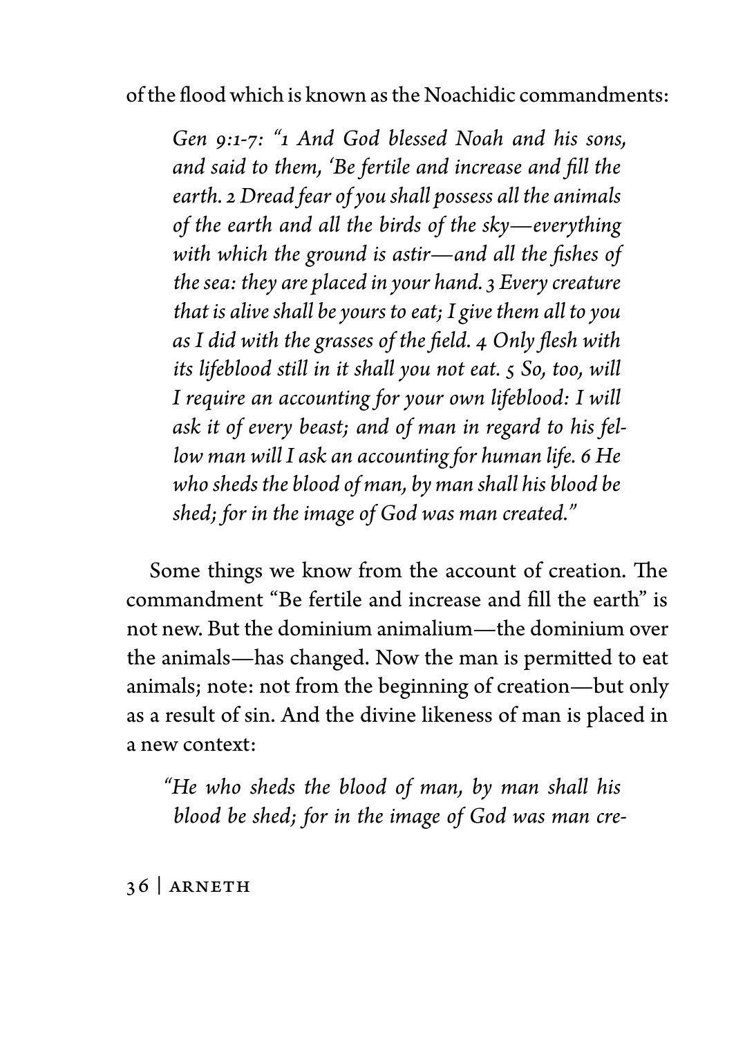of the flood which is known as the Noachidic commandments:

> *Gen 9:1-7: "1 And God blessed Noah and his sons, and said to them, 'Be fertile and increase and fill the earth. 2 Dread fear of you shall possess all the animals of the earth and all the birds of the sky—everything with which the ground is astir—and all the fishes of the sea: they are placed in your hand. 3 Every creature that is alive shall be yours to eat; I give them all to you as I did with the grasses of the field. 4 Only flesh with its lifeblood still in it shall you not eat. 5 So, too, will I require an accounting for your own lifeblood: I will ask it of every beast; and of man in regard to his fellow man will I ask an accounting for human life. 6 He who sheds the blood of man, by man shall his blood be shed; for in the image of God was man created."*

Some things we know from the account of creation. The commandment "Be fertile and increase and fill the earth" is not new. But the dominium animalium—the dominium over the animals—has changed. Now the man is permitted to eat animals; note: not from the beginning of creation—but only as a result of sin. And the divine likeness of man is placed in a new context:

> *"He who sheds the blood of man, by man shall his blood be shed; for in the image of God was man cre-*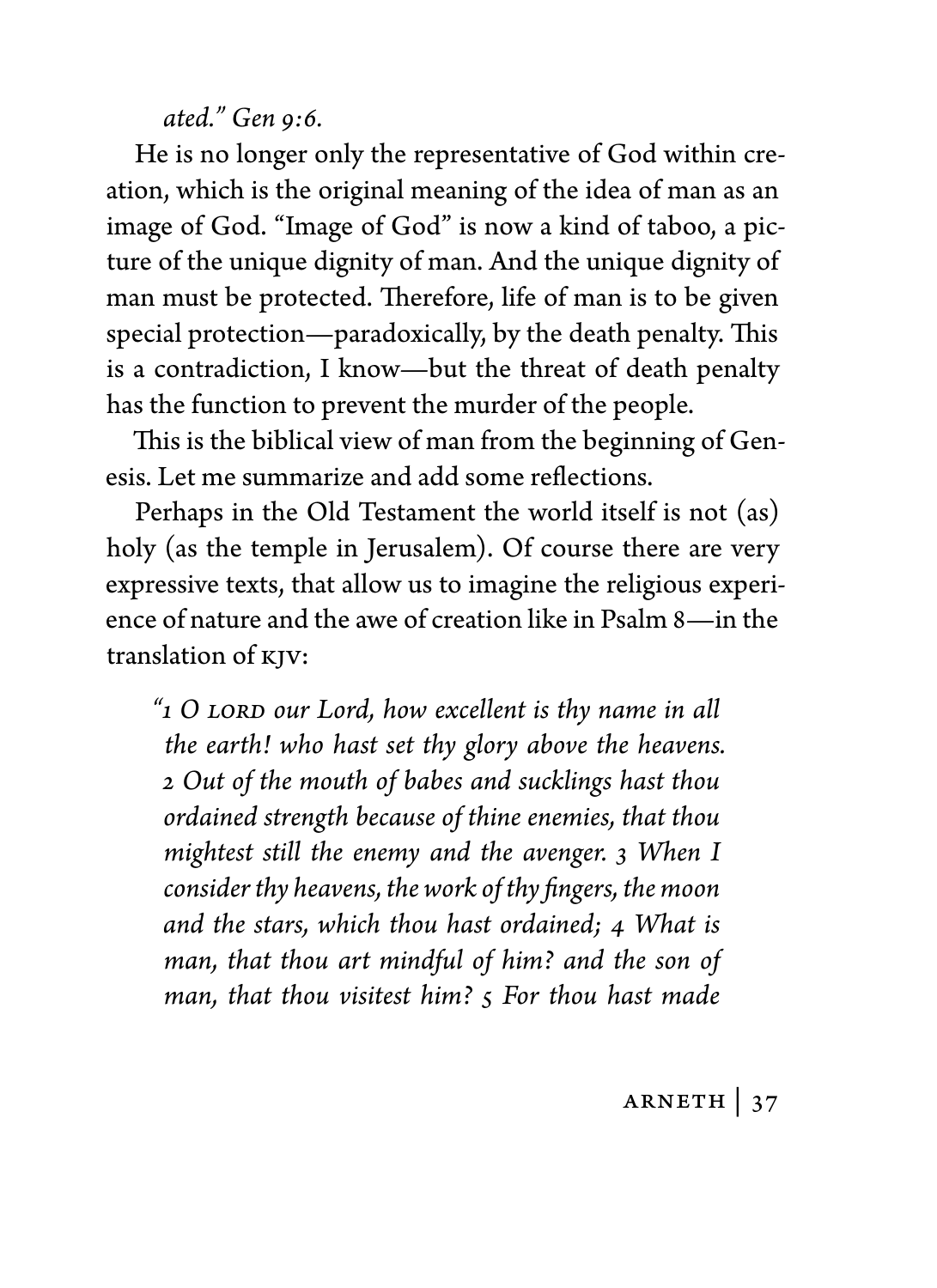*ated." Gen 9:6.*

He is no longer only the representative of God within creation, which is the original meaning of the idea of man as an image of God. "Image of God" is now a kind of taboo, a picture of the unique dignity of man. And the unique dignity of man must be protected. Therefore, life of man is to be given special protection—paradoxically, by the death penalty. This is a contradiction, I know—but the threat of death penalty has the function to prevent the murder of the people.

This is the biblical view of man from the beginning of Genesis. Let me summarize and add some reflections.

Perhaps in the Old Testament the world itself is not (as) holy (as the temple in Jerusalem). Of course there are very expressive texts, that allow us to imagine the religious experience of nature and the awe of creation like in Psalm 8—in the translation of KJV:

> *"1 O LORD our Lord, how excellent is thy name in all the earth! who hast set thy glory above the heavens. 2 Out of the mouth of babes and sucklings hast thou ordained strength because of thine enemies, that thou mightest still the enemy and the avenger. 3 When I consider thy heavens, the work of thy fingers, the moon and the stars, which thou hast ordained; 4 What is man, that thou art mindful of him? and the son of man, that thou visitest him? 5 For thou hast made*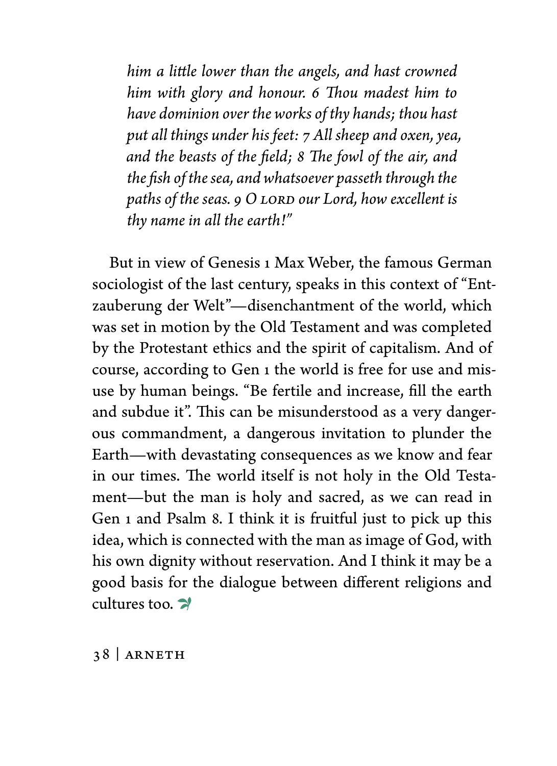*him a little lower than the angels, and hast crowned him with glory and honour. 6 Thou madest him to have dominion over the works of thy hands; thou hast put all things under his feet: 7 All sheep and oxen, yea, and the beasts of the field; 8 The fowl of the air, and the fish of the sea, and whatsoever passeth through the paths of the seas. 9 O LORD our Lord, how excellent is thy name in all the earth!"*

But in view of Genesis 1 Max Weber, the famous German sociologist of the last century, speaks in this context of "Entzauberung der Welt"—disenchantment of the world, which was set in motion by the Old Testament and was completed by the Protestant ethics and the spirit of capitalism. And of course, according to Gen 1 the world is free for use and misuse by human beings. "Be fertile and increase, fill the earth and subdue it". This can be misunderstood as a very dangerous commandment, a dangerous invitation to plunder the Earth—with devastating consequences as we know and fear in our times. The world itself is not holy in the Old Testament—but the man is holy and sacred, as we can read in Gen 1 and Psalm 8. I think it is fruitful just to pick up this idea, which is connected with the man as image of God, with his own dignity without reservation. And I think it may be a good basis for the dialogue between different religions and cultures too.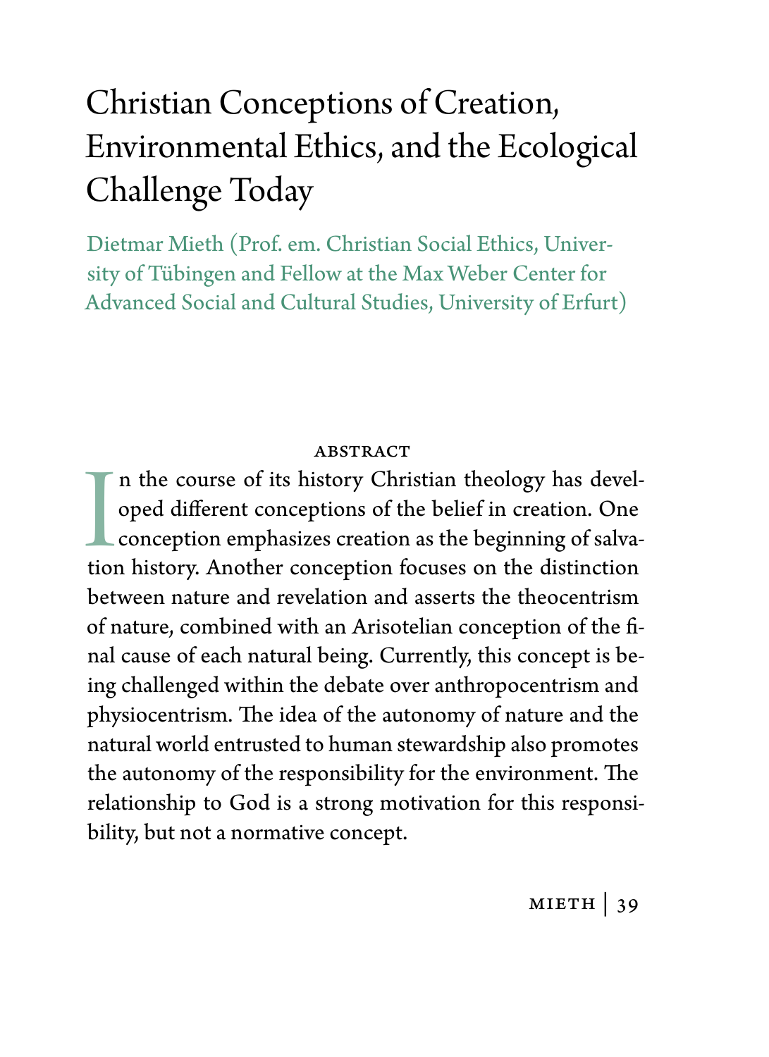# Christian Conceptions of Creation, Environmental Ethics, and the Ecological Challenge Today

Dietmar Mieth (Prof. em. Christian Social Ethics, University of Tübingen and Fellow at the Max Weber Center for Advanced Social and Cultural Studies, University of Erfurt)

## ABSTRACT

In the course of its history Christian theology has developed different conceptions of the belief in creation. One conception emphasizes creation as the beginning of salvation history. Another conception focuses on the distinction between nature and revelation and asserts the theocentrism of nature, combined with an Arisotelian conception of the final cause of each natural being. Currently, this concept is being challenged within the debate over anthropocentrism and physiocentrism. The idea of the autonomy of nature and the natural world entrusted to human stewardship also promotes the autonomy of the responsibility for the environment. The relationship to God is a strong motivation for this responsibility, but not a normative concept.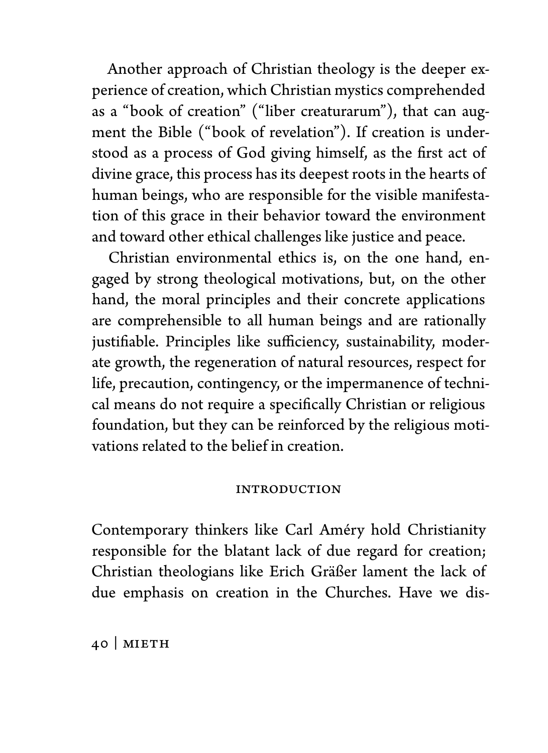Another approach of Christian theology is the deeper experience of creation, which Christian mystics comprehended as a "book of creation" ("liber creaturarum"), that can augment the Bible ("book of revelation"). If creation is understood as a process of God giving himself, as the first act of divine grace, this process has its deepest roots in the hearts of human beings, who are responsible for the visible manifestation of this grace in their behavior toward the environment and toward other ethical challenges like justice and peace.

Christian environmental ethics is, on the one hand, engaged by strong theological motivations, but, on the other hand, the moral principles and their concrete applications are comprehensible to all human beings and are rationally justifiable. Principles like sufficiency, sustainability, moderate growth, the regeneration of natural resources, respect for life, precaution, contingency, or the impermanence of technical means do not require a specifically Christian or religious foundation, but they can be reinforced by the religious motivations related to the belief in creation.

## INTRODUCTION

Contemporary thinkers like Carl Améry hold Christianity responsible for the blatant lack of due regard for creation; Christian theologians like Erich Gräßer lament the lack of due emphasis on creation in the Churches. Have we dis-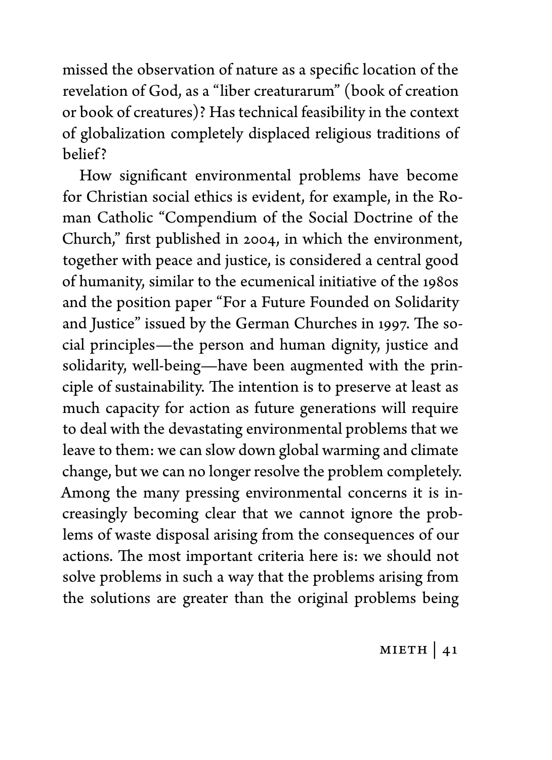missed the observation of nature as a specific location of the revelation of God, as a "liber creaturarum" (book of creation or book of creatures)? Has technical feasibility in the context of globalization completely displaced religious traditions of belief?

How significant environmental problems have become for Christian social ethics is evident, for example, in the Roman Catholic "Compendium of the Social Doctrine of the Church," first published in 2004, in which the environment, together with peace and justice, is considered a central good of humanity, similar to the ecumenical initiative of the 1980s and the position paper "For a Future Founded on Solidarity and Justice" issued by the German Churches in 1997. The social principles—the person and human dignity, justice and solidarity, well-being—have been augmented with the principle of sustainability. The intention is to preserve at least as much capacity for action as future generations will require to deal with the devastating environmental problems that we leave to them: we can slow down global warming and climate change, but we can no longer resolve the problem completely. Among the many pressing environmental concerns it is increasingly becoming clear that we cannot ignore the problems of waste disposal arising from the consequences of our actions. The most important criteria here is: we should not solve problems in such a way that the problems arising from the solutions are greater than the original problems being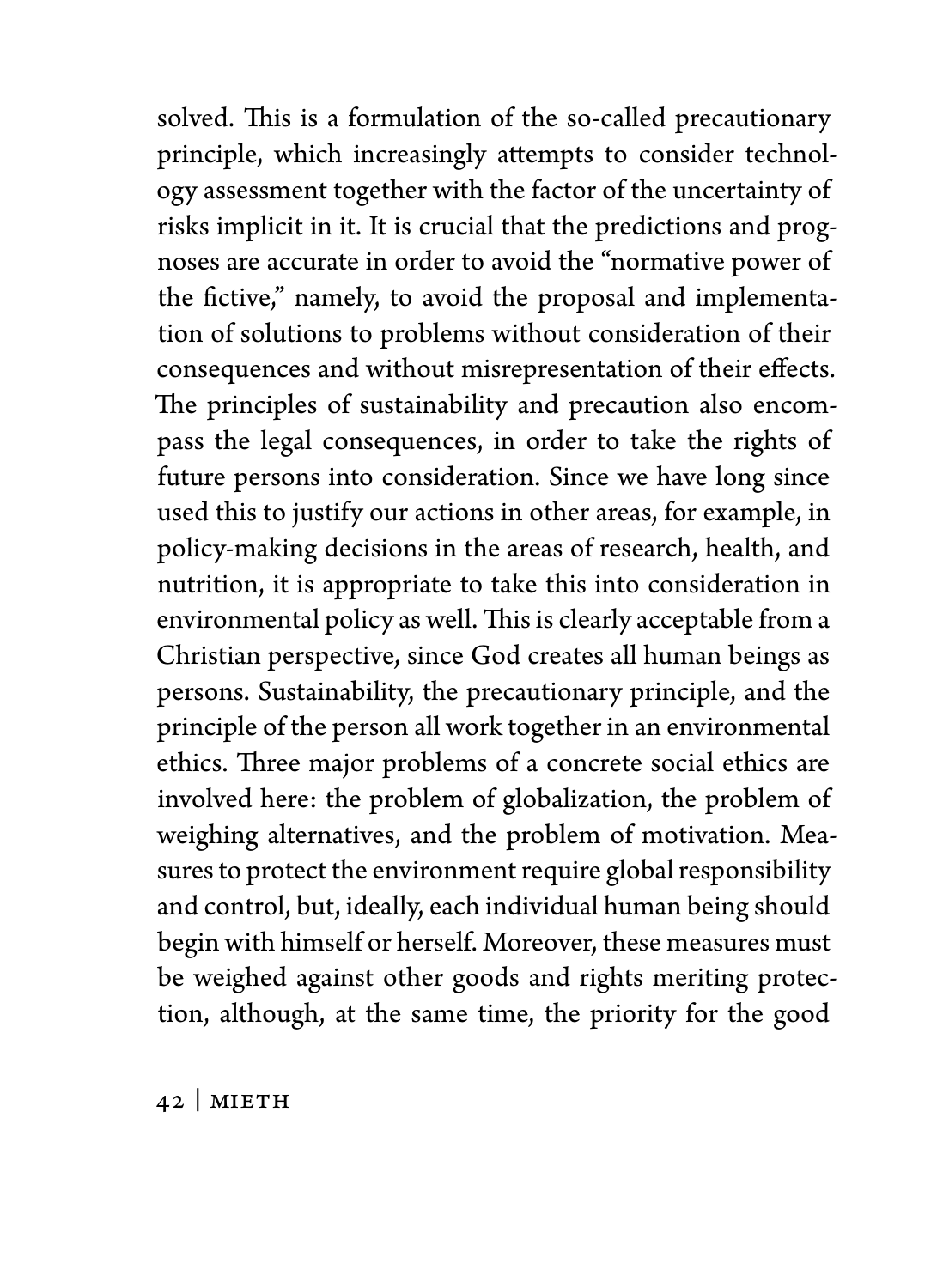solved. This is a formulation of the so-called precautionary principle, which increasingly attempts to consider technology assessment together with the factor of the uncertainty of risks implicit in it. It is crucial that the predictions and prognoses are accurate in order to avoid the "normative power of the fictive," namely, to avoid the proposal and implementation of solutions to problems without consideration of their consequences and without misrepresentation of their effects. The principles of sustainability and precaution also encompass the legal consequences, in order to take the rights of future persons into consideration. Since we have long since used this to justify our actions in other areas, for example, in policy-making decisions in the areas of research, health, and nutrition, it is appropriate to take this into consideration in environmental policy as well. This is clearly acceptable from a Christian perspective, since God creates all human beings as persons. Sustainability, the precautionary principle, and the principle of the person all work together in an environmental ethics. Three major problems of a concrete social ethics are involved here: the problem of globalization, the problem of weighing alternatives, and the problem of motivation. Measures to protect the environment require global responsibility and control, but, ideally, each individual human being should begin with himself or herself. Moreover, these measures must be weighed against other goods and rights meriting protection, although, at the same time, the priority for the good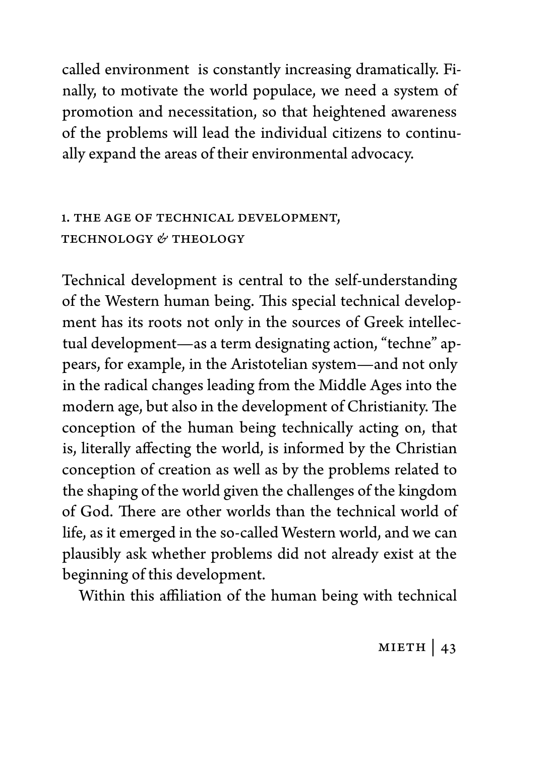called environment is constantly increasing dramatically. Finally, to motivate the world populace, we need a system of promotion and necessitation, so that heightened awareness of the problems will lead the individual citizens to continually expand the areas of their environmental advocacy.

## 1. THE AGE OF TECHNICAL DEVELOPMENT, TECHNOLOGY & THEOLOGY

Technical development is central to the self-understanding of the Western human being. This special technical development has its roots not only in the sources of Greek intellectual development—as a term designating action, "techne" appears, for example, in the Aristotelian system—and not only in the radical changes leading from the Middle Ages into the modern age, but also in the development of Christianity. The conception of the human being technically acting on, that is, literally affecting the world, is informed by the Christian conception of creation as well as by the problems related to the shaping of the world given the challenges of the kingdom of God. There are other worlds than the technical world of life, as it emerged in the so-called Western world, and we can plausibly ask whether problems did not already exist at the beginning of this development.

Within this affiliation of the human being with technical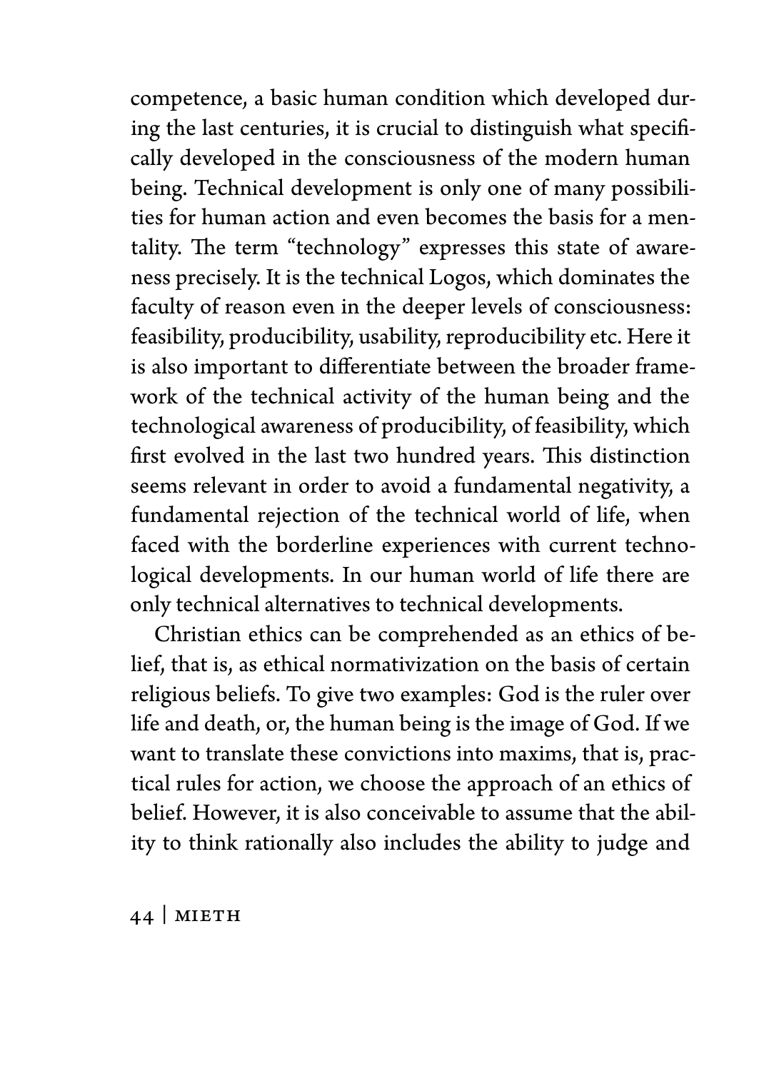competence, a basic human condition which developed during the last centuries, it is crucial to distinguish what specifically developed in the consciousness of the modern human being. Technical development is only one of many possibilities for human action and even becomes the basis for a mentality. The term "technology" expresses this state of awareness precisely. It is the technical Logos, which dominates the faculty of reason even in the deeper levels of consciousness: feasibility, producibility, usability, reproducibility etc. Here it is also important to differentiate between the broader framework of the technical activity of the human being and the technological awareness of producibility, of feasibility, which first evolved in the last two hundred years. This distinction seems relevant in order to avoid a fundamental negativity, a fundamental rejection of the technical world of life, when faced with the borderline experiences with current technological developments. In our human world of life there are only technical alternatives to technical developments.

Christian ethics can be comprehended as an ethics of belief, that is, as ethical normativization on the basis of certain religious beliefs. To give two examples: God is the ruler over life and death, or, the human being is the image of God. If we want to translate these convictions into maxims, that is, practical rules for action, we choose the approach of an ethics of belief. However, it is also conceivable to assume that the ability to think rationally also includes the ability to judge and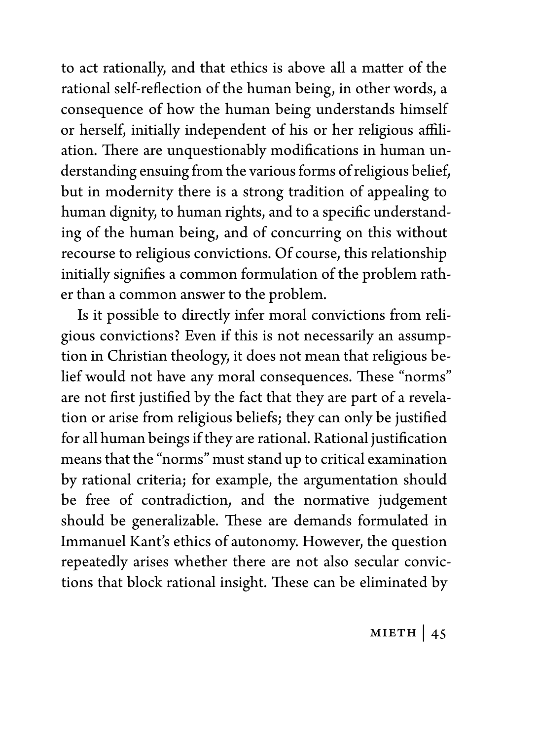to act rationally, and that ethics is above all a matter of the rational self-reflection of the human being, in other words, a consequence of how the human being understands himself or herself, initially independent of his or her religious affiliation. There are unquestionably modifications in human understanding ensuing from the various forms of religious belief, but in modernity there is a strong tradition of appealing to human dignity, to human rights, and to a specific understanding of the human being, and of concurring on this without recourse to religious convictions. Of course, this relationship initially signifies a common formulation of the problem rather than a common answer to the problem.

Is it possible to directly infer moral convictions from religious convictions? Even if this is not necessarily an assumption in Christian theology, it does not mean that religious belief would not have any moral consequences. These "norms" are not first justified by the fact that they are part of a revelation or arise from religious beliefs; they can only be justified for all human beings if they are rational. Rational justification means that the "norms" must stand up to critical examination by rational criteria; for example, the argumentation should be free of contradiction, and the normative judgement should be generalizable. These are demands formulated in Immanuel Kant's ethics of autonomy. However, the question repeatedly arises whether there are not also secular convictions that block rational insight. These can be eliminated by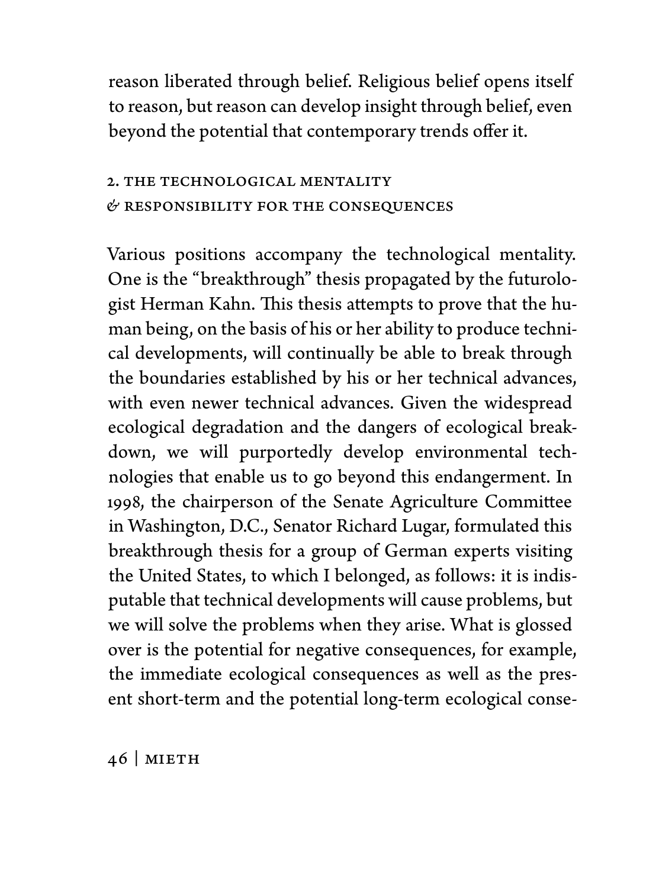reason liberated through belief. Religious belief opens itself to reason, but reason can develop insight through belief, even beyond the potential that contemporary trends offer it.

## 2. The Technological Mentality & Responsibility for the Consequences

Various positions accompany the technological mentality. One is the "breakthrough" thesis propagated by the futurologist Herman Kahn. This thesis attempts to prove that the human being, on the basis of his or her ability to produce technical developments, will continually be able to break through the boundaries established by his or her technical advances, with even newer technical advances. Given the widespread ecological degradation and the dangers of ecological breakdown, we will purportedly develop environmental technologies that enable us to go beyond this endangerment. In 1998, the chairperson of the Senate Agriculture Committee in Washington, D.C., Senator Richard Lugar, formulated this breakthrough thesis for a group of German experts visiting the United States, to which I belonged, as follows: it is indisputable that technical developments will cause problems, but we will solve the problems when they arise. What is glossed over is the potential for negative consequences, for example, the immediate ecological consequences as well as the present short-term and the potential long-term ecological conse-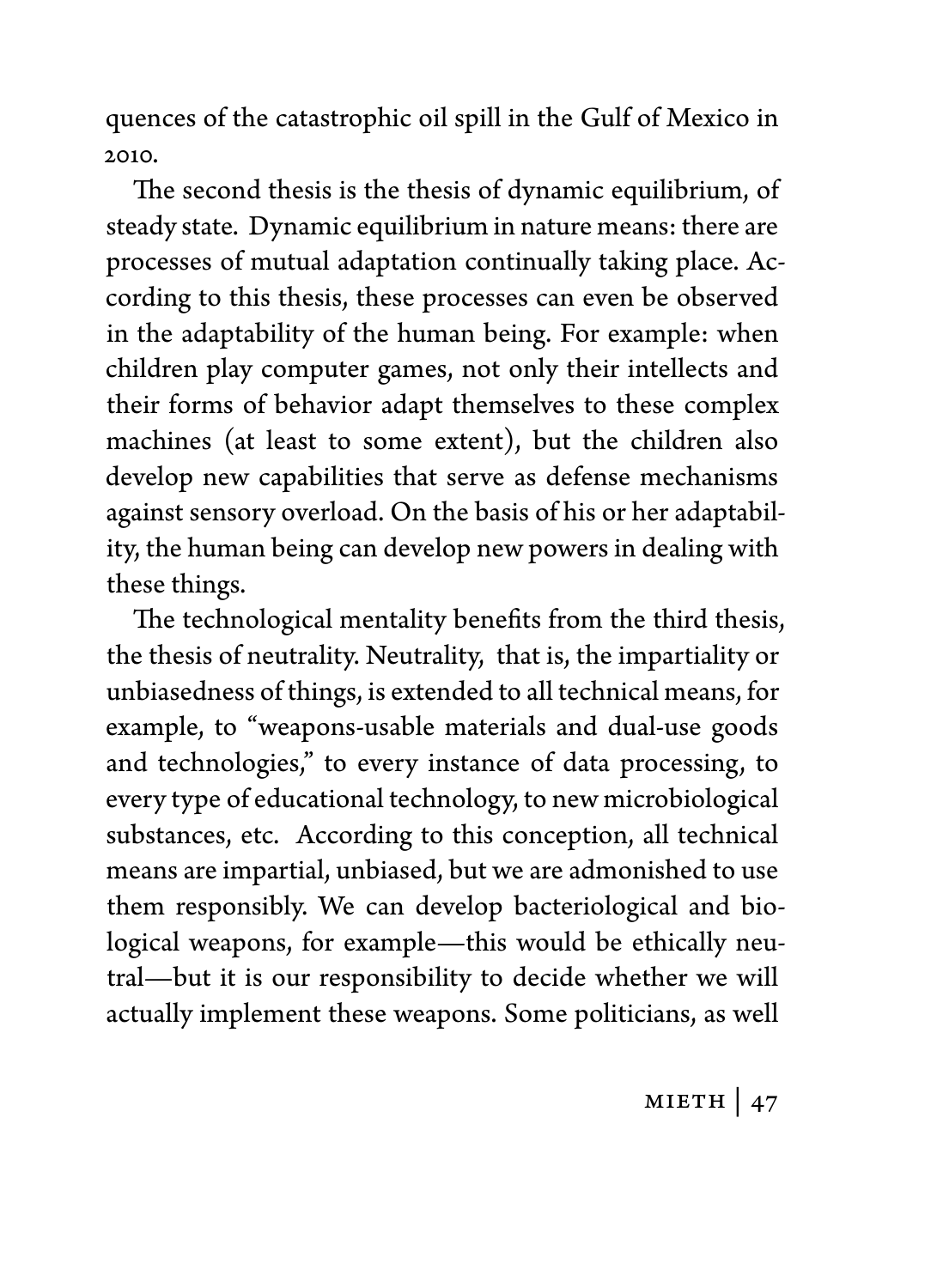quences of the catastrophic oil spill in the Gulf of Mexico in 2010.

The second thesis is the thesis of dynamic equilibrium, of steady state. Dynamic equilibrium in nature means: there are processes of mutual adaptation continually taking place. According to this thesis, these processes can even be observed in the adaptability of the human being. For example: when children play computer games, not only their intellects and their forms of behavior adapt themselves to these complex machines (at least to some extent), but the children also develop new capabilities that serve as defense mechanisms against sensory overload. On the basis of his or her adaptability, the human being can develop new powers in dealing with these things.

The technological mentality benefits from the third thesis, the thesis of neutrality. Neutrality, that is, the impartiality or unbiasedness of things, is extended to all technical means, for example, to "weapons-usable materials and dual-use goods and technologies," to every instance of data processing, to every type of educational technology, to new microbiological substances, etc. According to this conception, all technical means are impartial, unbiased, but we are admonished to use them responsibly. We can develop bacteriological and biological weapons, for example—this would be ethically neutral—but it is our responsibility to decide whether we will actually implement these weapons. Some politicians, as well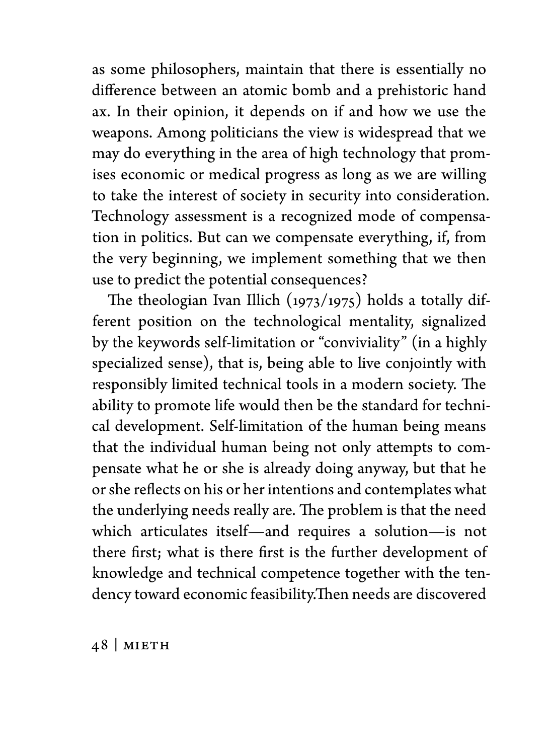as some philosophers, maintain that there is essentially no difference between an atomic bomb and a prehistoric hand ax. In their opinion, it depends on if and how we use the weapons. Among politicians the view is widespread that we may do everything in the area of high technology that promises economic or medical progress as long as we are willing to take the interest of society in security into consideration. Technology assessment is a recognized mode of compensation in politics. But can we compensate everything, if, from the very beginning, we implement something that we then use to predict the potential consequences?

The theologian Ivan Illich (1973/1975) holds a totally different position on the technological mentality, signalized by the keywords self-limitation or "conviviality" (in a highly specialized sense), that is, being able to live conjointly with responsibly limited technical tools in a modern society. The ability to promote life would then be the standard for technical development. Self-limitation of the human being means that the individual human being not only attempts to compensate what he or she is already doing anyway, but that he or she reflects on his or her intentions and contemplates what the underlying needs really are. The problem is that the need which articulates itself—and requires a solution—is not there first; what is there first is the further development of knowledge and technical competence together with the tendency toward economic feasibility. Then needs are discovered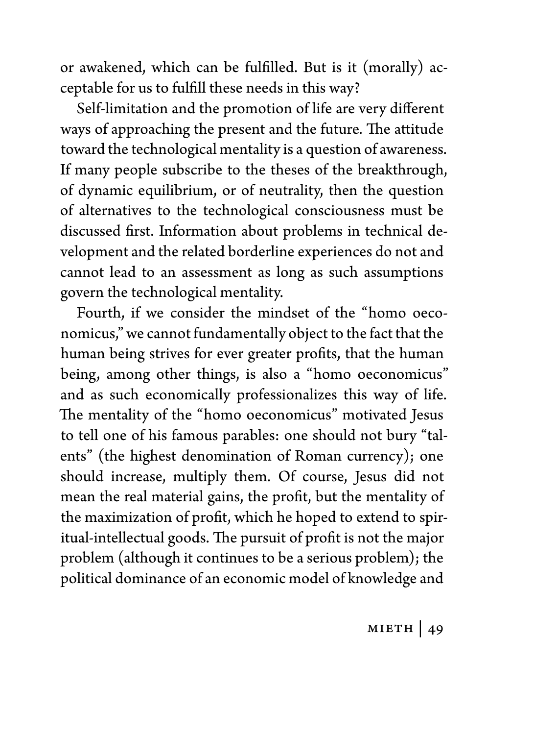or awakened, which can be fulfilled. But is it (morally) acceptable for us to fulfill these needs in this way?

Self-limitation and the promotion of life are very different ways of approaching the present and the future. The attitude toward the technological mentality is a question of awareness. If many people subscribe to the theses of the breakthrough, of dynamic equilibrium, or of neutrality, then the question of alternatives to the technological consciousness must be discussed first. Information about problems in technical development and the related borderline experiences do not and cannot lead to an assessment as long as such assumptions govern the technological mentality.

Fourth, if we consider the mindset of the "homo oeconomicus," we cannot fundamentally object to the fact that the human being strives for ever greater profits, that the human being, among other things, is also a "homo oeconomicus" and as such economically professionalizes this way of life. The mentality of the "homo oeconomicus" motivated Jesus to tell one of his famous parables: one should not bury "talents" (the highest denomination of Roman currency); one should increase, multiply them. Of course, Jesus did not mean the real material gains, the profit, but the mentality of the maximization of profit, which he hoped to extend to spiritual-intellectual goods. The pursuit of profit is not the major problem (although it continues to be a serious problem); the political dominance of an economic model of knowledge and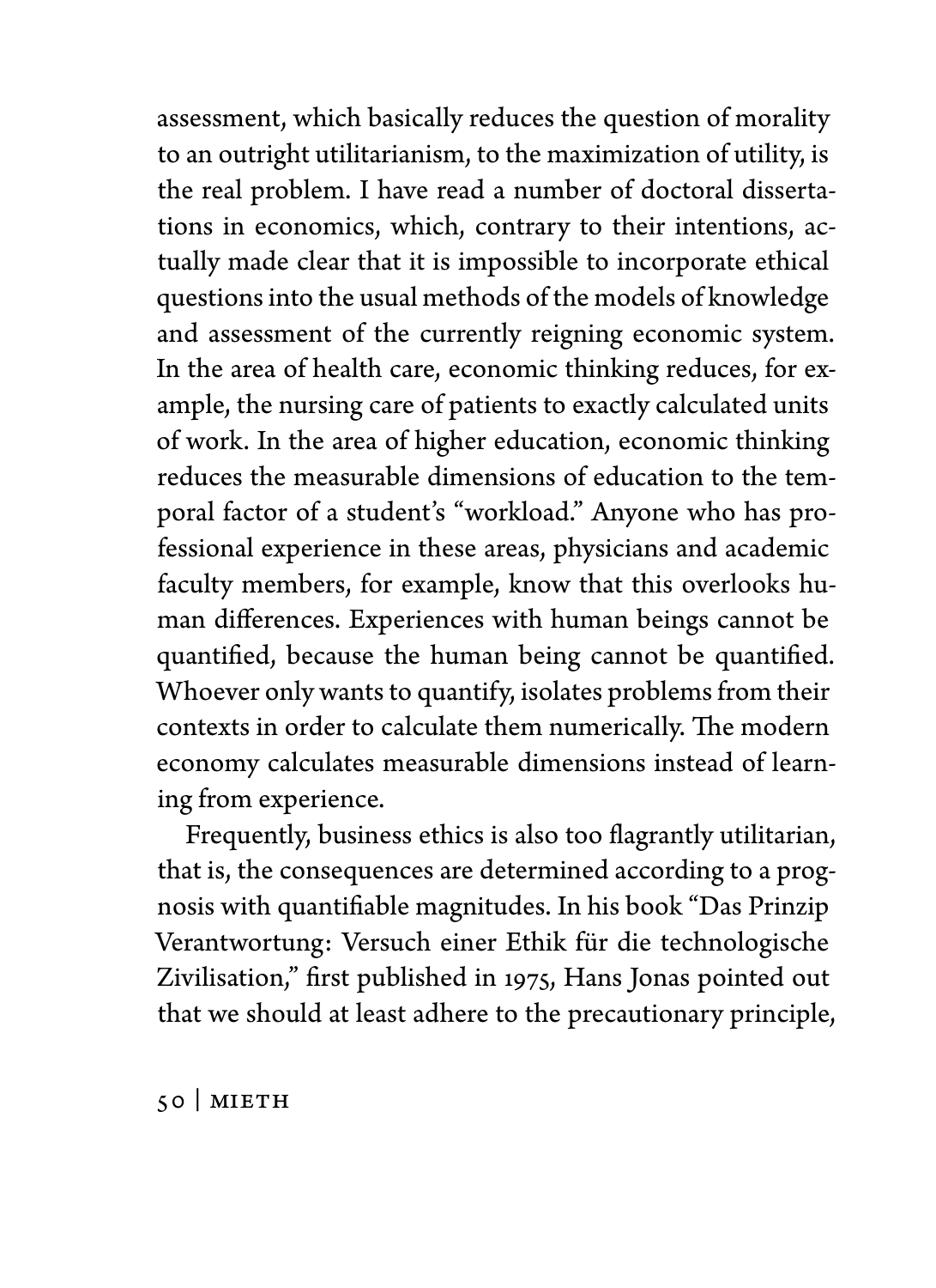assessment, which basically reduces the question of morality to an outright utilitarianism, to the maximization of utility, is the real problem. I have read a number of doctoral dissertations in economics, which, contrary to their intentions, actually made clear that it is impossible to incorporate ethical questions into the usual methods of the models of knowledge and assessment of the currently reigning economic system. In the area of health care, economic thinking reduces, for example, the nursing care of patients to exactly calculated units of work. In the area of higher education, economic thinking reduces the measurable dimensions of education to the temporal factor of a student's "workload." Anyone who has professional experience in these areas, physicians and academic faculty members, for example, know that this overlooks human differences. Experiences with human beings cannot be quantified, because the human being cannot be quantified. Whoever only wants to quantify, isolates problems from their contexts in order to calculate them numerically. The modern economy calculates measurable dimensions instead of learning from experience.

Frequently, business ethics is also too flagrantly utilitarian, that is, the consequences are determined according to a prognosis with quantifiable magnitudes. In his book "Das Prinzip Verantwortung: Versuch einer Ethik für die technologische Zivilisation," first published in 1975, Hans Jonas pointed out that we should at least adhere to the precautionary principle,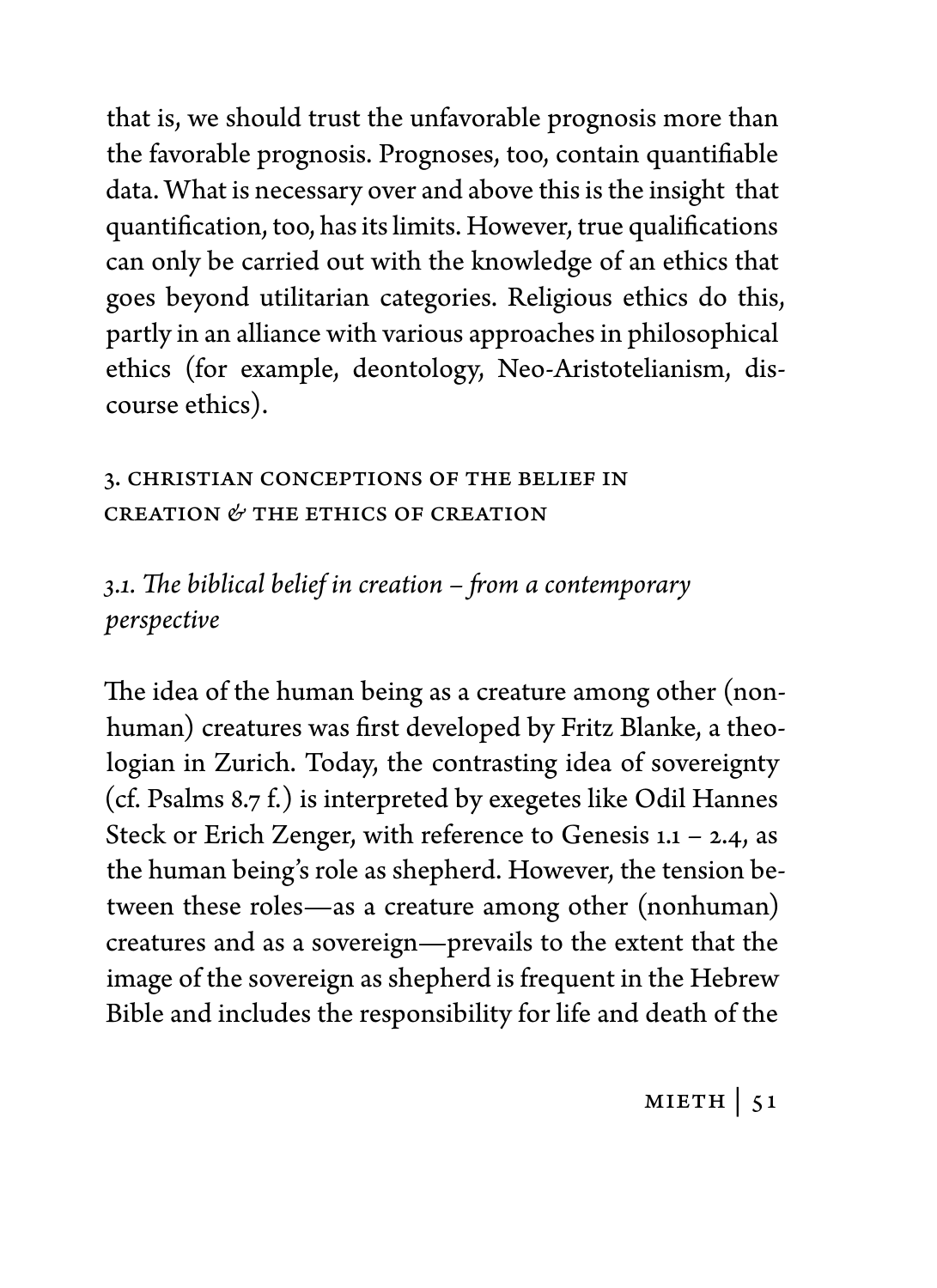that is, we should trust the unfavorable prognosis more than the favorable prognosis. Prognoses, too, contain quantifiable data. What is necessary over and above this is the insight that quantification, too, has its limits. However, true qualifications can only be carried out with the knowledge of an ethics that goes beyond utilitarian categories. Religious ethics do this, partly in an alliance with various approaches in philosophical ethics (for example, deontology, Neo-Aristotelianism, discourse ethics).

## 3. Christian Conceptions of the Belief in Creation & the Ethics of Creation

### *3.1. The biblical belief in creation – from a contemporary perspective*

The idea of the human being as a creature among other (nonhuman) creatures was first developed by Fritz Blanke, a theologian in Zurich. Today, the contrasting idea of sovereignty (cf. Psalms 8.7 f.) is interpreted by exegetes like Odil Hannes Steck or Erich Zenger, with reference to Genesis 1.1 – 2.4, as the human being's role as shepherd. However, the tension between these roles—as a creature among other (nonhuman) creatures and as a sovereign—prevails to the extent that the image of the sovereign as shepherd is frequent in the Hebrew Bible and includes the responsibility for life and death of the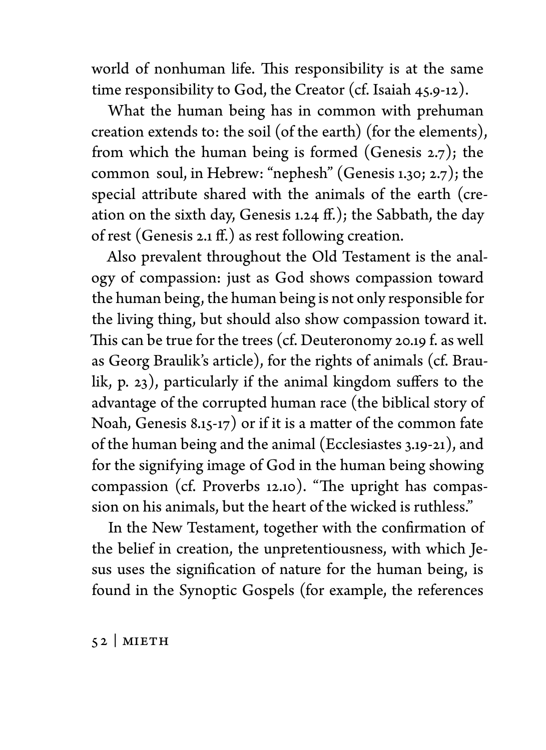world of nonhuman life. This responsibility is at the same time responsibility to God, the Creator (cf. Isaiah 45.9-12).

What the human being has in common with prehuman creation extends to: the soil (of the earth) (for the elements), from which the human being is formed (Genesis 2.7); the common soul, in Hebrew: "nephesh" (Genesis 1.30; 2.7); the special attribute shared with the animals of the earth (creation on the sixth day, Genesis 1.24 ff.); the Sabbath, the day of rest (Genesis 2.1 ff.) as rest following creation.

Also prevalent throughout the Old Testament is the analogy of compassion: just as God shows compassion toward the human being, the human being is not only responsible for the living thing, but should also show compassion toward it. This can be true for the trees (cf. Deuteronomy 20.19 f. as well as Georg Braulik's article), for the rights of animals (cf. Braulik, p. 23), particularly if the animal kingdom suffers to the advantage of the corrupted human race (the biblical story of Noah, Genesis 8.15-17) or if it is a matter of the common fate of the human being and the animal (Ecclesiastes 3.19-21), and for the signifying image of God in the human being showing compassion (cf. Proverbs 12.10). "The upright has compassion on his animals, but the heart of the wicked is ruthless."

In the New Testament, together with the confirmation of the belief in creation, the unpretentiousness, with which Jesus uses the signification of nature for the human being, is found in the Synoptic Gospels (for example, the references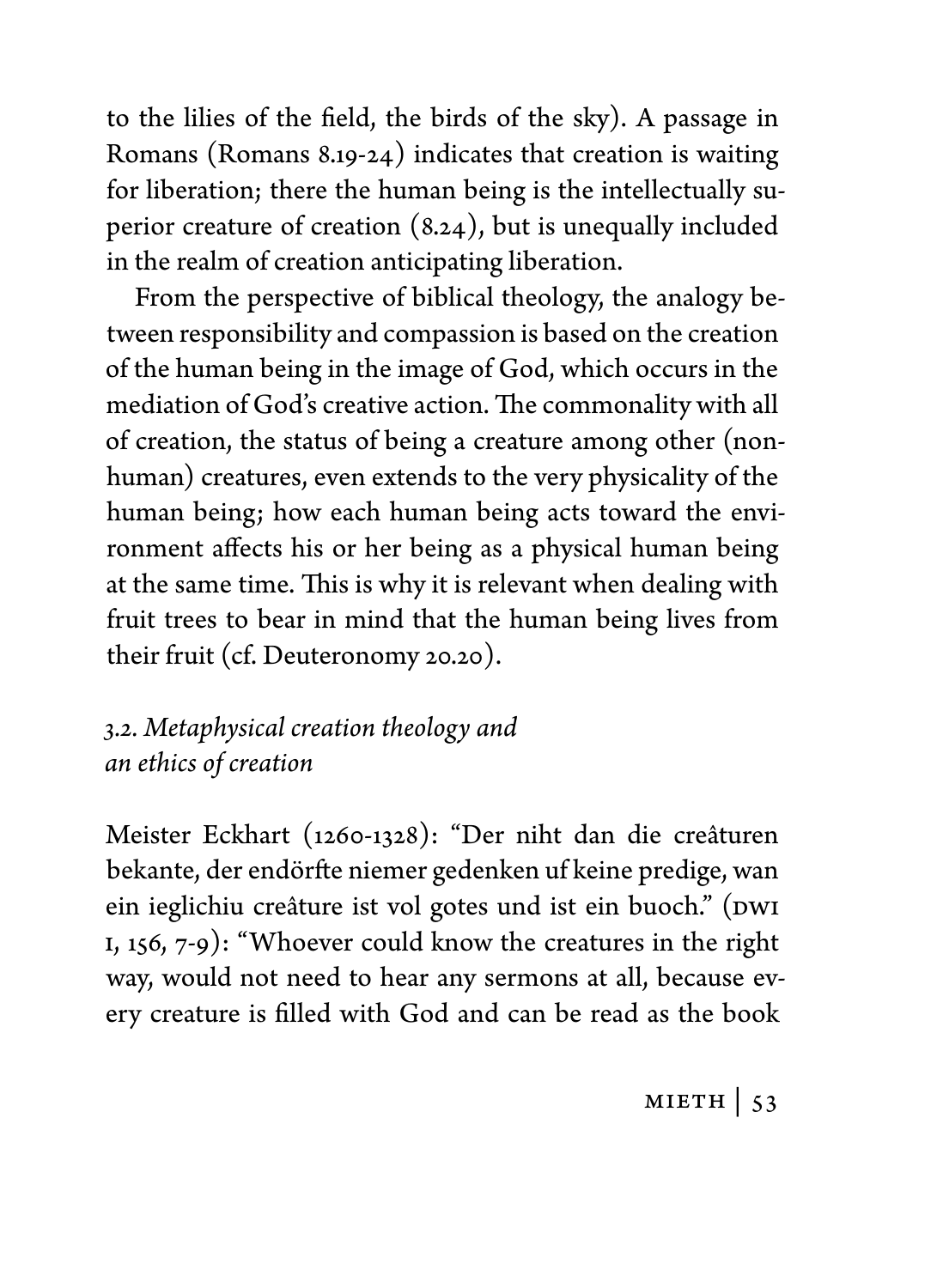to the lilies of the field, the birds of the sky). A passage in Romans (Romans 8.19-24) indicates that creation is waiting for liberation; there the human being is the intellectually superior creature of creation (8.24), but is unequally included in the realm of creation anticipating liberation.

From the perspective of biblical theology, the analogy between responsibility and compassion is based on the creation of the human being in the image of God, which occurs in the mediation of God's creative action. The commonality with all of creation, the status of being a creature among other (non-human) creatures, even extends to the very physicality of the human being; how each human being acts toward the environment affects his or her being as a physical human being at the same time. This is why it is relevant when dealing with fruit trees to bear in mind that the human being lives from their fruit (cf. Deuteronomy 20.20).

### *3.2. Metaphysical creation theology and an ethics of creation*

Meister Eckhart (1260-1328): "Der niht dan die creâturen bekante, der endörfte niemer gedenken uf keine predige, wan ein ieglichiu creâture ist vol gotes und ist ein buoch." (DWI I, 156, 7-9): "Whoever could know the creatures in the right way, would not need to hear any sermons at all, because every creature is filled with God and can be read as the book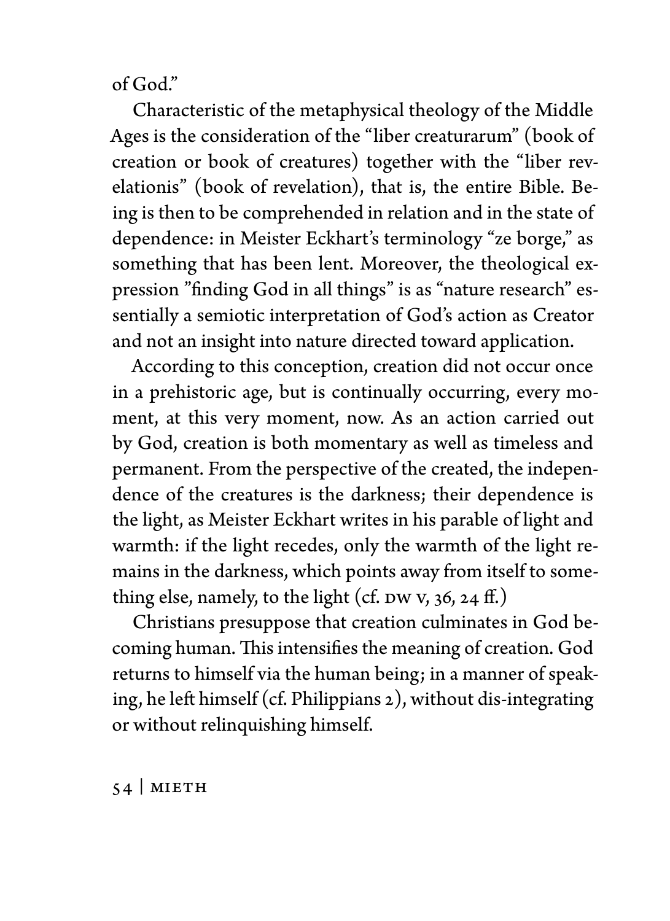of God."

Characteristic of the metaphysical theology of the Middle Ages is the consideration of the "liber creaturarum" (book of creation or book of creatures) together with the "liber revelationis" (book of revelation), that is, the entire Bible. Being is then to be comprehended in relation and in the state of dependence: in Meister Eckhart's terminology "ze borge," as something that has been lent. Moreover, the theological expression "finding God in all things" is as "nature research" essentially a semiotic interpretation of God's action as Creator and not an insight into nature directed toward application.

According to this conception, creation did not occur once in a prehistoric age, but is continually occurring, every moment, at this very moment, now. As an action carried out by God, creation is both momentary as well as timeless and permanent. From the perspective of the created, the independence of the creatures is the darkness; their dependence is the light, as Meister Eckhart writes in his parable of light and warmth: if the light recedes, only the warmth of the light remains in the darkness, which points away from itself to something else, namely, to the light (cf. DW V, 36, 24 ff.)

Christians presuppose that creation culminates in God becoming human. This intensifies the meaning of creation. God returns to himself via the human being; in a manner of speaking, he left himself (cf. Philippians 2), without dis-integrating or without relinquishing himself.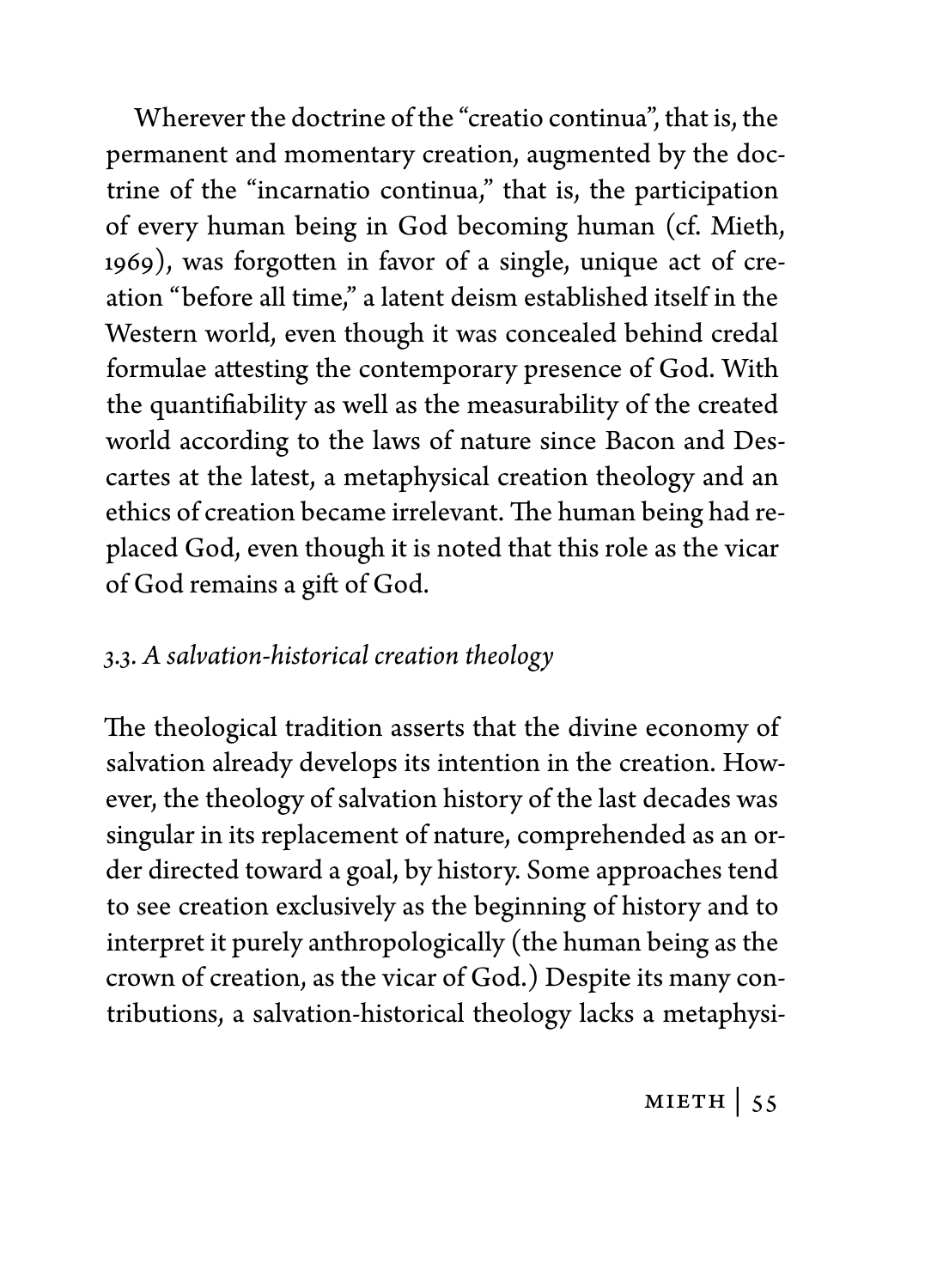Wherever the doctrine of the "creatio continua", that is, the permanent and momentary creation, augmented by the doctrine of the "incarnatio continua," that is, the participation of every human being in God becoming human (cf. Mieth, 1969), was forgotten in favor of a single, unique act of creation "before all time," a latent deism established itself in the Western world, even though it was concealed behind credal formulae attesting the contemporary presence of God. With the quantifiability as well as the measurability of the created world according to the laws of nature since Bacon and Descartes at the latest, a metaphysical creation theology and an ethics of creation became irrelevant. The human being had replaced God, even though it is noted that this role as the vicar of God remains a gift of God.

### *3.3. A salvation-historical creation theology*

The theological tradition asserts that the divine economy of salvation already develops its intention in the creation. However, the theology of salvation history of the last decades was singular in its replacement of nature, comprehended as an order directed toward a goal, by history. Some approaches tend to see creation exclusively as the beginning of history and to interpret it purely anthropologically (the human being as the crown of creation, as the vicar of God.) Despite its many contributions, a salvation-historical theology lacks a metaphysi-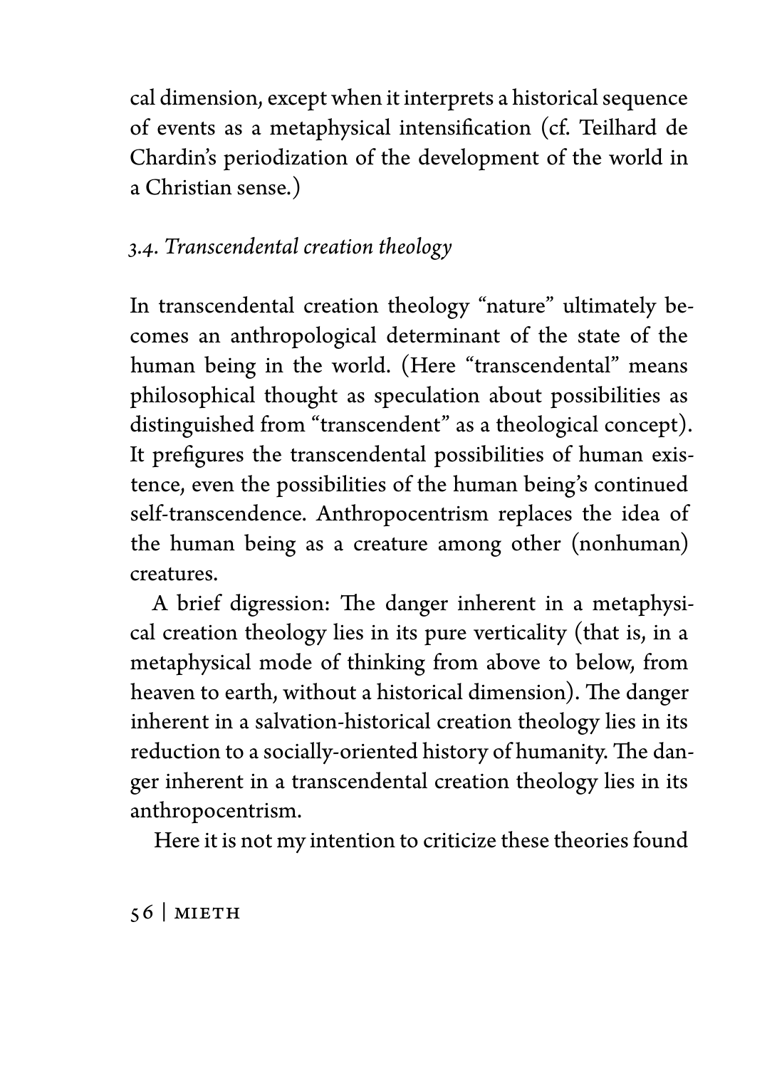cal dimension, except when it interprets a historical sequence of events as a metaphysical intensification (cf. Teilhard de Chardin's periodization of the development of the world in a Christian sense.)

### *3.4. Transcendental creation theology*

In transcendental creation theology "nature" ultimately becomes an anthropological determinant of the state of the human being in the world. (Here "transcendental" means philosophical thought as speculation about possibilities as distinguished from "transcendent" as a theological concept). It prefigures the transcendental possibilities of human existence, even the possibilities of the human being's continued self-transcendence. Anthropocentrism replaces the idea of the human being as a creature among other (nonhuman) creatures.

A brief digression: The danger inherent in a metaphysical creation theology lies in its pure verticality (that is, in a metaphysical mode of thinking from above to below, from heaven to earth, without a historical dimension). The danger inherent in a salvation-historical creation theology lies in its reduction to a socially-oriented history of humanity. The danger inherent in a transcendental creation theology lies in its anthropocentrism.

Here it is not my intention to criticize these theories found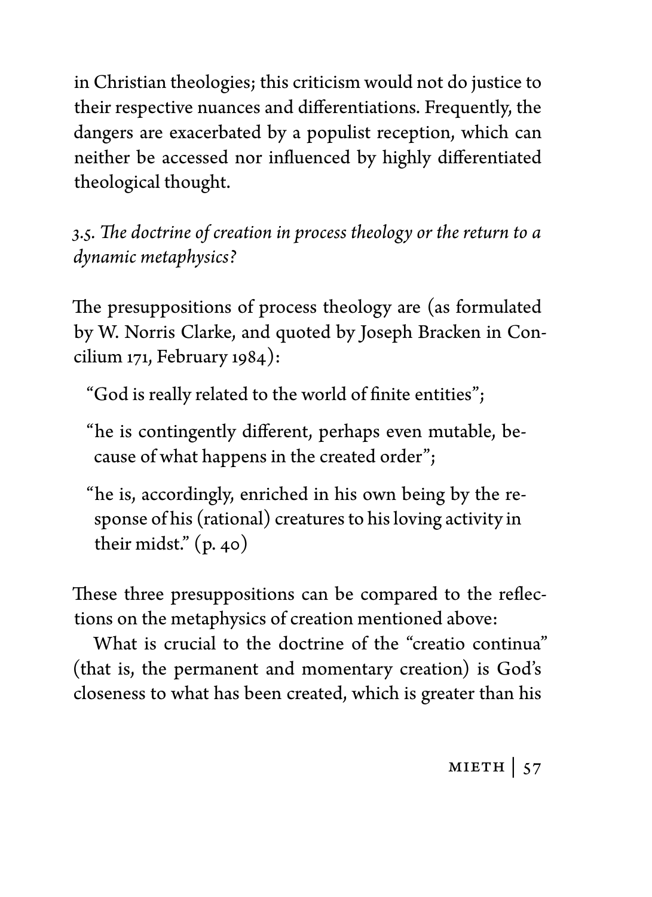in Christian theologies; this criticism would not do justice to their respective nuances and differentiations. Frequently, the dangers are exacerbated by a populist reception, which can neither be accessed nor influenced by highly differentiated theological thought.

### *3.5. The doctrine of creation in process theology or the return to a dynamic metaphysics?*

The presuppositions of process theology are (as formulated by W. Norris Clarke, and quoted by Joseph Bracken in Concilium 171, February 1984):

> "God is really related to the world of finite entities";
>
> "he is contingently different, perhaps even mutable, because of what happens in the created order";
>
> "he is, accordingly, enriched in his own being by the response of his (rational) creatures to his loving activity in their midst." (p. 40)

These three presuppositions can be compared to the reflections on the metaphysics of creation mentioned above:

What is crucial to the doctrine of the "creatio continua" (that is, the permanent and momentary creation) is God's closeness to what has been created, which is greater than his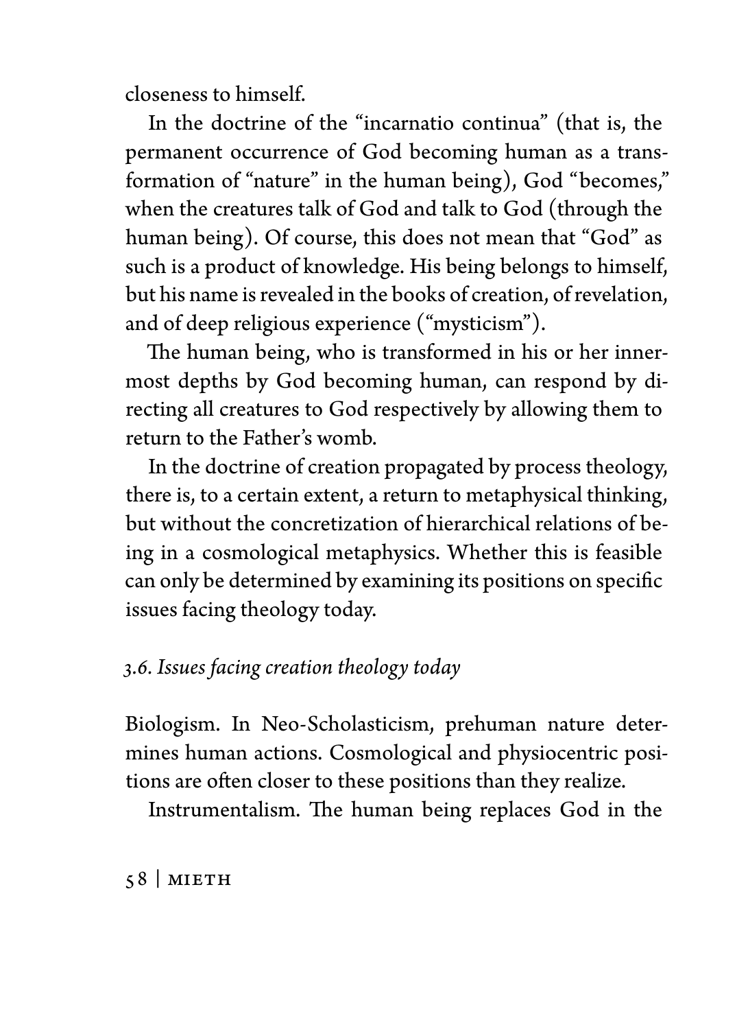closeness to himself.

In the doctrine of the "incarnatio continua" (that is, the permanent occurrence of God becoming human as a transformation of "nature" in the human being), God "becomes," when the creatures talk of God and talk to God (through the human being). Of course, this does not mean that "God" as such is a product of knowledge. His being belongs to himself, but his name is revealed in the books of creation, of revelation, and of deep religious experience ("mysticism").

The human being, who is transformed in his or her innermost depths by God becoming human, can respond by directing all creatures to God respectively by allowing them to return to the Father's womb.

In the doctrine of creation propagated by process theology, there is, to a certain extent, a return to metaphysical thinking, but without the concretization of hierarchical relations of being in a cosmological metaphysics. Whether this is feasible can only be determined by examining its positions on specific issues facing theology today.

### *3.6. Issues facing creation theology today*

Biologism. In Neo-Scholasticism, prehuman nature determines human actions. Cosmological and physiocentric positions are often closer to these positions than they realize.

Instrumentalism. The human being replaces God in the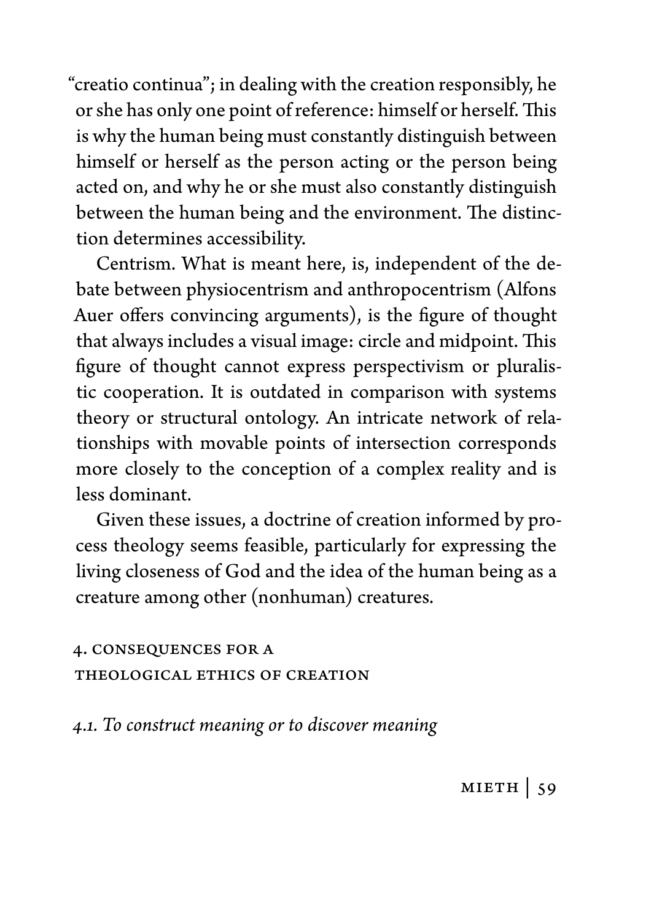"creatio continua"; in dealing with the creation responsibly, he or she has only one point of reference: himself or herself. This is why the human being must constantly distinguish between himself or herself as the person acting or the person being acted on, and why he or she must also constantly distinguish between the human being and the environment. The distinction determines accessibility.

Centrism. What is meant here, is, independent of the debate between physiocentrism and anthropocentrism (Alfons Auer offers convincing arguments), is the figure of thought that always includes a visual image: circle and midpoint. This figure of thought cannot express perspectivism or pluralistic cooperation. It is outdated in comparison with systems theory or structural ontology. An intricate network of relationships with movable points of intersection corresponds more closely to the conception of a complex reality and is less dominant.

Given these issues, a doctrine of creation informed by process theology seems feasible, particularly for expressing the living closeness of God and the idea of the human being as a creature among other (nonhuman) creatures.

## 4. Consequences for a Theological Ethics of Creation

### *4.1. To construct meaning or to discover meaning*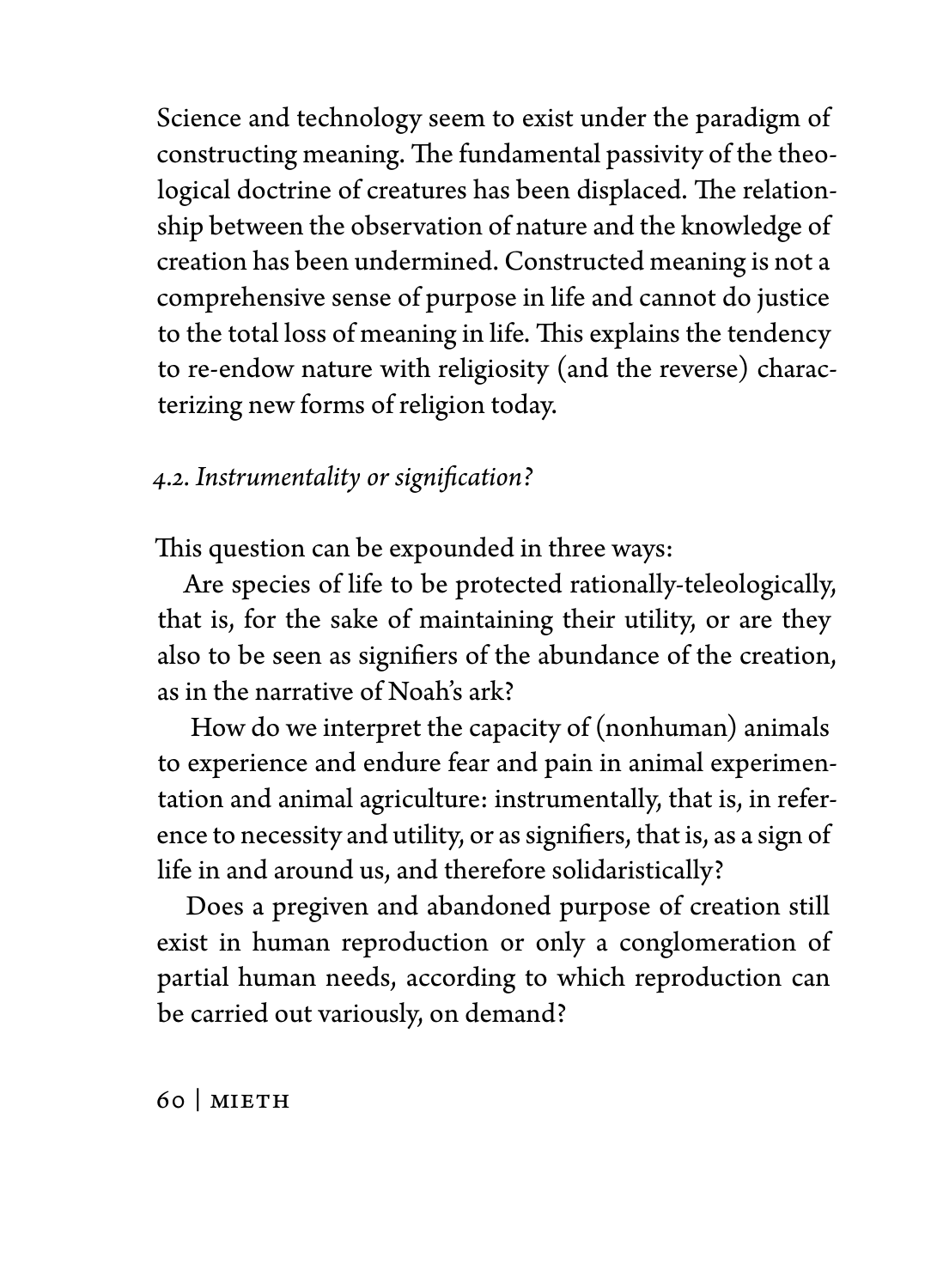Science and technology seem to exist under the paradigm of constructing meaning. The fundamental passivity of the theological doctrine of creatures has been displaced. The relationship between the observation of nature and the knowledge of creation has been undermined. Constructed meaning is not a comprehensive sense of purpose in life and cannot do justice to the total loss of meaning in life. This explains the tendency to re-endow nature with religiosity (and the reverse) characterizing new forms of religion today.

### *4.2. Instrumentality or signification?*

This question can be expounded in three ways:

Are species of life to be protected rationally-teleologically, that is, for the sake of maintaining their utility, or are they also to be seen as signifiers of the abundance of the creation, as in the narrative of Noah's ark?

How do we interpret the capacity of (nonhuman) animals to experience and endure fear and pain in animal experimentation and animal agriculture: instrumentally, that is, in reference to necessity and utility, or as signifiers, that is, as a sign of life in and around us, and therefore solidaristically?

Does a pregiven and abandoned purpose of creation still exist in human reproduction or only a conglomeration of partial human needs, according to which reproduction can be carried out variously, on demand?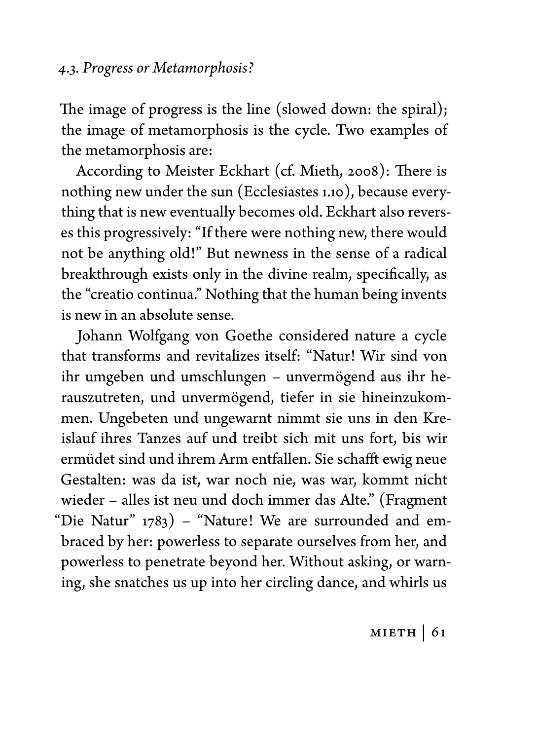### *4.3. Progress or Metamorphosis?*

The image of progress is the line (slowed down: the spiral); the image of metamorphosis is the cycle. Two examples of the metamorphosis are:

According to Meister Eckhart (cf. Mieth, 2008): There is nothing new under the sun (Ecclesiastes 1.10), because everything that is new eventually becomes old. Eckhart also reverses this progressively: “If there were nothing new, there would not be anything old!” But newness in the sense of a radical breakthrough exists only in the divine realm, specifically, as the “creatio continua.” Nothing that the human being invents is new in an absolute sense.

Johann Wolfgang von Goethe considered nature a cycle that transforms and revitalizes itself: “Natur! Wir sind von ihr umgeben und umschlungen – unvermögend aus ihr herauszutreten, und unvermögend, tiefer in sie hineinzukommen. Ungebeten und ungewarnt nimmt sie uns in den Kreislauf ihres Tanzes auf und treibt sich mit uns fort, bis wir ermüdet sind und ihrem Arm entfallen. Sie schafft ewig neue Gestalten: was da ist, war noch nie, was war, kommt nicht wieder – alles ist neu und doch immer das Alte.” (Fragment “Die Natur” 1783) – “Nature! We are surrounded and embraced by her: powerless to separate ourselves from her, and powerless to penetrate beyond her. Without asking, or warning, she snatches us up into her circling dance, and whirls us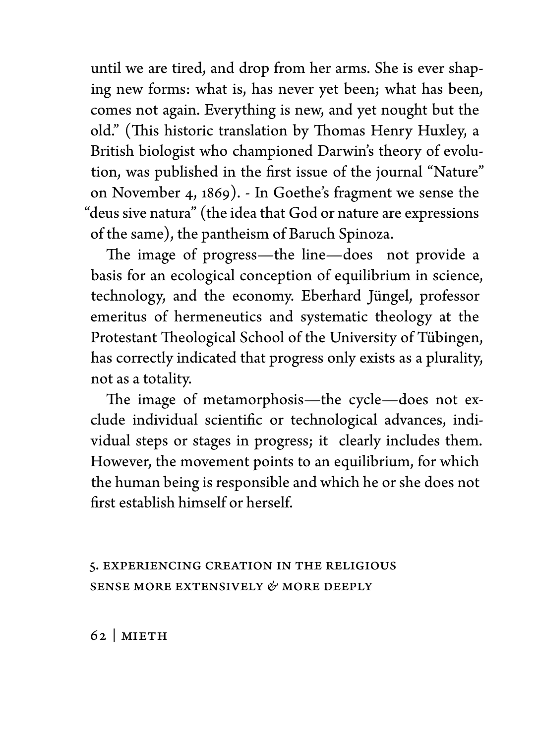until we are tired, and drop from her arms. She is ever shaping new forms: what is, has never yet been; what has been, comes not again. Everything is new, and yet nought but the old." (This historic translation by Thomas Henry Huxley, a British biologist who championed Darwin's theory of evolution, was published in the first issue of the journal "Nature" on November 4, 1869). - In Goethe's fragment we sense the "deus sive natura" (the idea that God or nature are expressions of the same), the pantheism of Baruch Spinoza.

The image of progress—the line—does not provide a basis for an ecological conception of equilibrium in science, technology, and the economy. Eberhard Jüngel, professor emeritus of hermeneutics and systematic theology at the Protestant Theological School of the University of Tübingen, has correctly indicated that progress only exists as a plurality, not as a totality.

The image of metamorphosis—the cycle—does not exclude individual scientific or technological advances, individual steps or stages in progress; it clearly includes them. However, the movement points to an equilibrium, for which the human being is responsible and which he or she does not first establish himself or herself.

## 5. Experiencing Creation in the Religious Sense More Extensively & More Deeply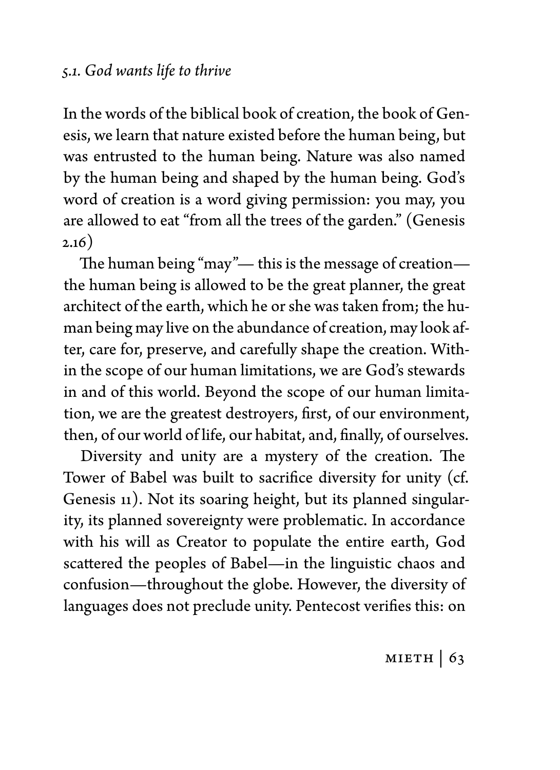### *5.1. God wants life to thrive*

In the words of the biblical book of creation, the book of Genesis, we learn that nature existed before the human being, but was entrusted to the human being. Nature was also named by the human being and shaped by the human being. God's word of creation is a word giving permission: you may, you are allowed to eat "from all the trees of the garden." (Genesis 2.16)

The human being "may"— this is the message of creation— the human being is allowed to be the great planner, the great architect of the earth, which he or she was taken from; the human being may live on the abundance of creation, may look after, care for, preserve, and carefully shape the creation. Within the scope of our human limitations, we are God's stewards in and of this world. Beyond the scope of our human limitation, we are the greatest destroyers, first, of our environment, then, of our world of life, our habitat, and, finally, of ourselves.

Diversity and unity are a mystery of the creation. The Tower of Babel was built to sacrifice diversity for unity (cf. Genesis 11). Not its soaring height, but its planned singularity, its planned sovereignty were problematic. In accordance with his will as Creator to populate the entire earth, God scattered the peoples of Babel—in the linguistic chaos and confusion—throughout the globe. However, the diversity of languages does not preclude unity. Pentecost verifies this: on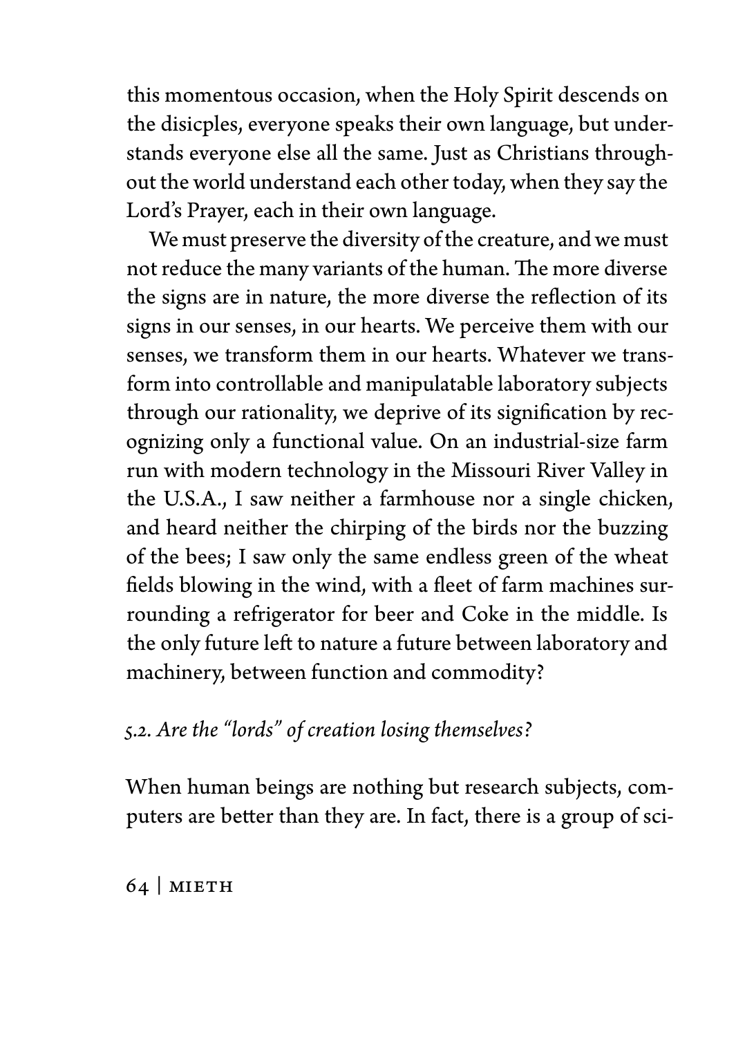this momentous occasion, when the Holy Spirit descends on the disicples, everyone speaks their own language, but understands everyone else all the same. Just as Christians throughout the world understand each other today, when they say the Lord's Prayer, each in their own language.

We must preserve the diversity of the creature, and we must not reduce the many variants of the human. The more diverse the signs are in nature, the more diverse the reflection of its signs in our senses, in our hearts. We perceive them with our senses, we transform them in our hearts. Whatever we transform into controllable and manipulatable laboratory subjects through our rationality, we deprive of its signification by recognizing only a functional value. On an industrial-size farm run with modern technology in the Missouri River Valley in the U.S.A., I saw neither a farmhouse nor a single chicken, and heard neither the chirping of the birds nor the buzzing of the bees; I saw only the same endless green of the wheat fields blowing in the wind, with a fleet of farm machines surrounding a refrigerator for beer and Coke in the middle. Is the only future left to nature a future between laboratory and machinery, between function and commodity?

### *5.2. Are the "lords" of creation losing themselves?*

When human beings are nothing but research subjects, computers are better than they are. In fact, there is a group of sci-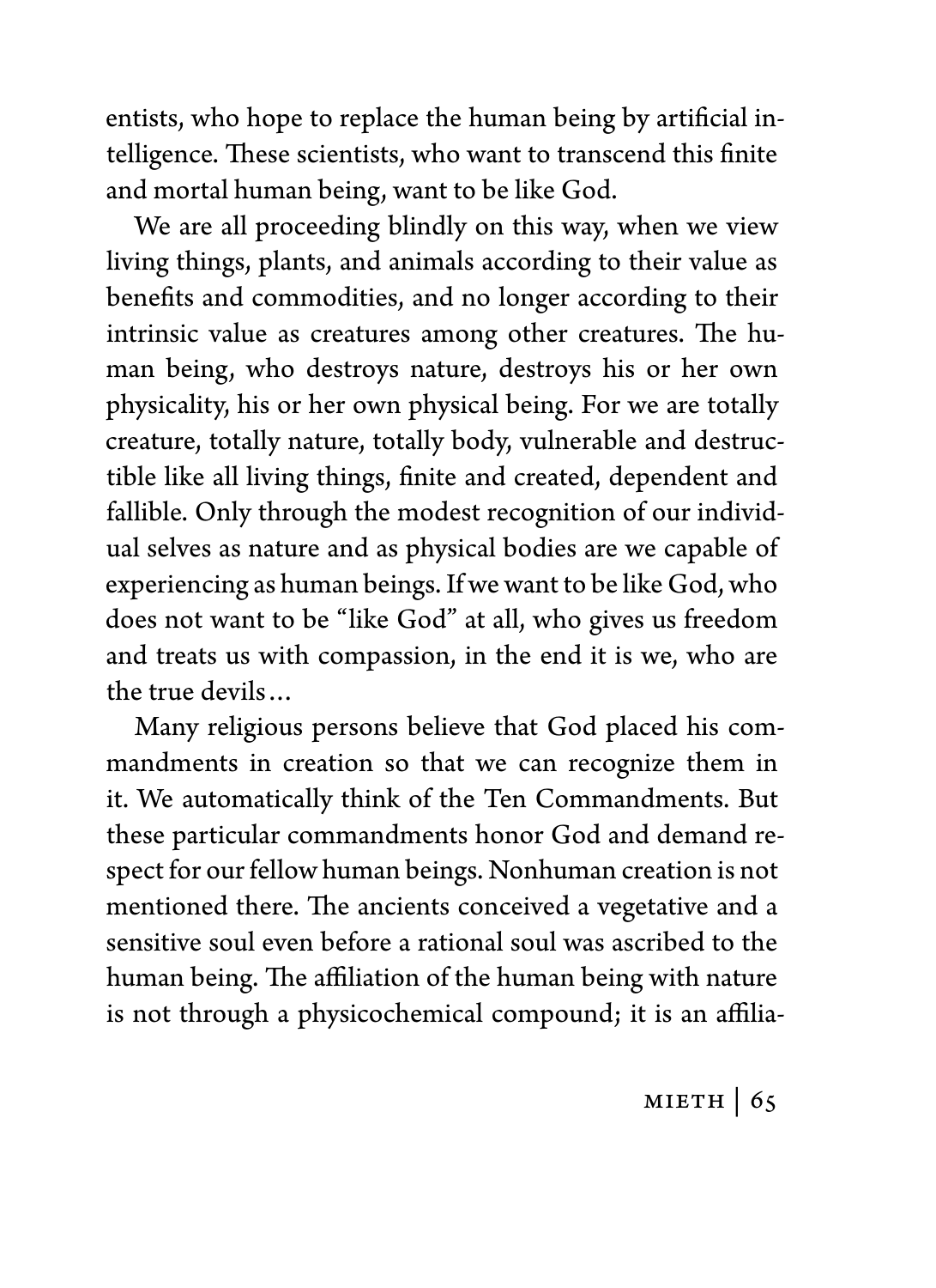entists, who hope to replace the human being by artificial intelligence. These scientists, who want to transcend this finite and mortal human being, want to be like God.

We are all proceeding blindly on this way, when we view living things, plants, and animals according to their value as benefits and commodities, and no longer according to their intrinsic value as creatures among other creatures. The human being, who destroys nature, destroys his or her own physicality, his or her own physical being. For we are totally creature, totally nature, totally body, vulnerable and destructible like all living things, finite and created, dependent and fallible. Only through the modest recognition of our individual selves as nature and as physical bodies are we capable of experiencing as human beings. If we want to be like God, who does not want to be "like God" at all, who gives us freedom and treats us with compassion, in the end it is we, who are the true devils…

Many religious persons believe that God placed his commandments in creation so that we can recognize them in it. We automatically think of the Ten Commandments. But these particular commandments honor God and demand respect for our fellow human beings. Nonhuman creation is not mentioned there. The ancients conceived a vegetative and a sensitive soul even before a rational soul was ascribed to the human being. The affiliation of the human being with nature is not through a physicochemical compound; it is an affilia-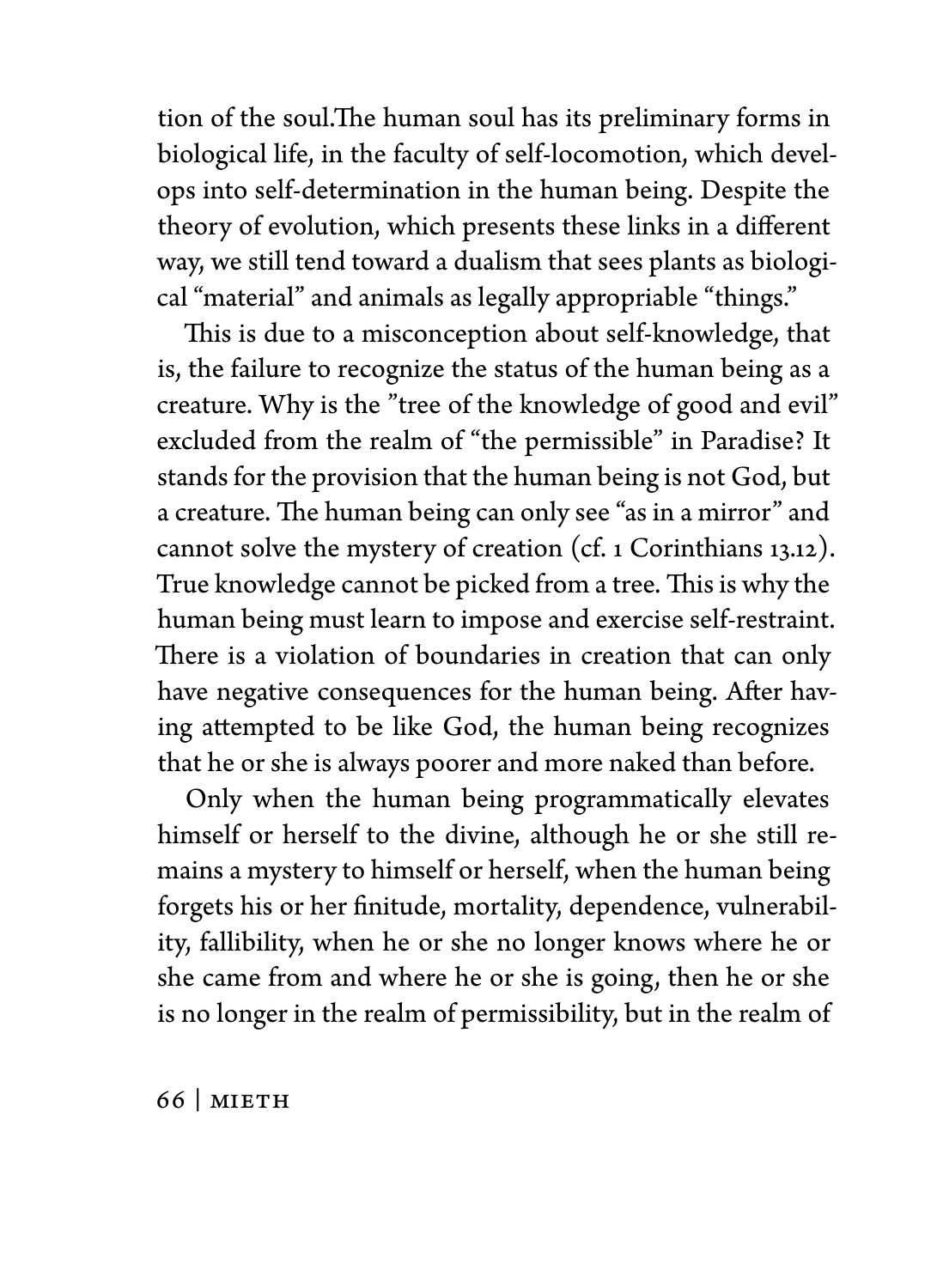tion of the soul.The human soul has its preliminary forms in biological life, in the faculty of self-locomotion, which develops into self-determination in the human being. Despite the theory of evolution, which presents these links in a different way, we still tend toward a dualism that sees plants as biological "material" and animals as legally appropriable "things."

This is due to a misconception about self-knowledge, that is, the failure to recognize the status of the human being as a creature. Why is the "tree of the knowledge of good and evil" excluded from the realm of "the permissible" in Paradise? It stands for the provision that the human being is not God, but a creature. The human being can only see "as in a mirror" and cannot solve the mystery of creation (cf. 1 Corinthians 13.12). True knowledge cannot be picked from a tree. This is why the human being must learn to impose and exercise self-restraint. There is a violation of boundaries in creation that can only have negative consequences for the human being. After having attempted to be like God, the human being recognizes that he or she is always poorer and more naked than before.

Only when the human being programmatically elevates himself or herself to the divine, although he or she still remains a mystery to himself or herself, when the human being forgets his or her finitude, mortality, dependence, vulnerability, fallibility, when he or she no longer knows where he or she came from and where he or she is going, then he or she is no longer in the realm of permissibility, but in the realm of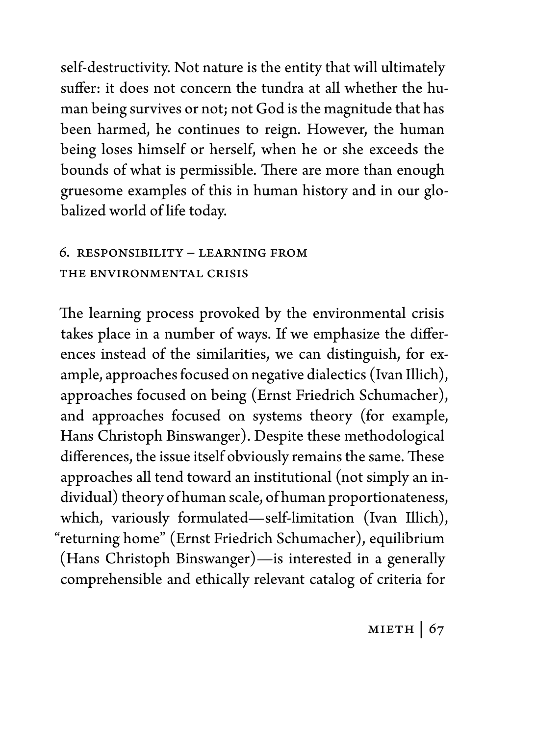self-destructivity. Not nature is the entity that will ultimately suffer: it does not concern the tundra at all whether the human being survives or not; not God is the magnitude that has been harmed, he continues to reign. However, the human being loses himself or herself, when he or she exceeds the bounds of what is permissible. There are more than enough gruesome examples of this in human history and in our globalized world of life today.

## 6. Responsibility – Learning from the Environmental Crisis

The learning process provoked by the environmental crisis takes place in a number of ways. If we emphasize the differences instead of the similarities, we can distinguish, for example, approaches focused on negative dialectics (Ivan Illich), approaches focused on being (Ernst Friedrich Schumacher), and approaches focused on systems theory (for example, Hans Christoph Binswanger). Despite these methodological differences, the issue itself obviously remains the same. These approaches all tend toward an institutional (not simply an individual) theory of human scale, of human proportionateness, which, variously formulated—self-limitation (Ivan Illich), "returning home" (Ernst Friedrich Schumacher), equilibrium (Hans Christoph Binswanger)—is interested in a generally comprehensible and ethically relevant catalog of criteria for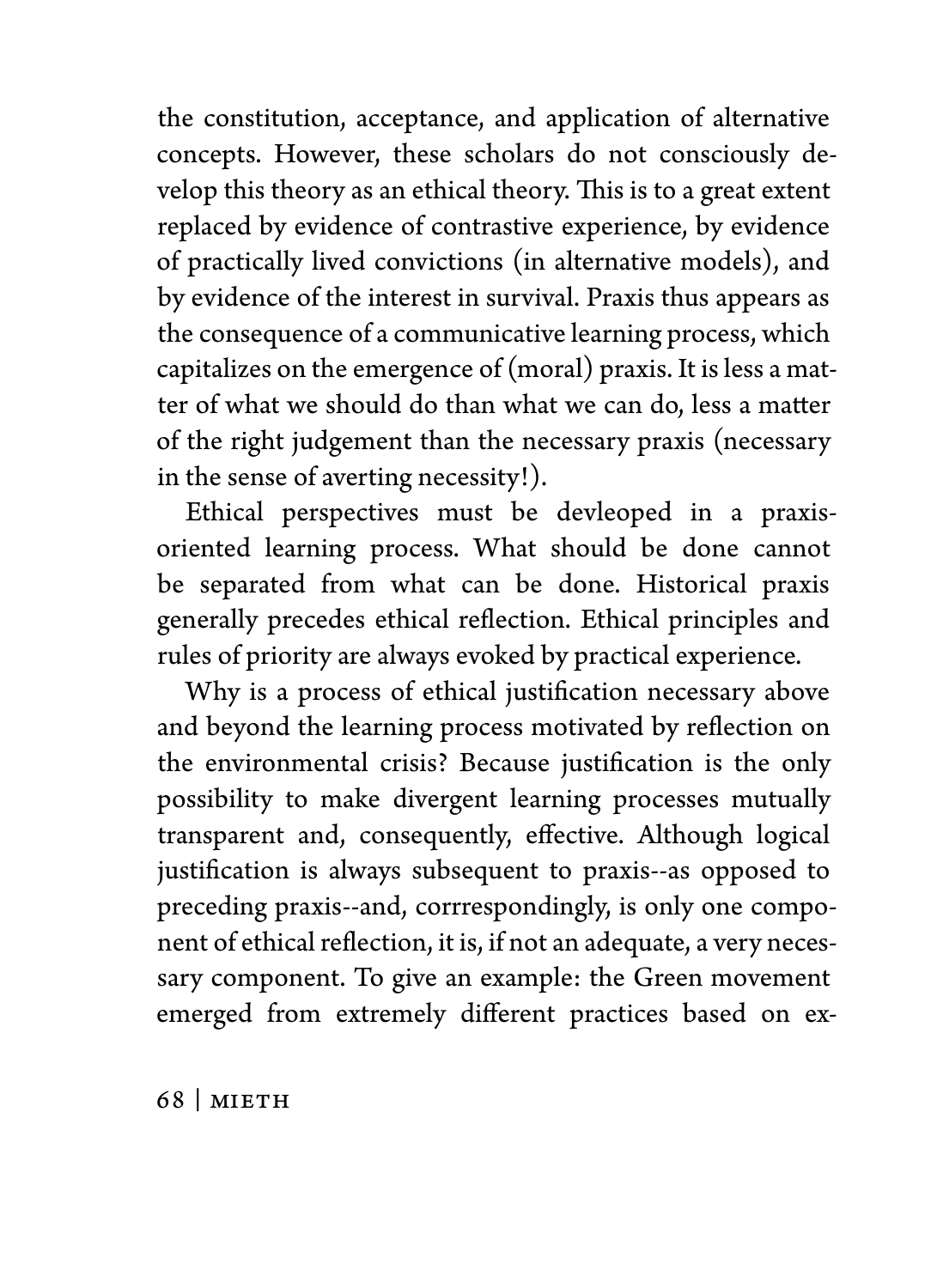the constitution, acceptance, and application of alternative concepts. However, these scholars do not consciously develop this theory as an ethical theory. This is to a great extent replaced by evidence of contrastive experience, by evidence of practically lived convictions (in alternative models), and by evidence of the interest in survival. Praxis thus appears as the consequence of a communicative learning process, which capitalizes on the emergence of (moral) praxis. It is less a matter of what we should do than what we can do, less a matter of the right judgement than the necessary praxis (necessary in the sense of averting necessity!).

Ethical perspectives must be devleoped in a praxis-oriented learning process. What should be done cannot be separated from what can be done. Historical praxis generally precedes ethical reflection. Ethical principles and rules of priority are always evoked by practical experience.

Why is a process of ethical justification necessary above and beyond the learning process motivated by reflection on the environmental crisis? Because justification is the only possibility to make divergent learning processes mutually transparent and, consequently, effective. Although logical justification is always subsequent to praxis--as opposed to preceding praxis--and, corrrespondingly, is only one component of ethical reflection, it is, if not an adequate, a very necessary component. To give an example: the Green movement emerged from extremely different practices based on ex-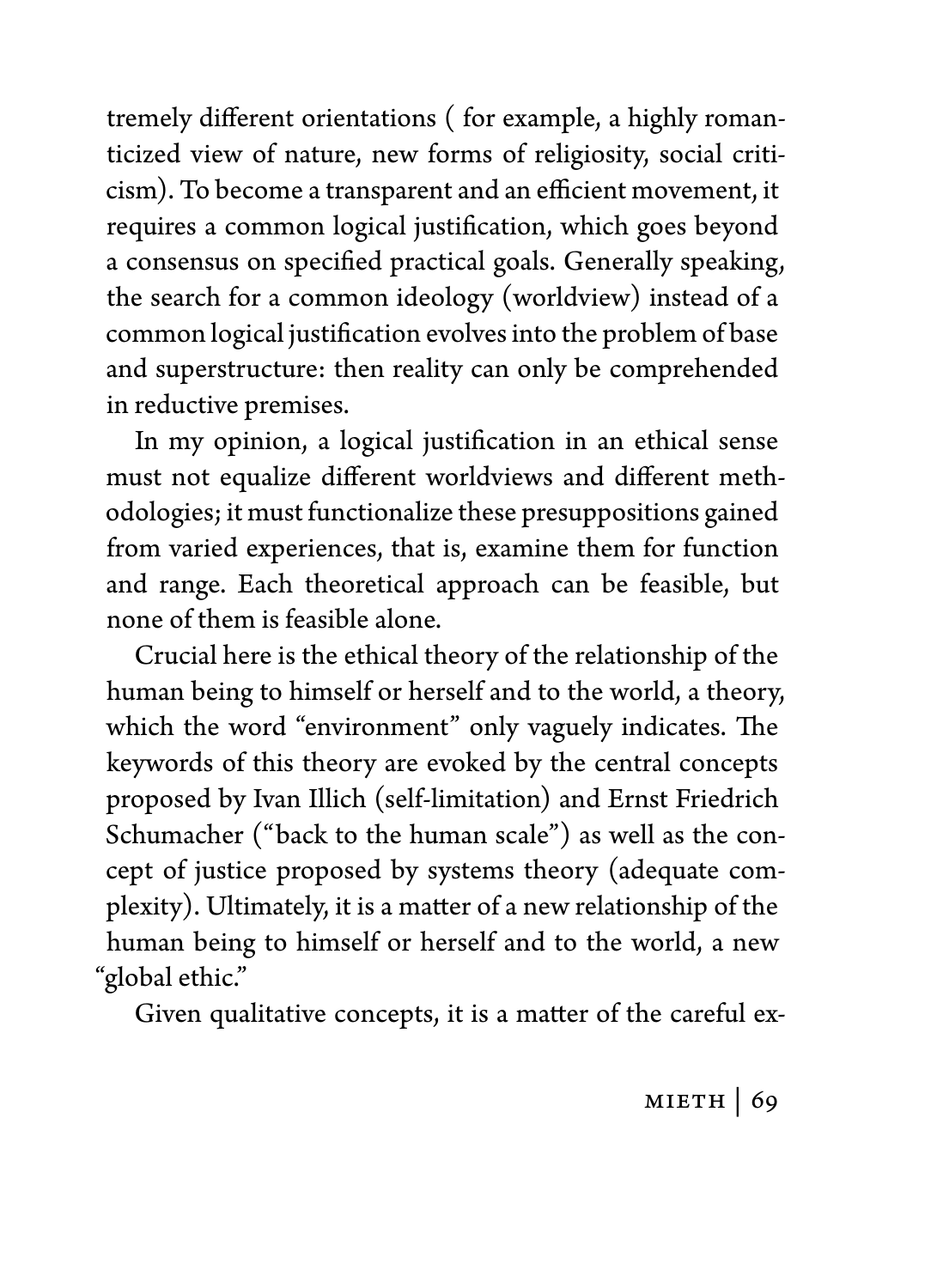tremely different orientations ( for example, a highly romanticized view of nature, new forms of religiosity, social criticism). To become a transparent and an efficient movement, it requires a common logical justification, which goes beyond a consensus on specified practical goals. Generally speaking, the search for a common ideology (worldview) instead of a common logical justification evolves into the problem of base and superstructure: then reality can only be comprehended in reductive premises.

In my opinion, a logical justification in an ethical sense must not equalize different worldviews and different methodologies; it must functionalize these presuppositions gained from varied experiences, that is, examine them for function and range. Each theoretical approach can be feasible, but none of them is feasible alone.

Crucial here is the ethical theory of the relationship of the human being to himself or herself and to the world, a theory, which the word "environment" only vaguely indicates. The keywords of this theory are evoked by the central concepts proposed by Ivan Illich (self-limitation) and Ernst Friedrich Schumacher ("back to the human scale") as well as the concept of justice proposed by systems theory (adequate complexity). Ultimately, it is a matter of a new relationship of the human being to himself or herself and to the world, a new "global ethic."

Given qualitative concepts, it is a matter of the careful ex-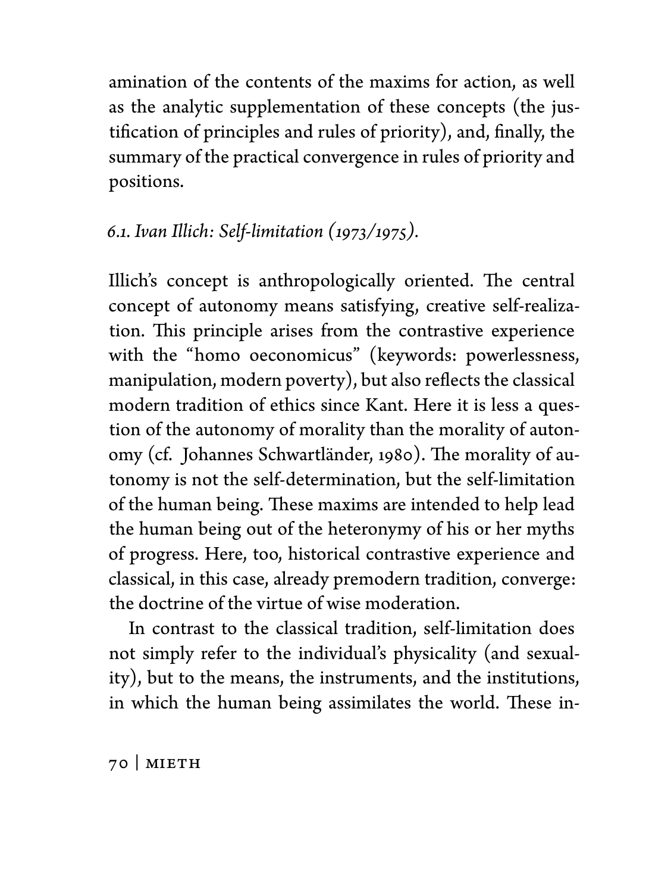amination of the contents of the maxims for action, as well as the analytic supplementation of these concepts (the justification of principles and rules of priority), and, finally, the summary of the practical convergence in rules of priority and positions.

### *6.1. Ivan Illich: Self-limitation (1973/1975).*

Illich's concept is anthropologically oriented. The central concept of autonomy means satisfying, creative self-realization. This principle arises from the contrastive experience with the "homo oeconomicus" (keywords: powerlessness, manipulation, modern poverty), but also reflects the classical modern tradition of ethics since Kant. Here it is less a question of the autonomy of morality than the morality of autonomy (cf. Johannes Schwartländer, 1980). The morality of autonomy is not the self-determination, but the self-limitation of the human being. These maxims are intended to help lead the human being out of the heteronymy of his or her myths of progress. Here, too, historical contrastive experience and classical, in this case, already premodern tradition, converge: the doctrine of the virtue of wise moderation.

In contrast to the classical tradition, self-limitation does not simply refer to the individual's physicality (and sexuality), but to the means, the instruments, and the institutions, in which the human being assimilates the world. These in-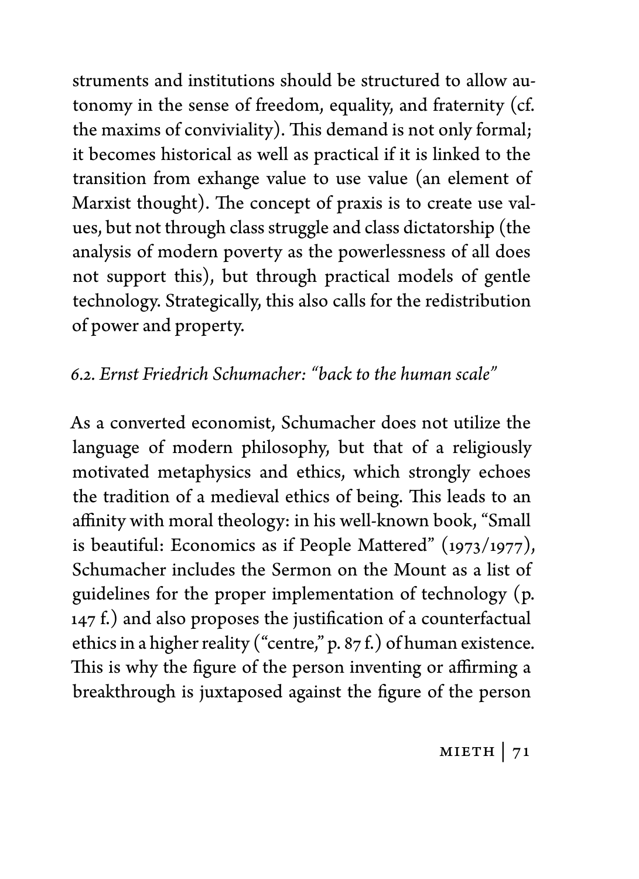struments and institutions should be structured to allow autonomy in the sense of freedom, equality, and fraternity (cf. the maxims of conviviality). This demand is not only formal; it becomes historical as well as practical if it is linked to the transition from exhange value to use value (an element of Marxist thought). The concept of praxis is to create use values, but not through class struggle and class dictatorship (the analysis of modern poverty as the powerlessness of all does not support this), but through practical models of gentle technology. Strategically, this also calls for the redistribution of power and property.

### *6.2. Ernst Friedrich Schumacher: "back to the human scale"*

As a converted economist, Schumacher does not utilize the language of modern philosophy, but that of a religiously motivated metaphysics and ethics, which strongly echoes the tradition of a medieval ethics of being. This leads to an affinity with moral theology: in his well-known book, "Small is beautiful: Economics as if People Mattered" (1973/1977), Schumacher includes the Sermon on the Mount as a list of guidelines for the proper implementation of technology (p. 147 f.) and also proposes the justification of a counterfactual ethics in a higher reality ("centre," p. 87 f.) of human existence. This is why the figure of the person inventing or affirming a breakthrough is juxtaposed against the figure of the person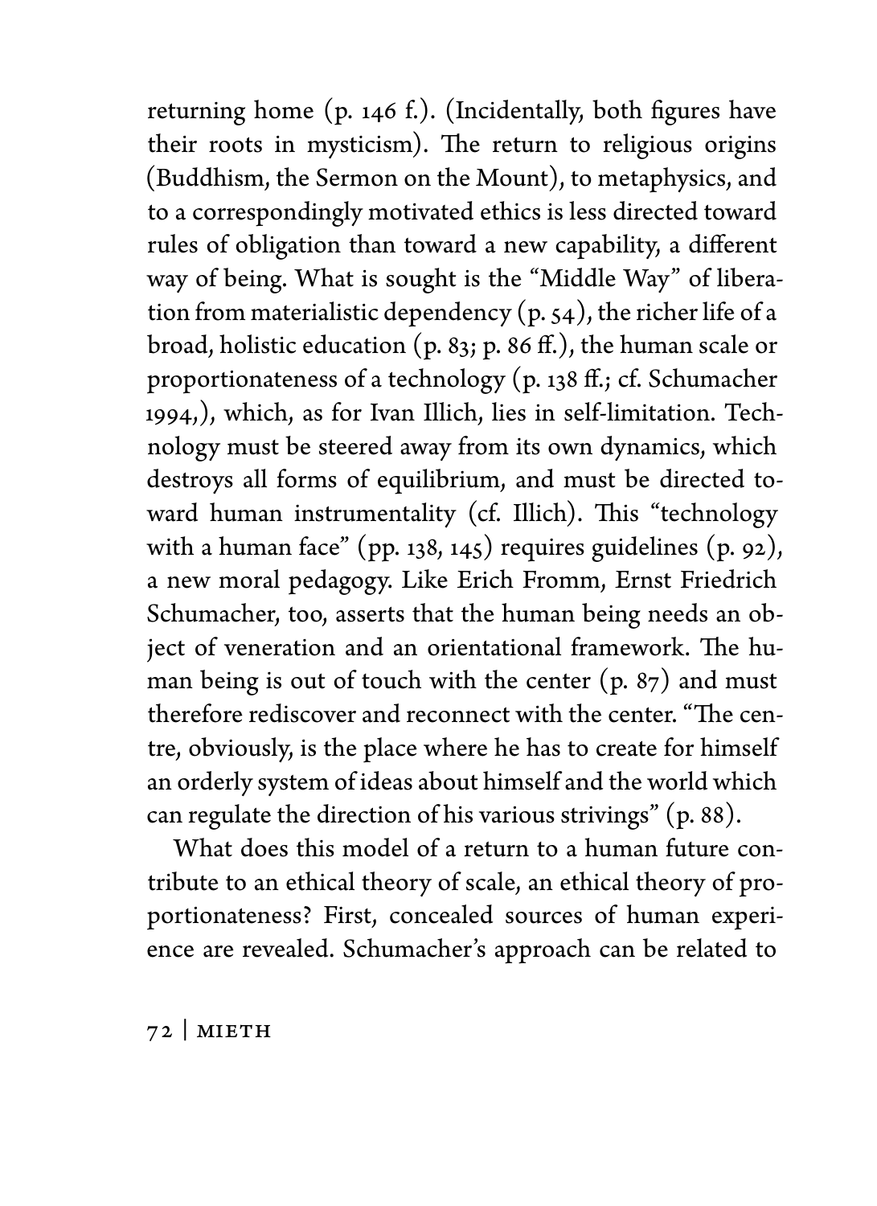returning home (p. 146 f.). (Incidentally, both figures have their roots in mysticism). The return to religious origins (Buddhism, the Sermon on the Mount), to metaphysics, and to a correspondingly motivated ethics is less directed toward rules of obligation than toward a new capability, a different way of being. What is sought is the "Middle Way" of liberation from materialistic dependency (p. 54), the richer life of a broad, holistic education (p. 83; p. 86 ff.), the human scale or proportionateness of a technology (p. 138 ff.; cf. Schumacher 1994,), which, as for Ivan Illich, lies in self-limitation. Technology must be steered away from its own dynamics, which destroys all forms of equilibrium, and must be directed toward human instrumentality (cf. Illich). This "technology with a human face" (pp. 138, 145) requires guidelines (p. 92), a new moral pedagogy. Like Erich Fromm, Ernst Friedrich Schumacher, too, asserts that the human being needs an object of veneration and an orientational framework. The human being is out of touch with the center (p. 87) and must therefore rediscover and reconnect with the center. "The centre, obviously, is the place where he has to create for himself an orderly system of ideas about himself and the world which can regulate the direction of his various strivings" (p. 88).

What does this model of a return to a human future contribute to an ethical theory of scale, an ethical theory of proportionateness? First, concealed sources of human experience are revealed. Schumacher's approach can be related to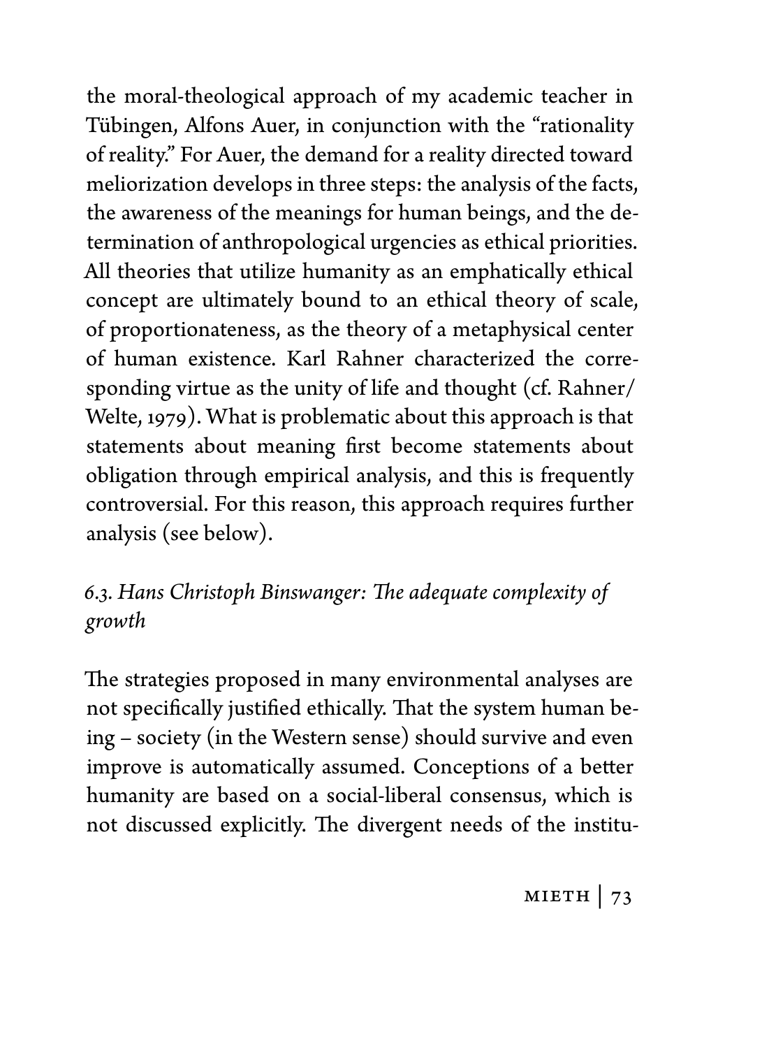the moral-theological approach of my academic teacher in Tübingen, Alfons Auer, in conjunction with the "rationality of reality." For Auer, the demand for a reality directed toward meliorization develops in three steps: the analysis of the facts, the awareness of the meanings for human beings, and the determination of anthropological urgencies as ethical priorities. All theories that utilize humanity as an emphatically ethical concept are ultimately bound to an ethical theory of scale, of proportionateness, as the theory of a metaphysical center of human existence. Karl Rahner characterized the corresponding virtue as the unity of life and thought (cf. Rahner/Welte, 1979). What is problematic about this approach is that statements about meaning first become statements about obligation through empirical analysis, and this is frequently controversial. For this reason, this approach requires further analysis (see below).

### *6.3. Hans Christoph Binswanger: The adequate complexity of growth*

The strategies proposed in many environmental analyses are not specifically justified ethically. That the system human being – society (in the Western sense) should survive and even improve is automatically assumed. Conceptions of a better humanity are based on a social-liberal consensus, which is not discussed explicitly. The divergent needs of the institu-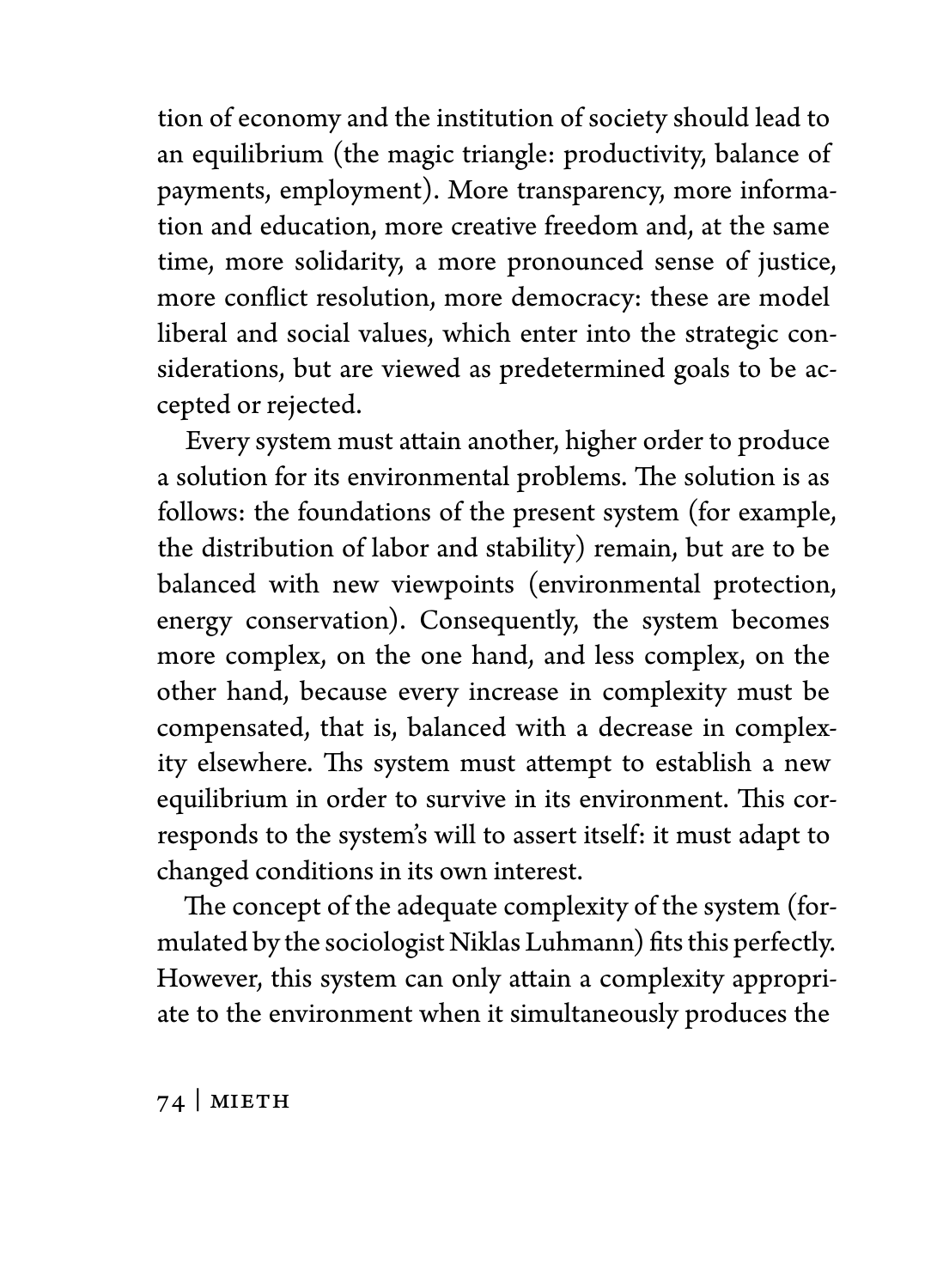tion of economy and the institution of society should lead to an equilibrium (the magic triangle: productivity, balance of payments, employment). More transparency, more information and education, more creative freedom and, at the same time, more solidarity, a more pronounced sense of justice, more conflict resolution, more democracy: these are model liberal and social values, which enter into the strategic considerations, but are viewed as predetermined goals to be accepted or rejected.

Every system must attain another, higher order to produce a solution for its environmental problems. The solution is as follows: the foundations of the present system (for example, the distribution of labor and stability) remain, but are to be balanced with new viewpoints (environmental protection, energy conservation). Consequently, the system becomes more complex, on the one hand, and less complex, on the other hand, because every increase in complexity must be compensated, that is, balanced with a decrease in complexity elsewhere. Ths system must attempt to establish a new equilibrium in order to survive in its environment. This corresponds to the system's will to assert itself: it must adapt to changed conditions in its own interest.

The concept of the adequate complexity of the system (formulated by the sociologist Niklas Luhmann) fits this perfectly. However, this system can only attain a complexity appropriate to the environment when it simultaneously produces the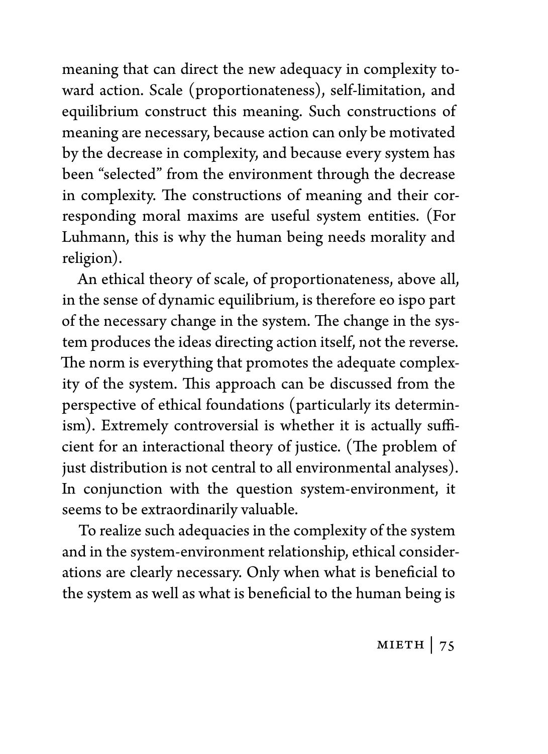meaning that can direct the new adequacy in complexity toward action. Scale (proportionateness), self-limitation, and equilibrium construct this meaning. Such constructions of meaning are necessary, because action can only be motivated by the decrease in complexity, and because every system has been "selected" from the environment through the decrease in complexity. The constructions of meaning and their corresponding moral maxims are useful system entities. (For Luhmann, this is why the human being needs morality and religion).

An ethical theory of scale, of proportionateness, above all, in the sense of dynamic equilibrium, is therefore eo ispo part of the necessary change in the system. The change in the system produces the ideas directing action itself, not the reverse. The norm is everything that promotes the adequate complexity of the system. This approach can be discussed from the perspective of ethical foundations (particularly its determinism). Extremely controversial is whether it is actually sufficient for an interactional theory of justice. (The problem of just distribution is not central to all environmental analyses). In conjunction with the question system-environment, it seems to be extraordinarily valuable.

To realize such adequacies in the complexity of the system and in the system-environment relationship, ethical considerations are clearly necessary. Only when what is beneficial to the system as well as what is beneficial to the human being is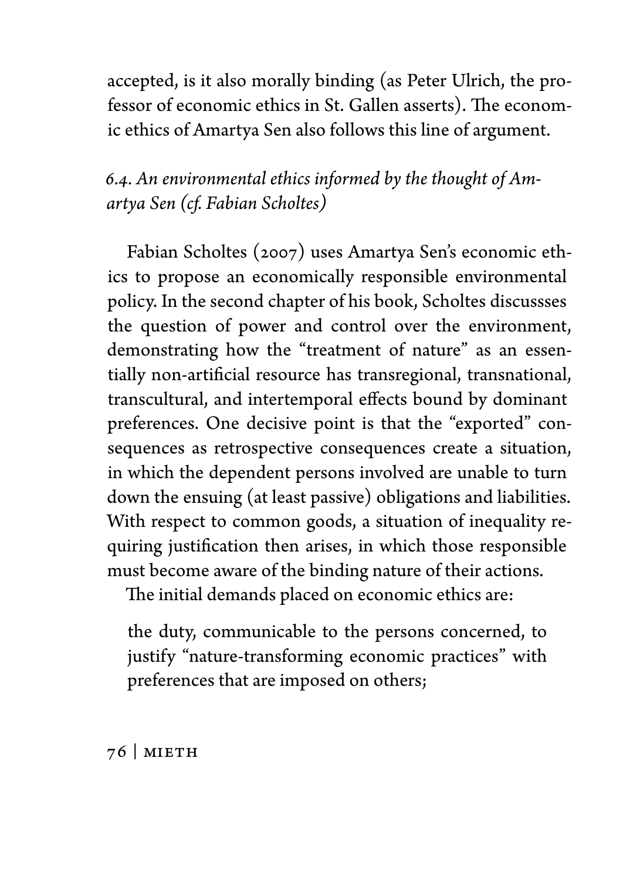accepted, is it also morally binding (as Peter Ulrich, the professor of economic ethics in St. Gallen asserts). The economic ethics of Amartya Sen also follows this line of argument.

### *6.4. An environmental ethics informed by the thought of Amartya Sen (cf. Fabian Scholtes)*

Fabian Scholtes (2007) uses Amartya Sen's economic ethics to propose an economically responsible environmental policy. In the second chapter of his book, Scholtes discussses the question of power and control over the environment, demonstrating how the "treatment of nature" as an essentially non-artificial resource has transregional, transnational, transcultural, and intertemporal effects bound by dominant preferences. One decisive point is that the "exported" consequences as retrospective consequences create a situation, in which the dependent persons involved are unable to turn down the ensuing (at least passive) obligations and liabilities. With respect to common goods, a situation of inequality requiring justification then arises, in which those responsible must become aware of the binding nature of their actions.

The initial demands placed on economic ethics are:

> the duty, communicable to the persons concerned, to justify "nature-transforming economic practices" with preferences that are imposed on others;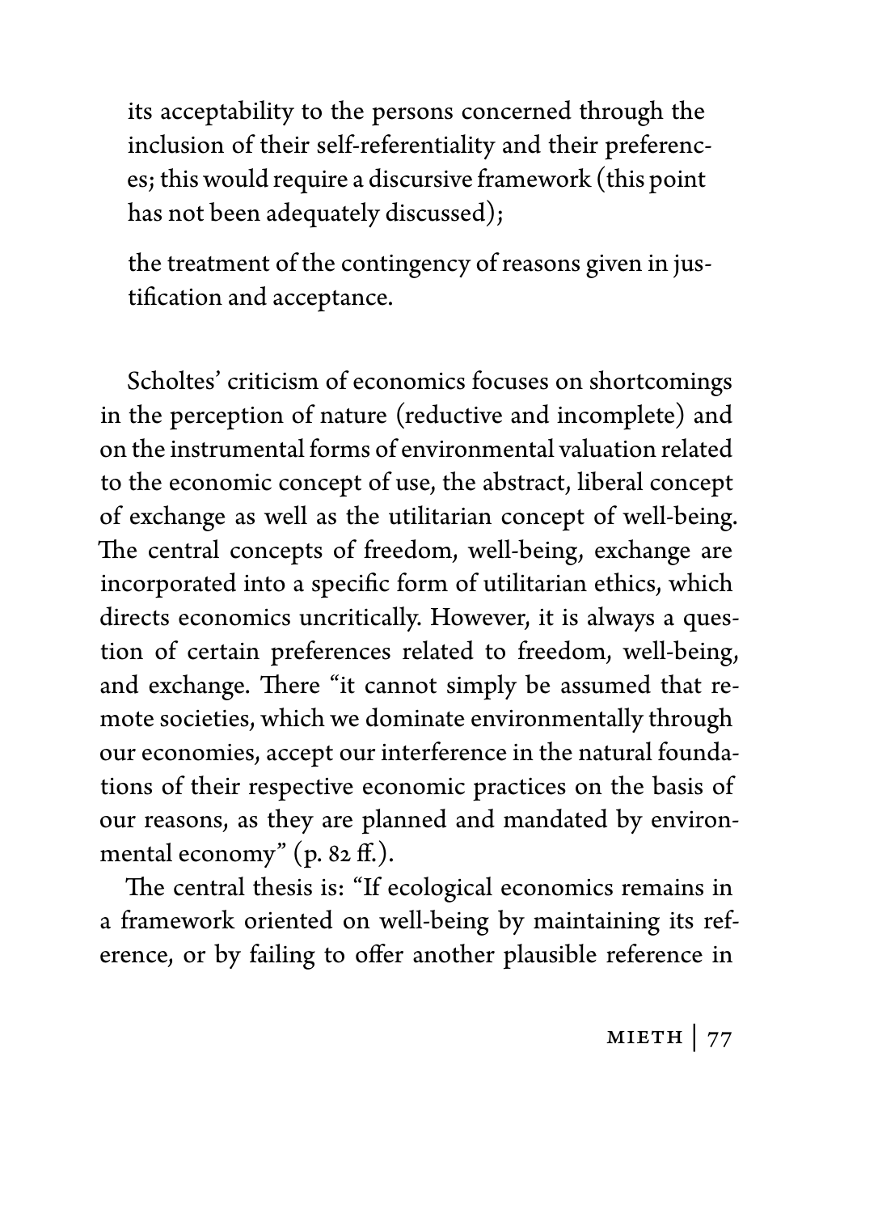its acceptability to the persons concerned through the inclusion of their self-referentiality and their preferences; this would require a discursive framework (this point has not been adequately discussed);

the treatment of the contingency of reasons given in justification and acceptance.

Scholtes' criticism of economics focuses on shortcomings in the perception of nature (reductive and incomplete) and on the instrumental forms of environmental valuation related to the economic concept of use, the abstract, liberal concept of exchange as well as the utilitarian concept of well-being. The central concepts of freedom, well-being, exchange are incorporated into a specific form of utilitarian ethics, which directs economics uncritically. However, it is always a question of certain preferences related to freedom, well-being, and exchange. There "it cannot simply be assumed that remote societies, which we dominate environmentally through our economies, accept our interference in the natural foundations of their respective economic practices on the basis of our reasons, as they are planned and mandated by environmental economy" (p. 82 ff.).

The central thesis is: "If ecological economics remains in a framework oriented on well-being by maintaining its reference, or by failing to offer another plausible reference in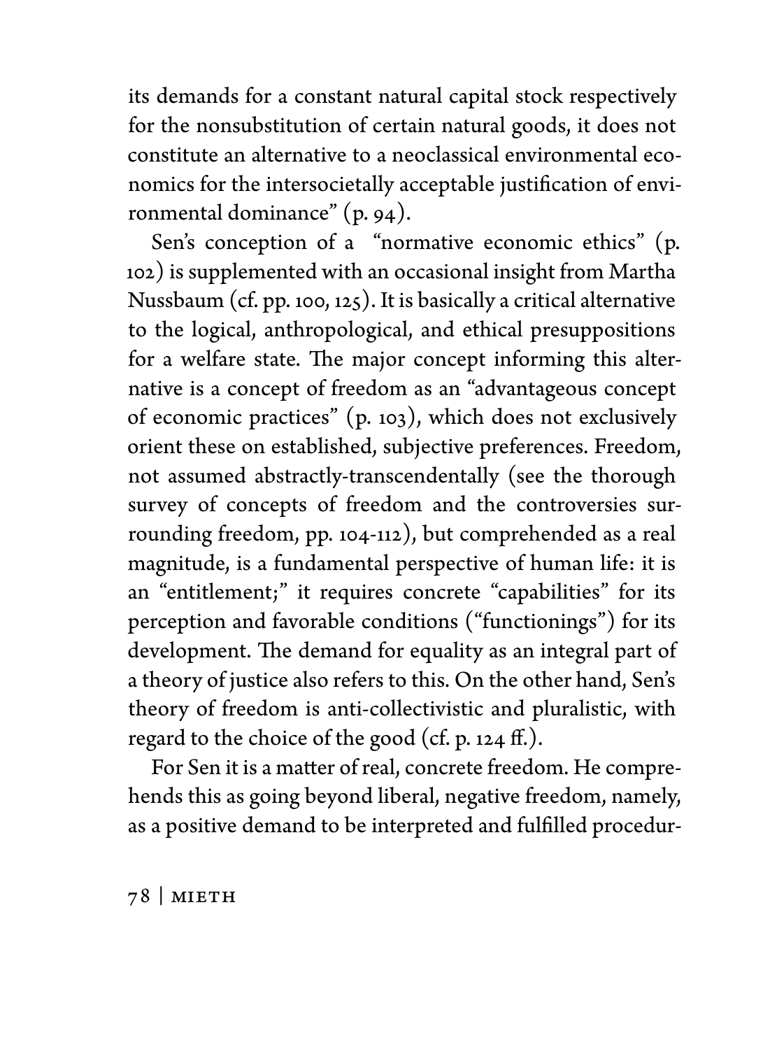its demands for a constant natural capital stock respectively for the nonsubstitution of certain natural goods, it does not constitute an alternative to a neoclassical environmental economics for the intersocietally acceptable justification of environmental dominance" (p. 94).

Sen's conception of a "normative economic ethics" (p. 102) is supplemented with an occasional insight from Martha Nussbaum (cf. pp. 100, 125). It is basically a critical alternative to the logical, anthropological, and ethical presuppositions for a welfare state. The major concept informing this alternative is a concept of freedom as an "advantageous concept of economic practices" (p. 103), which does not exclusively orient these on established, subjective preferences. Freedom, not assumed abstractly-transcendentally (see the thorough survey of concepts of freedom and the controversies surrounding freedom, pp. 104-112), but comprehended as a real magnitude, is a fundamental perspective of human life: it is an "entitlement;" it requires concrete "capabilities" for its perception and favorable conditions ("functionings") for its development. The demand for equality as an integral part of a theory of justice also refers to this. On the other hand, Sen's theory of freedom is anti-collectivistic and pluralistic, with regard to the choice of the good (cf. p. 124 ff.).

For Sen it is a matter of real, concrete freedom. He comprehends this as going beyond liberal, negative freedom, namely, as a positive demand to be interpreted and fulfilled procedur-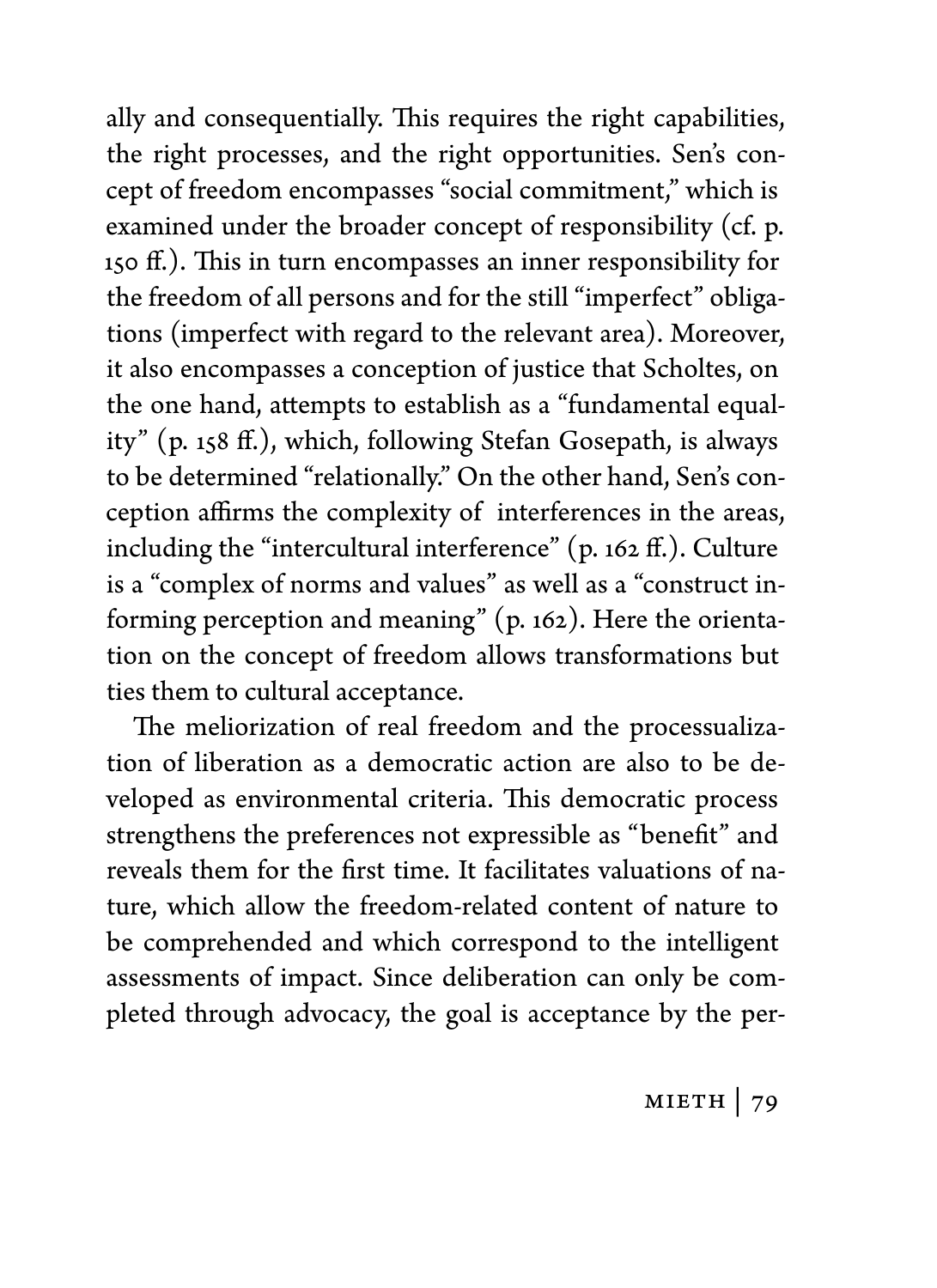ally and consequentially. This requires the right capabilities, the right processes, and the right opportunities. Sen's concept of freedom encompasses "social commitment," which is examined under the broader concept of responsibility (cf. p. 150 ff.). This in turn encompasses an inner responsibility for the freedom of all persons and for the still "imperfect" obligations (imperfect with regard to the relevant area). Moreover, it also encompasses a conception of justice that Scholtes, on the one hand, attempts to establish as a "fundamental equality" (p. 158 ff.), which, following Stefan Gosepath, is always to be determined "relationally." On the other hand, Sen's conception affirms the complexity of interferences in the areas, including the "intercultural interference" (p. 162 ff.). Culture is a "complex of norms and values" as well as a "construct informing perception and meaning" (p. 162). Here the orientation on the concept of freedom allows transformations but ties them to cultural acceptance.

The meliorization of real freedom and the processualization of liberation as a democratic action are also to be developed as environmental criteria. This democratic process strengthens the preferences not expressible as "benefit" and reveals them for the first time. It facilitates valuations of nature, which allow the freedom-related content of nature to be comprehended and which correspond to the intelligent assessments of impact. Since deliberation can only be completed through advocacy, the goal is acceptance by the per-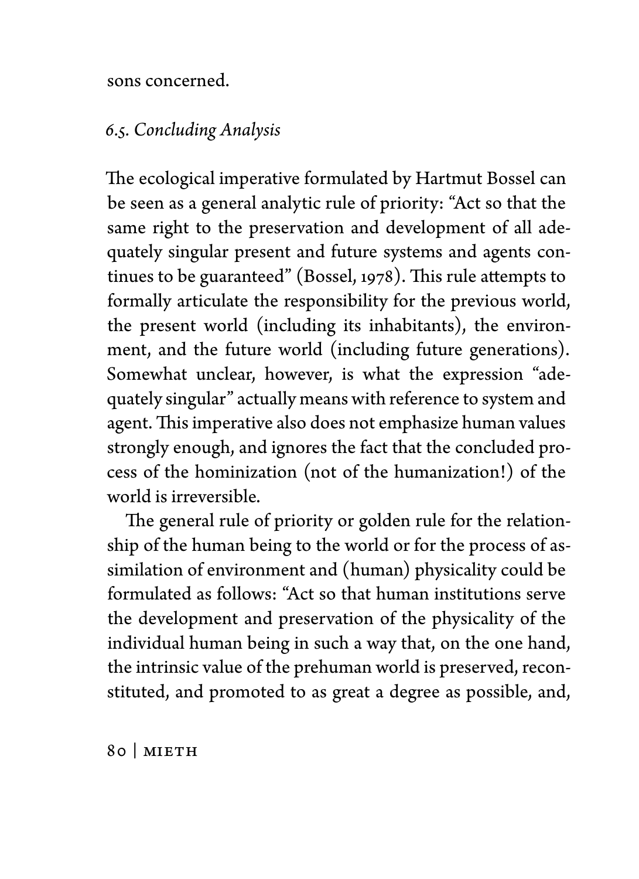sons concerned.

### *6.5. Concluding Analysis*

The ecological imperative formulated by Hartmut Bossel can be seen as a general analytic rule of priority: "Act so that the same right to the preservation and development of all adequately singular present and future systems and agents continues to be guaranteed" (Bossel, 1978). This rule attempts to formally articulate the responsibility for the previous world, the present world (including its inhabitants), the environment, and the future world (including future generations). Somewhat unclear, however, is what the expression "adequately singular" actually means with reference to system and agent. This imperative also does not emphasize human values strongly enough, and ignores the fact that the concluded process of the hominization (not of the humanization!) of the world is irreversible.

The general rule of priority or golden rule for the relationship of the human being to the world or for the process of assimilation of environment and (human) physicality could be formulated as follows: "Act so that human institutions serve the development and preservation of the physicality of the individual human being in such a way that, on the one hand, the intrinsic value of the prehuman world is preserved, reconstituted, and promoted to as great a degree as possible, and,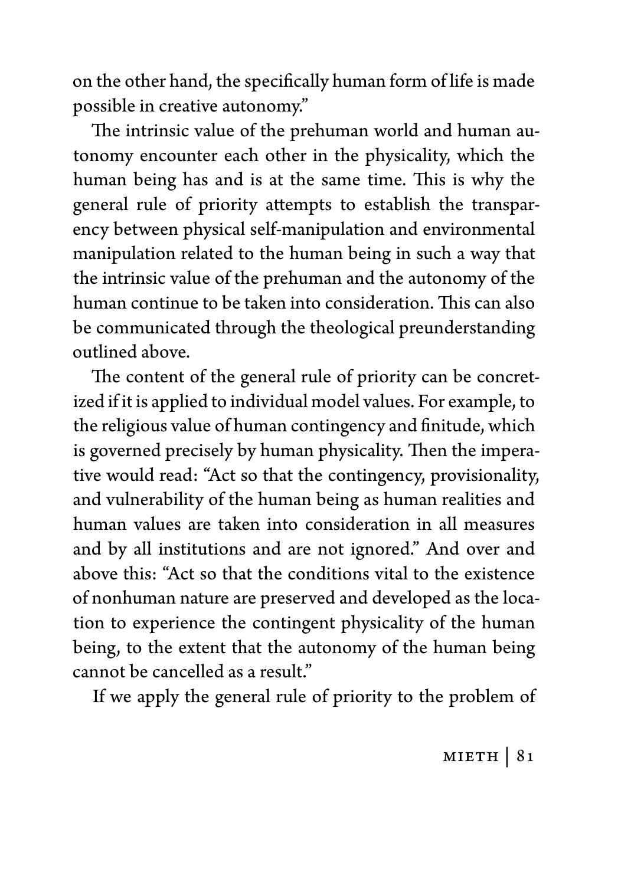on the other hand, the specifically human form of life is made possible in creative autonomy."

The intrinsic value of the prehuman world and human autonomy encounter each other in the physicality, which the human being has and is at the same time. This is why the general rule of priority attempts to establish the transparency between physical self-manipulation and environmental manipulation related to the human being in such a way that the intrinsic value of the prehuman and the autonomy of the human continue to be taken into consideration. This can also be communicated through the theological preunderstanding outlined above.

The content of the general rule of priority can be concretized if it is applied to individual model values. For example, to the religious value of human contingency and finitude, which is governed precisely by human physicality. Then the imperative would read: "Act so that the contingency, provisionality, and vulnerability of the human being as human realities and human values are taken into consideration in all measures and by all institutions and are not ignored." And over and above this: "Act so that the conditions vital to the existence of nonhuman nature are preserved and developed as the location to experience the contingent physicality of the human being, to the extent that the autonomy of the human being cannot be cancelled as a result."

If we apply the general rule of priority to the problem of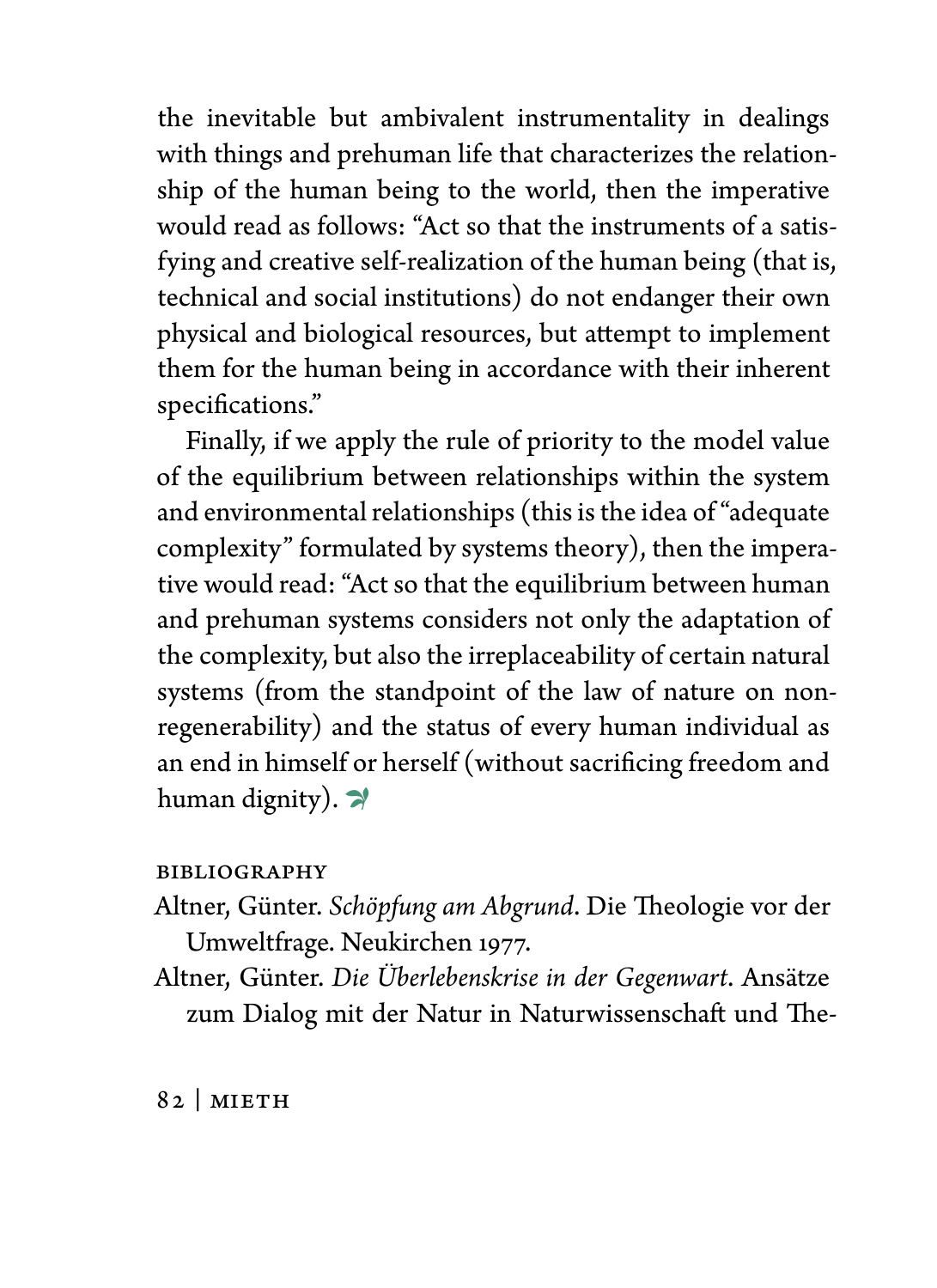the inevitable but ambivalent instrumentality in dealings with things and prehuman life that characterizes the relationship of the human being to the world, then the imperative would read as follows: "Act so that the instruments of a satisfying and creative self-realization of the human being (that is, technical and social institutions) do not endanger their own physical and biological resources, but attempt to implement them for the human being in accordance with their inherent specifications."

Finally, if we apply the rule of priority to the model value of the equilibrium between relationships within the system and environmental relationships (this is the idea of "adequate complexity" formulated by systems theory), then the imperative would read: "Act so that the equilibrium between human and prehuman systems considers not only the adaptation of the complexity, but also the irreplaceability of certain natural systems (from the standpoint of the law of nature on nonregenerability) and the status of every human individual as an end in himself or herself (without sacrificing freedom and human dignity).

## BIBLIOGRAPHY

Altner, Günter. *Schöpfung am Abgrund*. Die Theologie vor der Umweltfrage. Neukirchen 1977.

Altner, Günter. *Die Überlebenskrise in der Gegenwart*. Ansätze zum Dialog mit der Natur in Naturwissenschaft und The-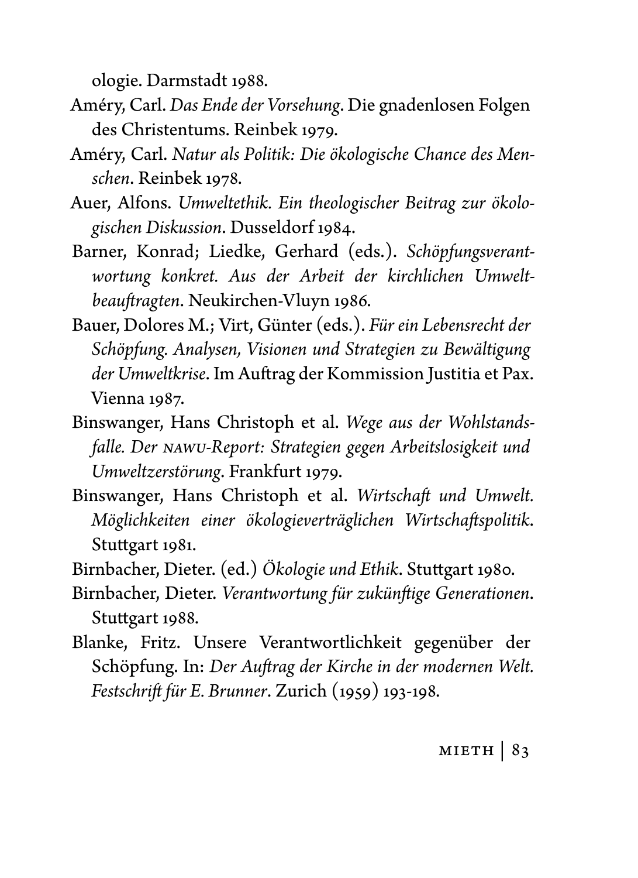ologie. Darmstadt 1988.

Améry, Carl. *Das Ende der Vorsehung*. Die gnadenlosen Folgen des Christentums. Reinbek 1979.

Améry, Carl. *Natur als Politik: Die ökologische Chance des Menschen*. Reinbek 1978.

Auer, Alfons. *Umweltethik. Ein theologischer Beitrag zur ökologischen Diskussion*. Dusseldorf 1984.

Barner, Konrad; Liedke, Gerhard (eds.). *Schöpfungsverantwortung konkret. Aus der Arbeit der kirchlichen Umweltbeauftragten*. Neukirchen-Vluyn 1986.

Bauer, Dolores M.; Virt, Günter (eds.). *Für ein Lebensrecht der Schöpfung. Analysen, Visionen und Strategien zu Bewältigung der Umweltkrise*. Im Auftrag der Kommission Justitia et Pax. Vienna 1987.

Binswanger, Hans Christoph et al. *Wege aus der Wohlstandsfalle. Der NAWU-Report: Strategien gegen Arbeitslosigkeit und Umweltzerstörung*. Frankfurt 1979.

Binswanger, Hans Christoph et al. *Wirtschaft und Umwelt. Möglichkeiten einer ökologieverträglichen Wirtschaftspolitik*. Stuttgart 1981.

Birnbacher, Dieter. (ed.) *Ökologie und Ethik*. Stuttgart 1980.

Birnbacher, Dieter. *Verantwortung für zukünftige Generationen*. Stuttgart 1988.

Blanke, Fritz. Unsere Verantwortlichkeit gegenüber der Schöpfung. In: *Der Auftrag der Kirche in der modernen Welt. Festschrift für E. Brunner*. Zurich (1959) 193-198.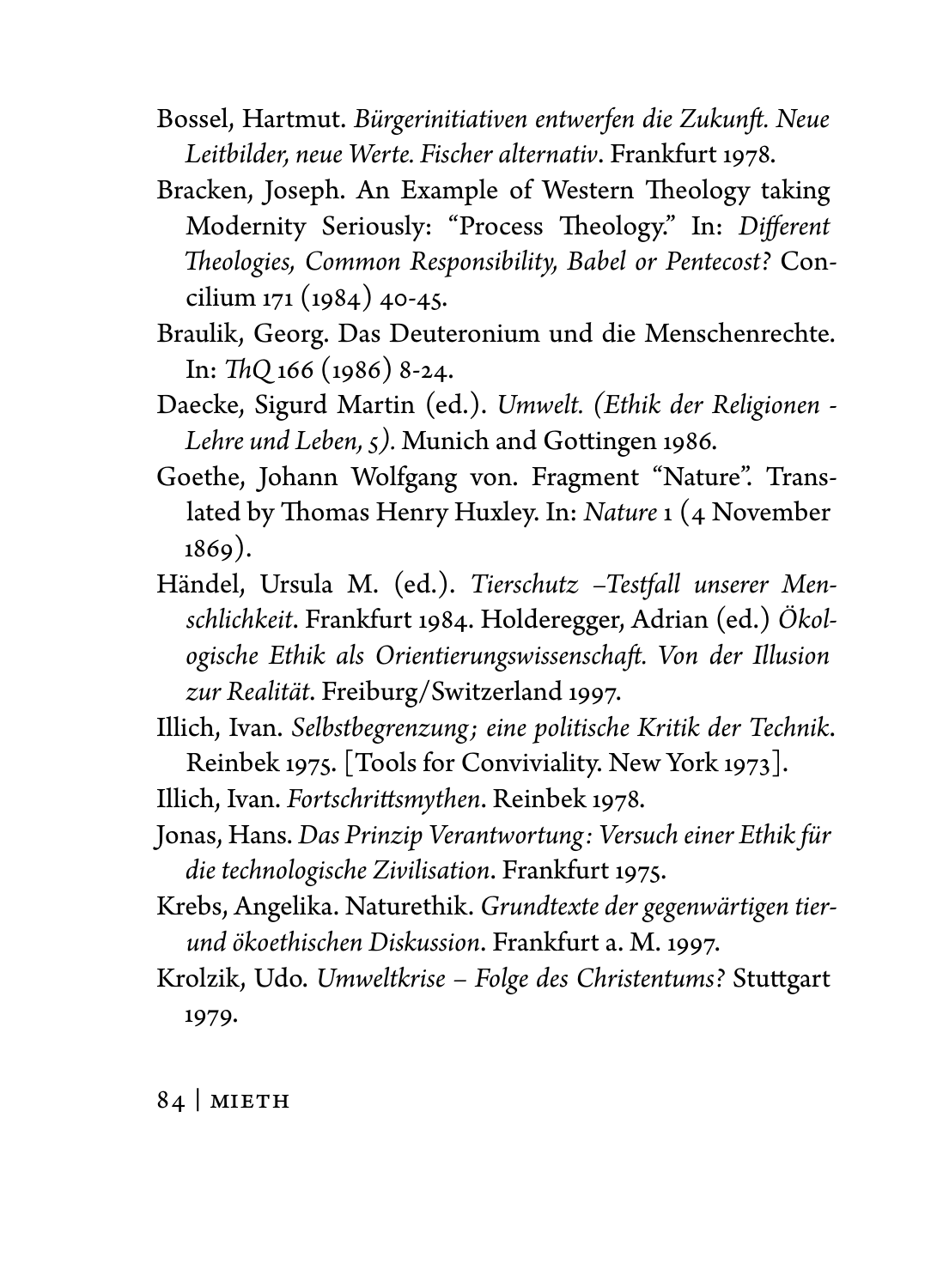Bossel, Hartmut. *Bürgerinitiativen entwerfen die Zukunft. Neue Leitbilder, neue Werte. Fischer alternativ*. Frankfurt 1978.

Bracken, Joseph. An Example of Western Theology taking Modernity Seriously: "Process Theology." In: *Different Theologies, Common Responsibility, Babel or Pentecost?* Concilium 171 (1984) 40-45.

Braulik, Georg. Das Deuteronium und die Menschenrechte. In: *ThQ* 166 (1986) 8-24.

Daecke, Sigurd Martin (ed.). *Umwelt. (Ethik der Religionen - Lehre und Leben, 5).* Munich and Gottingen 1986.

Goethe, Johann Wolfgang von. Fragment "Nature". Translated by Thomas Henry Huxley. In: *Nature* 1 (4 November 1869).

Händel, Ursula M. (ed.). *Tierschutz –Testfall unserer Menschlichkeit*. Frankfurt 1984. Holderegger, Adrian (ed.) *Ökologische Ethik als Orientierungswissenschaft. Von der Illusion zur Realität*. Freiburg/Switzerland 1997.

Illich, Ivan. *Selbstbegrenzung; eine politische Kritik der Technik*. Reinbek 1975. [Tools for Conviviality. New York 1973].

Illich, Ivan. *Fortschrittsmythen*. Reinbek 1978.

Jonas, Hans. *Das Prinzip Verantwortung: Versuch einer Ethik für die technologische Zivilisation*. Frankfurt 1975.

Krebs, Angelika. Naturethik. *Grundtexte der gegenwärtigen tier- und ökoethischen Diskussion*. Frankfurt a. M. 1997.

Krolzik, Udo. *Umweltkrise – Folge des Christentums?* Stuttgart 1979.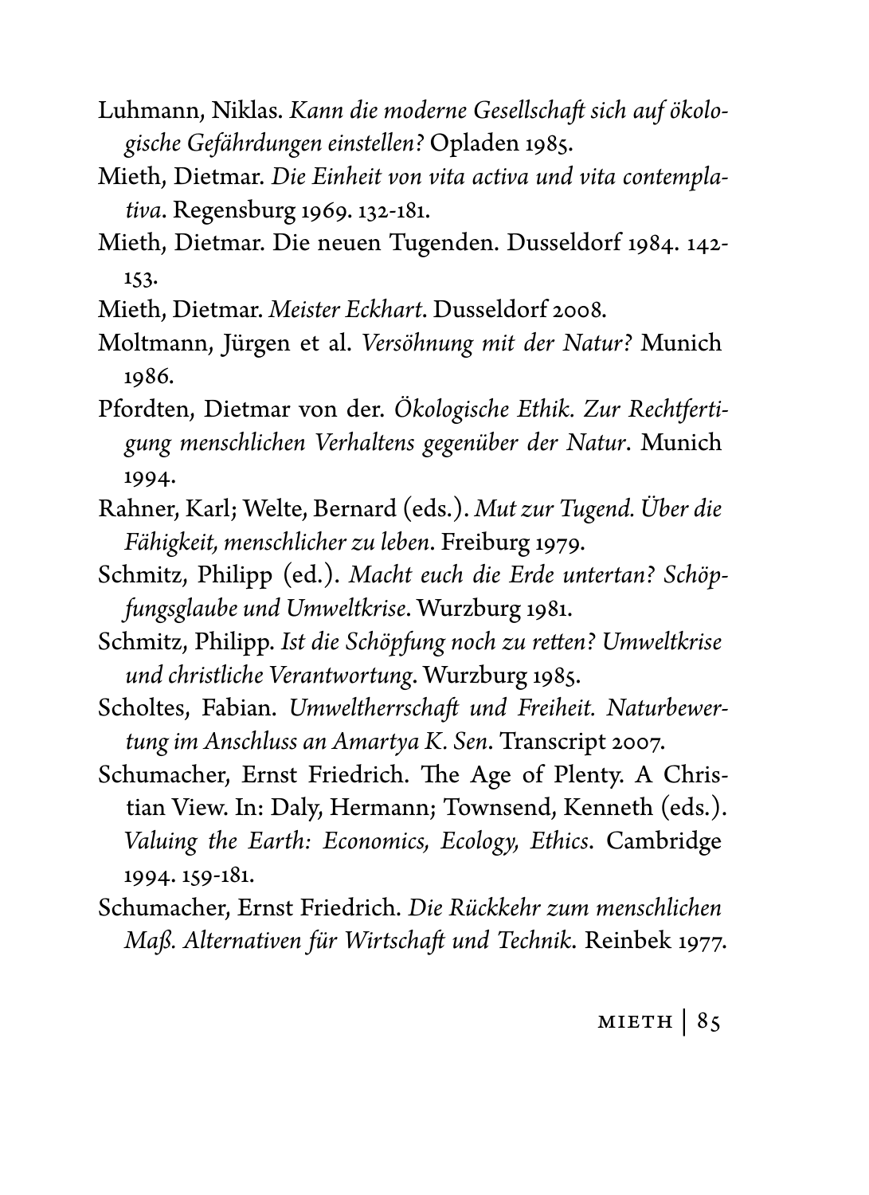Luhmann, Niklas. *Kann die moderne Gesellschaft sich auf ökologische Gefährdungen einstellen?* Opladen 1985.

Mieth, Dietmar. *Die Einheit von vita activa und vita contemplativa*. Regensburg 1969. 132-181.

Mieth, Dietmar. Die neuen Tugenden. Dusseldorf 1984. 142-153.

Mieth, Dietmar. *Meister Eckhart*. Dusseldorf 2008.

Moltmann, Jürgen et al. *Versöhnung mit der Natur?* Munich 1986.

Pfordten, Dietmar von der. *Ökologische Ethik. Zur Rechtfertigung menschlichen Verhaltens gegenüber der Natur*. Munich 1994.

Rahner, Karl; Welte, Bernard (eds.). *Mut zur Tugend. Über die Fähigkeit, menschlicher zu leben*. Freiburg 1979.

Schmitz, Philipp (ed.). *Macht euch die Erde untertan? Schöpfungsglaube und Umweltkrise*. Wurzburg 1981.

Schmitz, Philipp. *Ist die Schöpfung noch zu retten? Umweltkrise und christliche Verantwortung*. Wurzburg 1985.

Scholtes, Fabian. *Umweltherrschaft und Freiheit. Naturbewertung im Anschluss an Amartya K. Sen*. Transcript 2007.

Schumacher, Ernst Friedrich. The Age of Plenty. A Christian View. In: Daly, Hermann; Townsend, Kenneth (eds.). *Valuing the Earth: Economics, Ecology, Ethics*. Cambridge 1994. 159-181.

Schumacher, Ernst Friedrich. *Die Rückkehr zum menschlichen Maß. Alternativen für Wirtschaft und Technik*. Reinbek 1977.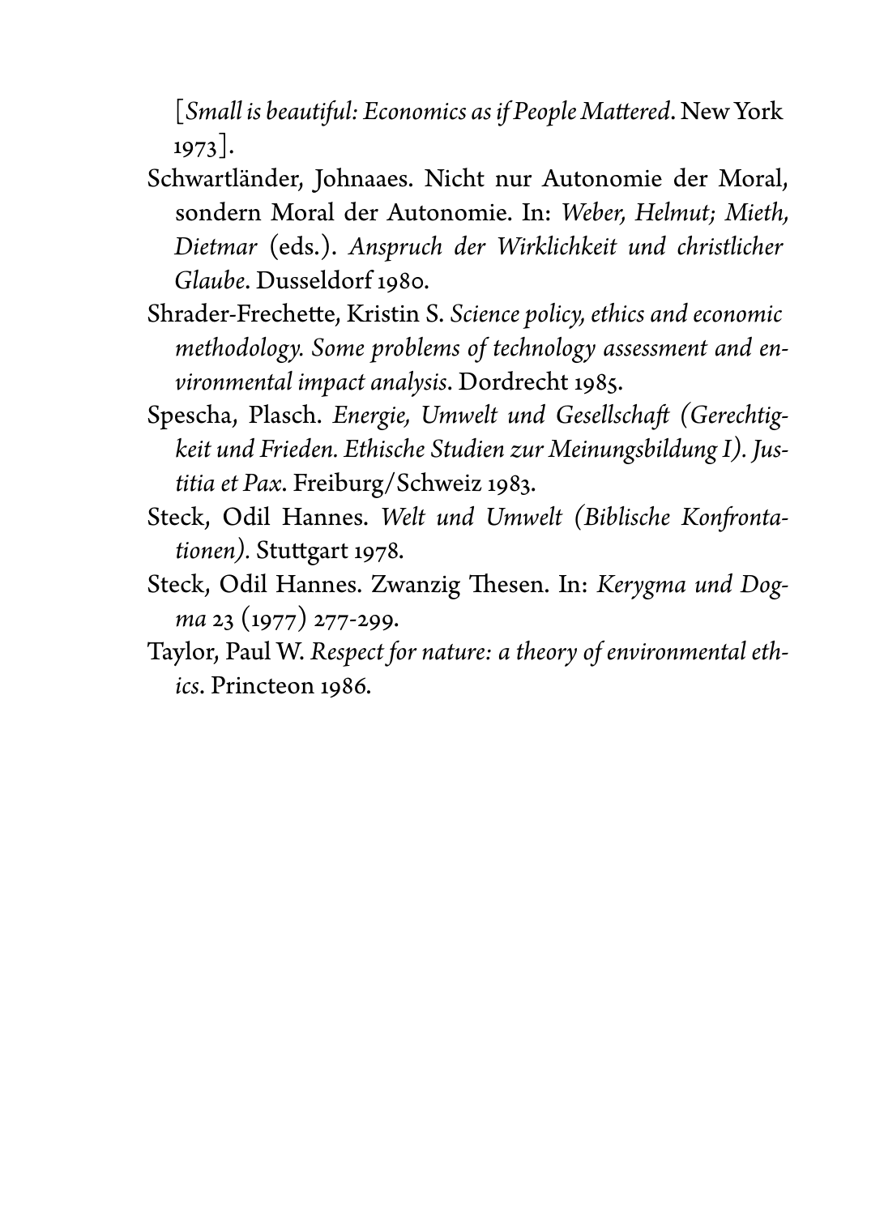[*Small is beautiful: Economics as if People Mattered*. New York 1973].

Schwartländer, Johnaaes. Nicht nur Autonomie der Moral, sondern Moral der Autonomie. In: *Weber, Helmut; Mieth, Dietmar* (eds.). *Anspruch der Wirklichkeit und christlicher Glaube*. Dusseldorf 1980.

Shrader-Frechette, Kristin S. *Science policy, ethics and economic methodology. Some problems of technology assessment and environmental impact analysis*. Dordrecht 1985.

Spescha, Plasch. *Energie, Umwelt und Gesellschaft (Gerechtigkeit und Frieden. Ethische Studien zur Meinungsbildung I). Justitia et Pax*. Freiburg/Schweiz 1983.

Steck, Odil Hannes. *Welt und Umwelt (Biblische Konfrontationen).* Stuttgart 1978.

Steck, Odil Hannes. Zwanzig Thesen. In: *Kerygma und Dogma* 23 (1977) 277-299.

Taylor, Paul W. *Respect for nature: a theory of environmental ethics*. Princteon 1986.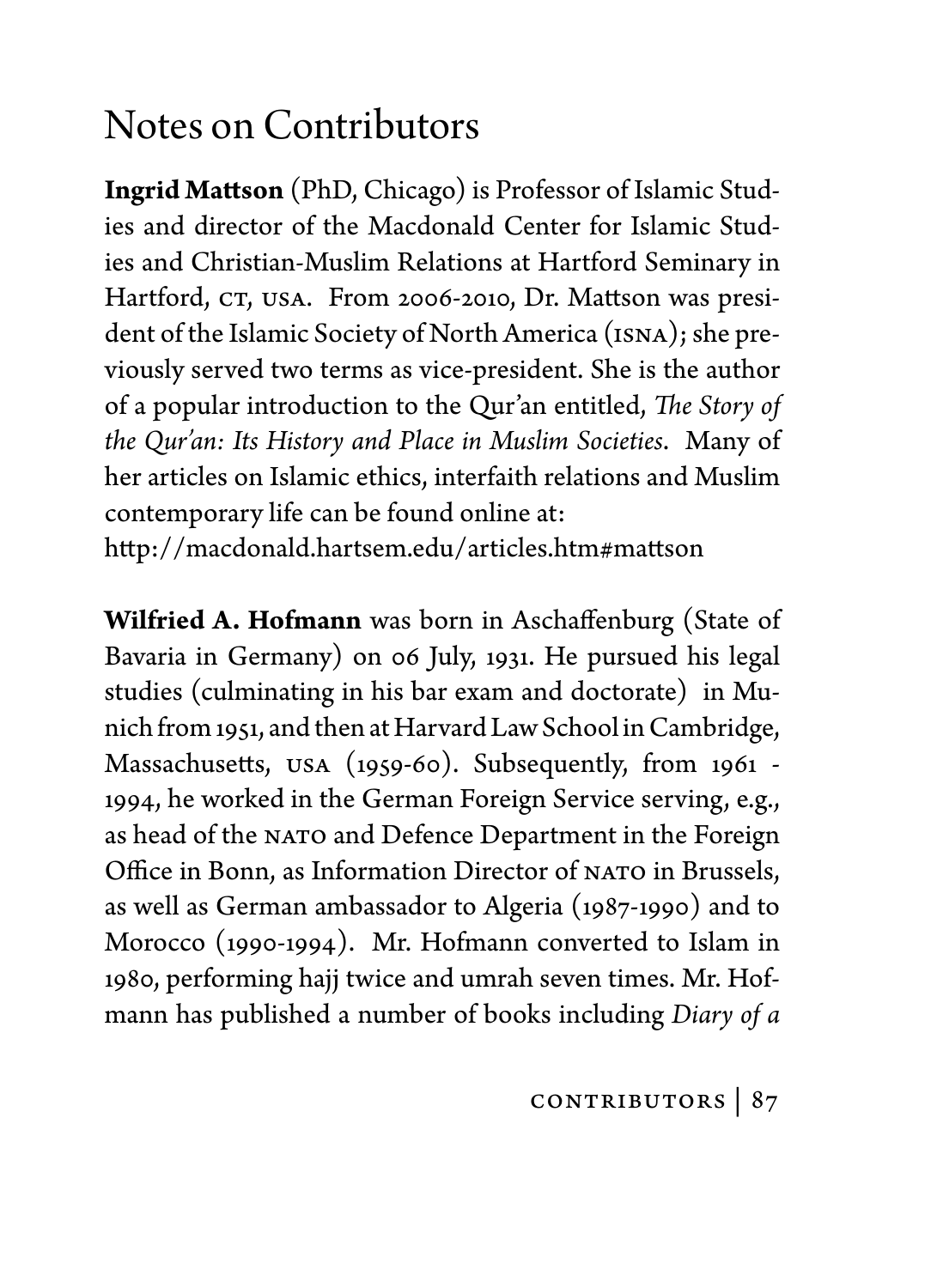# Notes on Contributors

**Ingrid Mattson** (PhD, Chicago) is Professor of Islamic Studies and director of the Macdonald Center for Islamic Studies and Christian-Muslim Relations at Hartford Seminary in Hartford, CT, USA. From 2006-2010, Dr. Mattson was president of the Islamic Society of North America (ISNA); she previously served two terms as vice-president. She is the author of a popular introduction to the Qur'an entitled, *The Story of the Qur'an: Its History and Place in Muslim Societies*. Many of her articles on Islamic ethics, interfaith relations and Muslim contemporary life can be found online at: http://macdonald.hartsem.edu/articles.htm#mattson

**Wilfried A. Hofmann** was born in Aschaffenburg (State of Bavaria in Germany) on 06 July, 1931. He pursued his legal studies (culminating in his bar exam and doctorate) in Munich from 1951, and then at Harvard Law School in Cambridge, Massachusetts, USA (1959-60). Subsequently, from 1961 - 1994, he worked in the German Foreign Service serving, e.g., as head of the NATO and Defence Department in the Foreign Office in Bonn, as Information Director of NATO in Brussels, as well as German ambassador to Algeria (1987-1990) and to Morocco (1990-1994). Mr. Hofmann converted to Islam in 1980, performing hajj twice and umrah seven times. Mr. Hofmann has published a number of books including *Diary of a*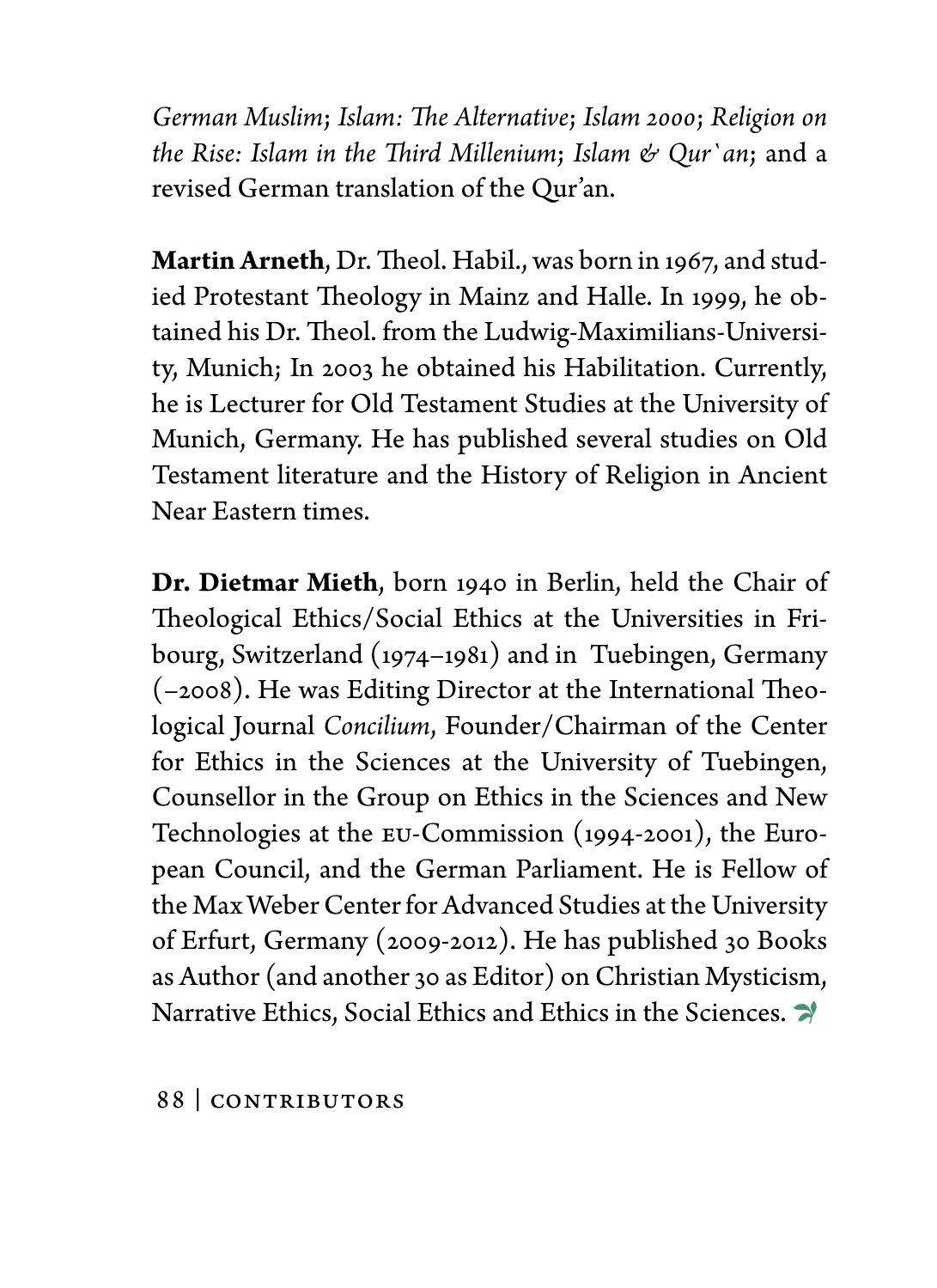*German Muslim*; *Islam: The Alternative*; *Islam 2000*; *Religion on the Rise: Islam in the Third Millenium*; *Islam & Qur`an*; and a revised German translation of the Qur'an.

**Martin Arneth**, Dr. Theol. Habil., was born in 1967, and studied Protestant Theology in Mainz and Halle. In 1999, he obtained his Dr. Theol. from the Ludwig-Maximilians-University, Munich; In 2003 he obtained his Habilitation. Currently, he is Lecturer for Old Testament Studies at the University of Munich, Germany. He has published several studies on Old Testament literature and the History of Religion in Ancient Near Eastern times.

**Dr. Dietmar Mieth**, born 1940 in Berlin, held the Chair of Theological Ethics/Social Ethics at the Universities in Fribourg, Switzerland (1974–1981) and in Tuebingen, Germany (–2008). He was Editing Director at the International Theological Journal *Concilium*, Founder/Chairman of the Center for Ethics in the Sciences at the University of Tuebingen, Counsellor in the Group on Ethics in the Sciences and New Technologies at the EU-Commission (1994-2001), the European Council, and the German Parliament. He is Fellow of the Max Weber Center for Advanced Studies at the University of Erfurt, Germany (2009-2012). He has published 30 Books as Author (and another 30 as Editor) on Christian Mysticism, Narrative Ethics, Social Ethics and Ethics in the Sciences.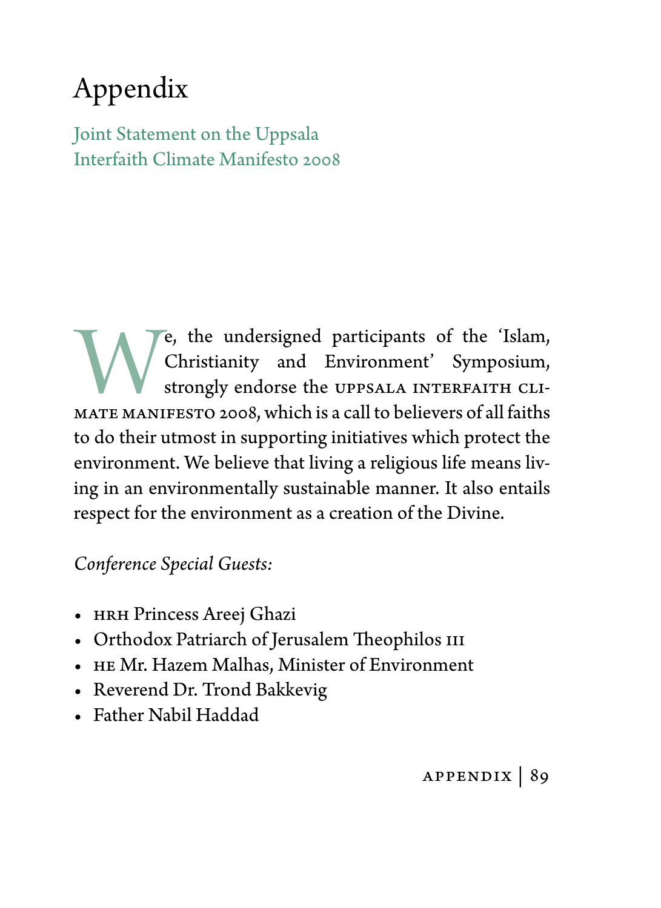# Appendix

## Joint Statement on the Uppsala Interfaith Climate Manifesto 2008

We, the undersigned participants of the 'Islam, Christianity and Environment' Symposium, strongly endorse the UPPSALA INTERFAITH CLIMATE MANIFESTO 2008, which is a call to believers of all faiths to do their utmost in supporting initiatives which protect the environment. We believe that living a religious life means living in an environmentally sustainable manner. It also entails respect for the environment as a creation of the Divine.

*Conference Special Guests:*

- HRH Princess Areej Ghazi
- Orthodox Patriarch of Jerusalem Theophilos III
- HE Mr. Hazem Malhas, Minister of Environment
- Reverend Dr. Trond Bakkevig
- Father Nabil Haddad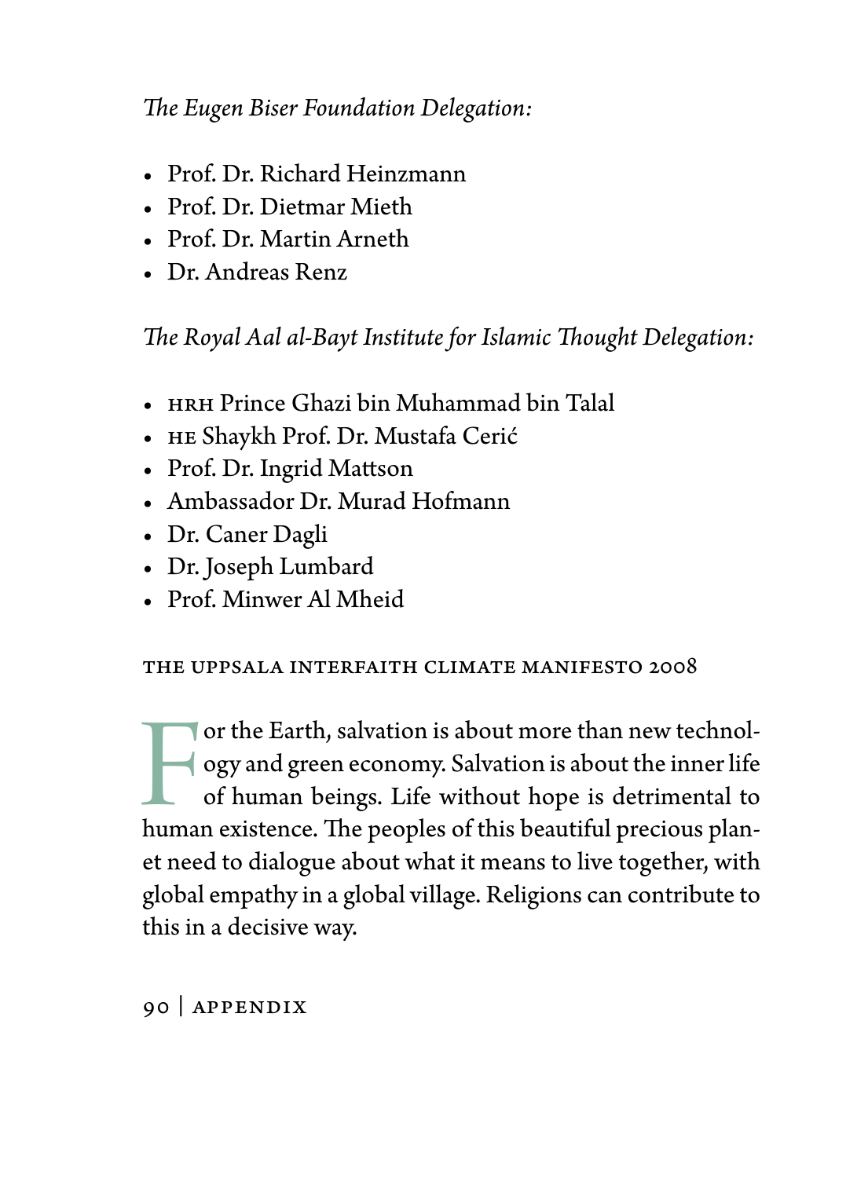*The Eugen Biser Foundation Delegation:*

- Prof. Dr. Richard Heinzmann
- Prof. Dr. Dietmar Mieth
- Prof. Dr. Martin Arneth
- Dr. Andreas Renz

*The Royal Aal al-Bayt Institute for Islamic Thought Delegation:*

- HRH Prince Ghazi bin Muhammad bin Talal
- HE Shaykh Prof. Dr. Mustafa Cerić
- Prof. Dr. Ingrid Mattson
- Ambassador Dr. Murad Hofmann
- Dr. Caner Dagli
- Dr. Joseph Lumbard
- Prof. Minwer Al Mheid

## THE UPPSALA INTERFAITH CLIMATE MANIFESTO 2008

For the Earth, salvation is about more than new technology and green economy. Salvation is about the inner life of human beings. Life without hope is detrimental to human existence. The peoples of this beautiful precious planet need to dialogue about what it means to live together, with global empathy in a global village. Religions can contribute to this in a decisive way.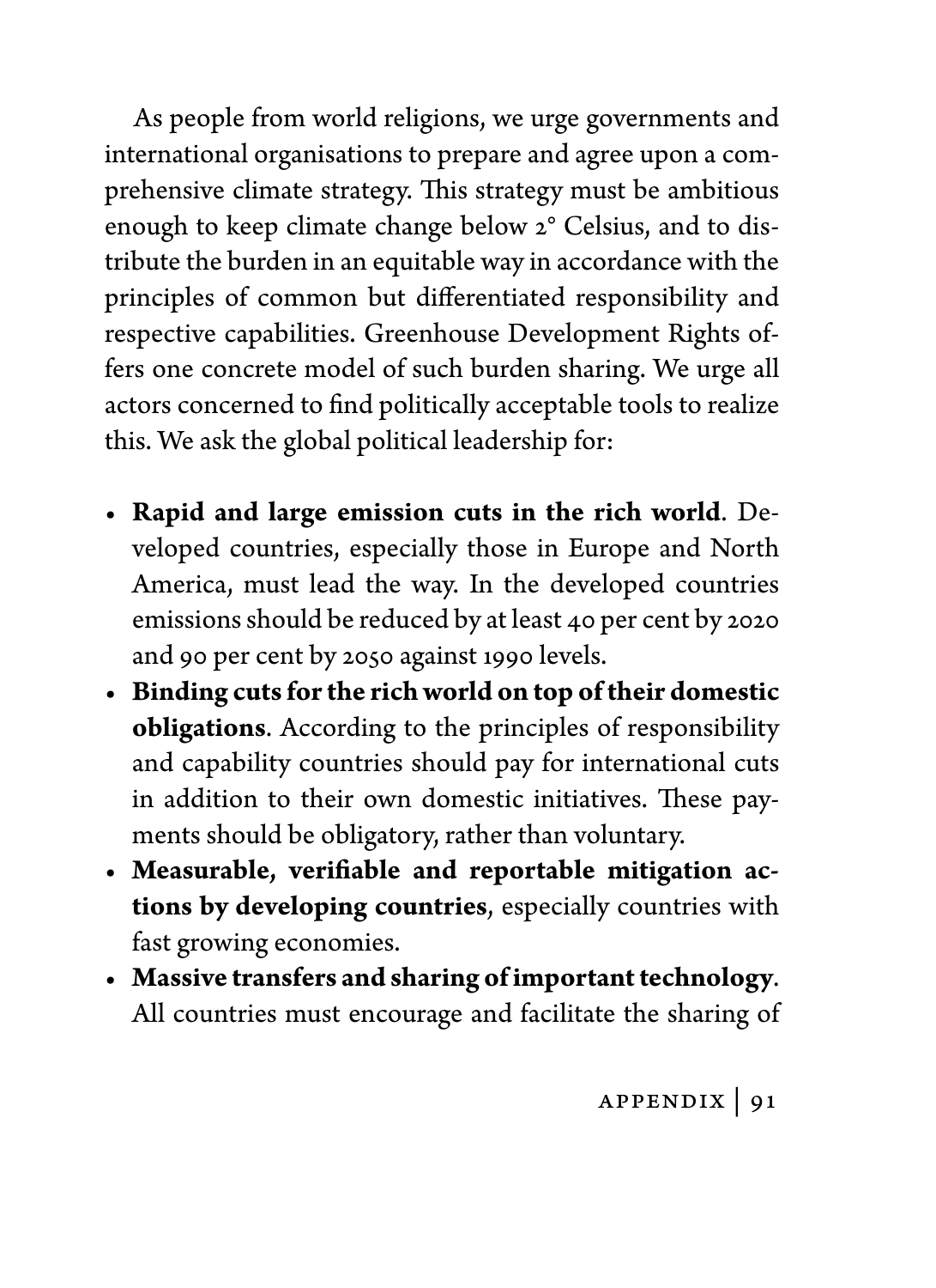As people from world religions, we urge governments and international organisations to prepare and agree upon a comprehensive climate strategy. This strategy must be ambitious enough to keep climate change below 2° Celsius, and to distribute the burden in an equitable way in accordance with the principles of common but differentiated responsibility and respective capabilities. Greenhouse Development Rights offers one concrete model of such burden sharing. We urge all actors concerned to find politically acceptable tools to realize this. We ask the global political leadership for:

- **Rapid and large emission cuts in the rich world**. Developed countries, especially those in Europe and North America, must lead the way. In the developed countries emissions should be reduced by at least 40 per cent by 2020 and 90 per cent by 2050 against 1990 levels.
- **Binding cuts for the rich world on top of their domestic obligations**. According to the principles of responsibility and capability countries should pay for international cuts in addition to their own domestic initiatives. These payments should be obligatory, rather than voluntary.
- **Measurable, verifiable and reportable mitigation actions by developing countries**, especially countries with fast growing economies.
- **Massive transfers and sharing of important technology**. All countries must encourage and facilitate the sharing of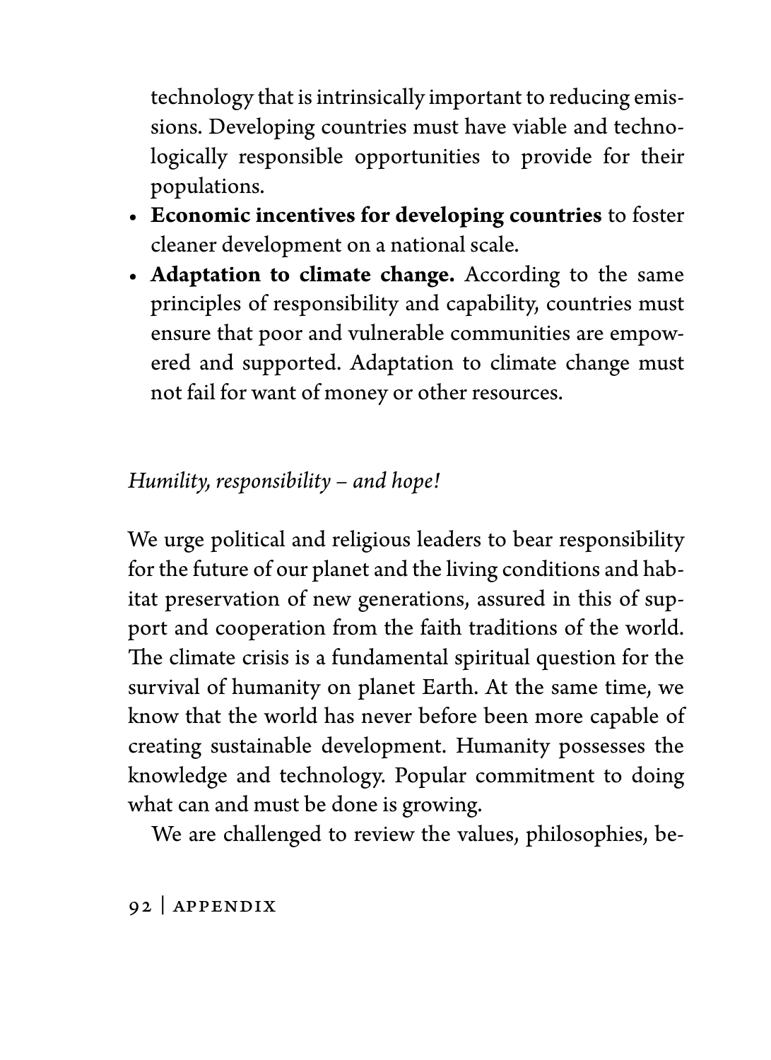technology that is intrinsically important to reducing emissions. Developing countries must have viable and technologically responsible opportunities to provide for their populations.

- **Economic incentives for developing countries** to foster cleaner development on a national scale.
- **Adaptation to climate change.** According to the same principles of responsibility and capability, countries must ensure that poor and vulnerable communities are empowered and supported. Adaptation to climate change must not fail for want of money or other resources.

*Humility, responsibility – and hope!*

We urge political and religious leaders to bear responsibility for the future of our planet and the living conditions and habitat preservation of new generations, assured in this of support and cooperation from the faith traditions of the world. The climate crisis is a fundamental spiritual question for the survival of humanity on planet Earth. At the same time, we know that the world has never before been more capable of creating sustainable development. Humanity possesses the knowledge and technology. Popular commitment to doing what can and must be done is growing.

We are challenged to review the values, philosophies, be-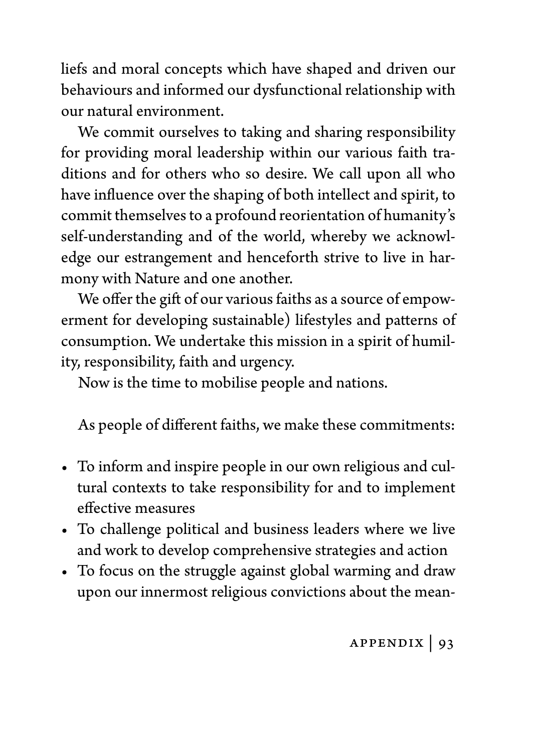liefs and moral concepts which have shaped and driven our behaviours and informed our dysfunctional relationship with our natural environment.

We commit ourselves to taking and sharing responsibility for providing moral leadership within our various faith traditions and for others who so desire. We call upon all who have influence over the shaping of both intellect and spirit, to commit themselves to a profound reorientation of humanity's self-understanding and of the world, whereby we acknowledge our estrangement and henceforth strive to live in harmony with Nature and one another.

We offer the gift of our various faiths as a source of empowerment for developing sustainable) lifestyles and patterns of consumption. We undertake this mission in a spirit of humility, responsibility, faith and urgency.

Now is the time to mobilise people and nations.

As people of different faiths, we make these commitments:

- To inform and inspire people in our own religious and cultural contexts to take responsibility for and to implement effective measures
- To challenge political and business leaders where we live and work to develop comprehensive strategies and action
- To focus on the struggle against global warming and draw upon our innermost religious convictions about the mean-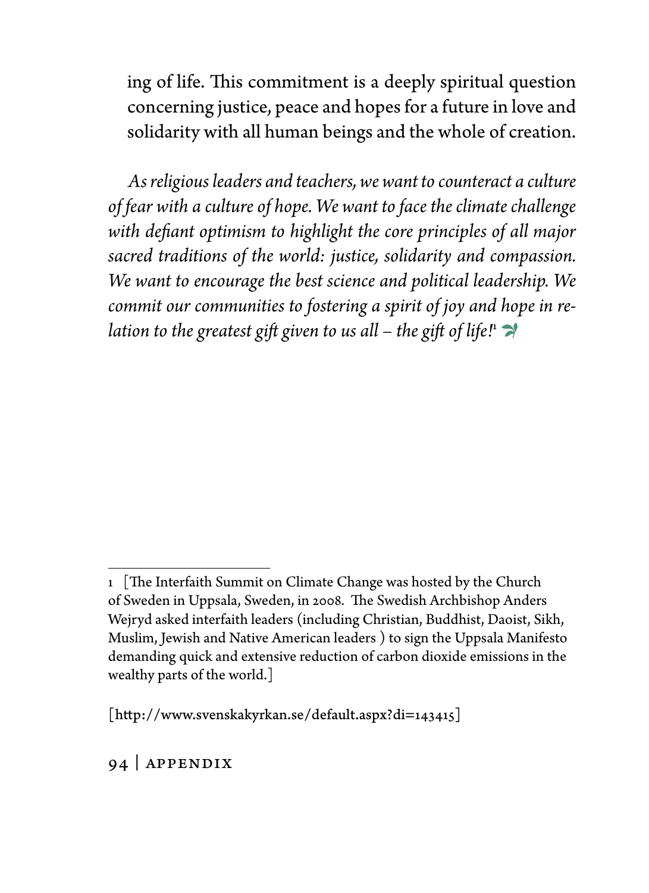ing of life. This commitment is a deeply spiritual question concerning justice, peace and hopes for a future in love and solidarity with all human beings and the whole of creation.

*As religious leaders and teachers, we want to counteract a culture of fear with a culture of hope. We want to face the climate challenge with defiant optimism to highlight the core principles of all major sacred traditions of the world: justice, solidarity and compassion. We want to encourage the best science and political leadership. We commit our communities to fostering a spirit of joy and hope in relation to the greatest gift given to us all – the gift of life!*[1]

---

1 [The Interfaith Summit on Climate Change was hosted by the Church of Sweden in Uppsala, Sweden, in 2008. The Swedish Archbishop Anders Wejryd asked interfaith leaders (including Christian, Buddhist, Daoist, Sikh, Muslim, Jewish and Native American leaders ) to sign the Uppsala Manifesto demanding quick and extensive reduction of carbon dioxide emissions in the wealthy parts of the world.]

[http://www.svenskakyrkan.se/default.aspx?di=143415]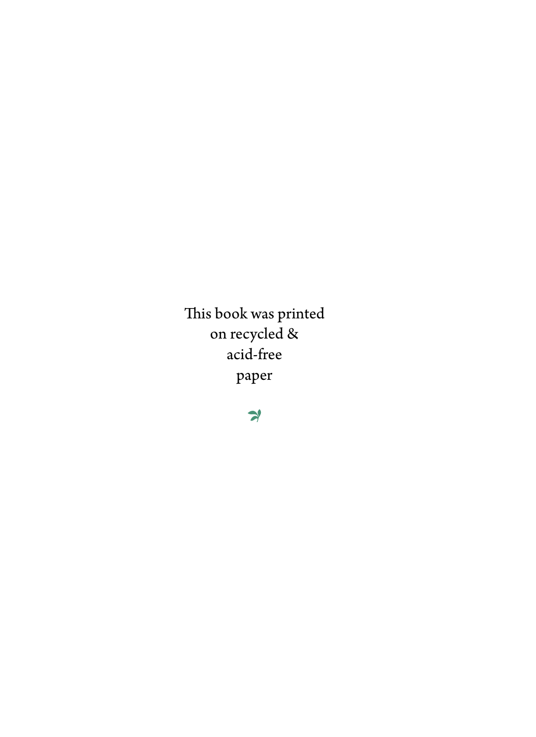This book was printed
on recycled &
acid-free
paper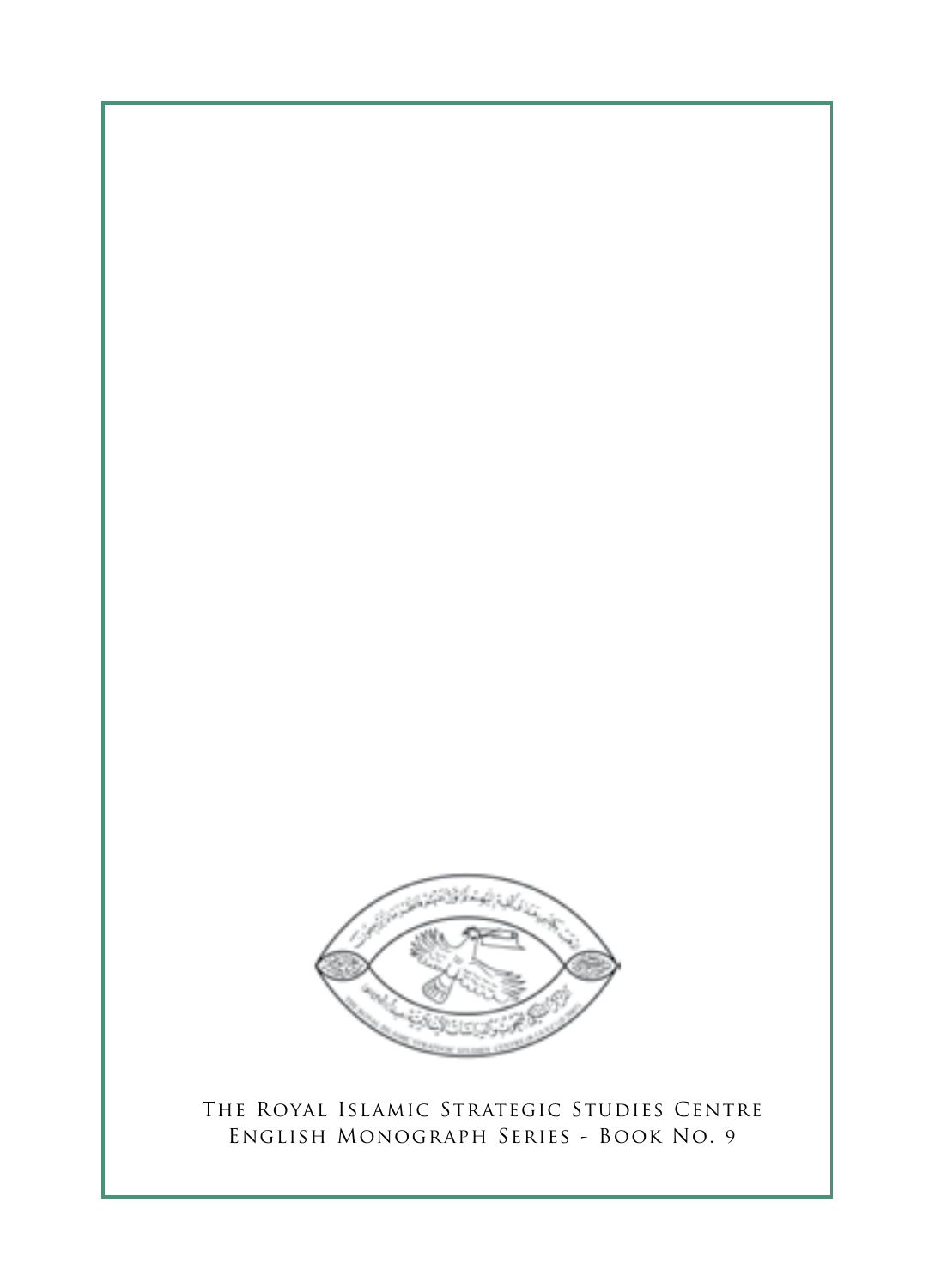The Royal Islamic Strategic Studies Centre
English Monograph Series - Book No. 9